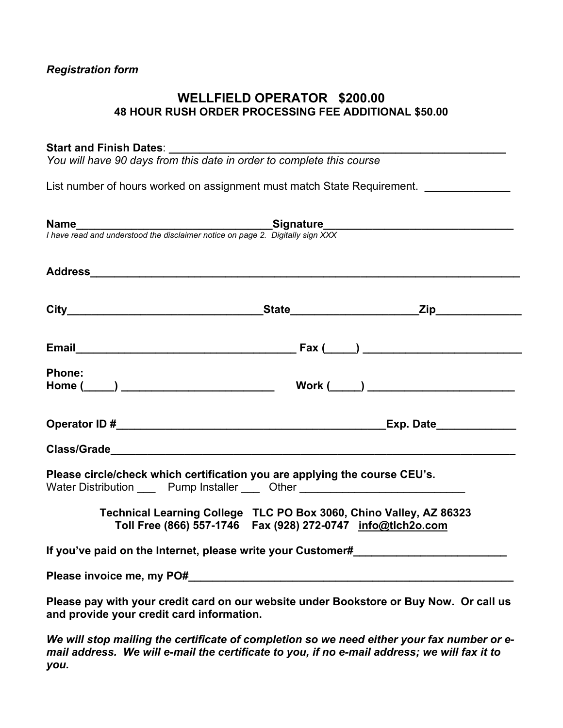*Registration form*

# WELLFIELD OPERATOR $200.00

**48 HOUR RUSH ORDER PROCESSING FEE ADDITIONAL $50.00**

**Start and Finish Dates**: ________________________________________________________

*You will have 90 days from this date in order to complete this course*

List number of hours worked on assignment must match State Requirement. **______________**

**Name**________________________________**Signature**______________________________

*I have read and understood the disclaimer notice on page 2. Digitally sign XXX*

**Address**________________________________________________________________________

**City**________________________________**State**____________________**Zip**_____________

**Email**____________________________________ **Fax (_____)** __________________________

**Phone:**

**Home (_____)** _________________________ **Work (_____)** ________________________

**Operator ID #**_____________________________________________**Exp. Date**_____________

**Class/Grade**_____________________________________________________________________

**Please circle/check which certification you are applying the course CEU's.**

Water Distribution ___ Pump Installer ___ Other ____________________________

**Technical Learning College TLC PO Box 3060, Chino Valley, AZ 86323**

**Toll Free (866) 557-1746 Fax (928) 272-0747 info@tlch2o.com**

**If you've paid on the Internet, please write your Customer#_________________________**

**Please invoice me, my PO#________________________________________________________**

**Please pay with your credit card on our website under Bookstore or Buy Now. Or call us and provide your credit card information.**

***We will stop mailing the certificate of completion so we need either your fax number or e-mail address. We will e-mail the certificate to you, if no e-mail address; we will fax it to you.***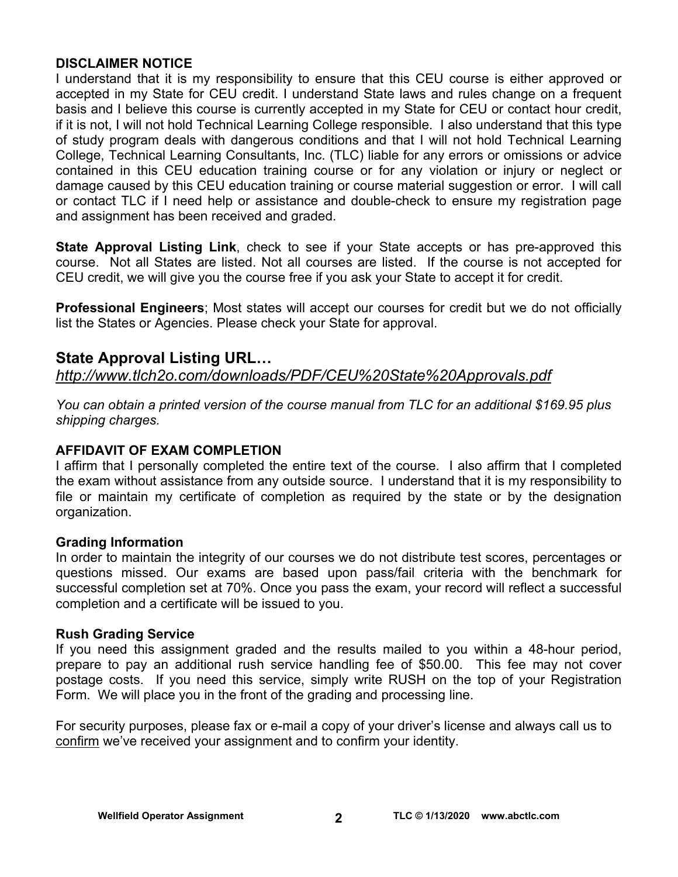**DISCLAIMER NOTICE**

I understand that it is my responsibility to ensure that this CEU course is either approved or accepted in my State for CEU credit. I understand State laws and rules change on a frequent basis and I believe this course is currently accepted in my State for CEU or contact hour credit, if it is not, I will not hold Technical Learning College responsible. I also understand that this type of study program deals with dangerous conditions and that I will not hold Technical Learning College, Technical Learning Consultants, Inc. (TLC) liable for any errors or omissions or advice contained in this CEU education training course or for any violation or injury or neglect or damage caused by this CEU education training or course material suggestion or error. I will call or contact TLC if I need help or assistance and double-check to ensure my registration page and assignment has been received and graded.

**State Approval Listing Link**, check to see if your State accepts or has pre-approved this course. Not all States are listed. Not all courses are listed. If the course is not accepted for CEU credit, we will give you the course free if you ask your State to accept it for credit.

**Professional Engineers**; Most states will accept our courses for credit but we do not officially list the States or Agencies. Please check your State for approval.

## State Approval Listing URL…

*http://www.tlch2o.com/downloads/PDF/CEU%20State%20Approvals.pdf*

*You can obtain a printed version of the course manual from TLC for an additional $169.95 plus shipping charges.*

**AFFIDAVIT OF EXAM COMPLETION**

I affirm that I personally completed the entire text of the course. I also affirm that I completed the exam without assistance from any outside source. I understand that it is my responsibility to file or maintain my certificate of completion as required by the state or by the designation organization.

**Grading Information**

In order to maintain the integrity of our courses we do not distribute test scores, percentages or questions missed. Our exams are based upon pass/fail criteria with the benchmark for successful completion set at 70%. Once you pass the exam, your record will reflect a successful completion and a certificate will be issued to you.

**Rush Grading Service**

If you need this assignment graded and the results mailed to you within a 48-hour period, prepare to pay an additional rush service handling fee of $50.00. This fee may not cover postage costs. If you need this service, simply write RUSH on the top of your Registration Form. We will place you in the front of the grading and processing line.

For security purposes, please fax or e-mail a copy of your driver's license and always call us to confirm we've received your assignment and to confirm your identity.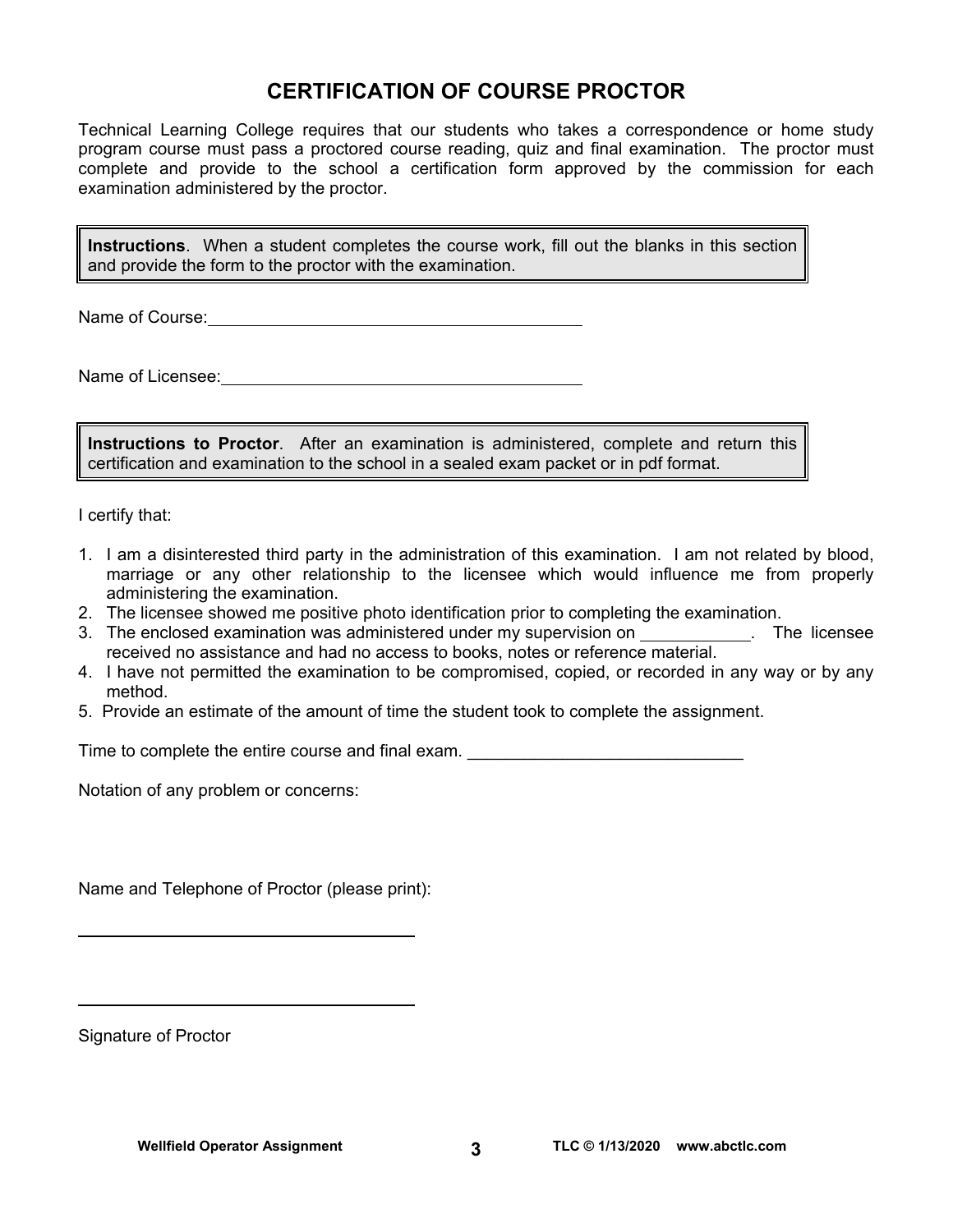# CERTIFICATION OF COURSE PROCTOR

Technical Learning College requires that our students who takes a correspondence or home study program course must pass a proctored course reading, quiz and final examination. The proctor must complete and provide to the school a certification form approved by the commission for each examination administered by the proctor.

> **Instructions**. When a student completes the course work, fill out the blanks in this section and provide the form to the proctor with the examination.

Name of Course: ________________________________________

Name of Licensee: ________________________________________

> **Instructions to Proctor**. After an examination is administered, complete and return this certification and examination to the school in a sealed exam packet or in pdf format.

I certify that:

1. I am a disinterested third party in the administration of this examination. I am not related by blood, marriage or any other relationship to the licensee which would influence me from properly administering the examination.
2. The licensee showed me positive photo identification prior to completing the examination.
3. The enclosed examination was administered under my supervision on ____________. The licensee received no assistance and had no access to books, notes or reference material.
4. I have not permitted the examination to be compromised, copied, or recorded in any way or by any method.
5. Provide an estimate of the amount of time the student took to complete the assignment.

Time to complete the entire course and final exam. ______________________________

Notation of any problem or concerns:

Name and Telephone of Proctor (please print):

________________________________________

________________________________________

Signature of Proctor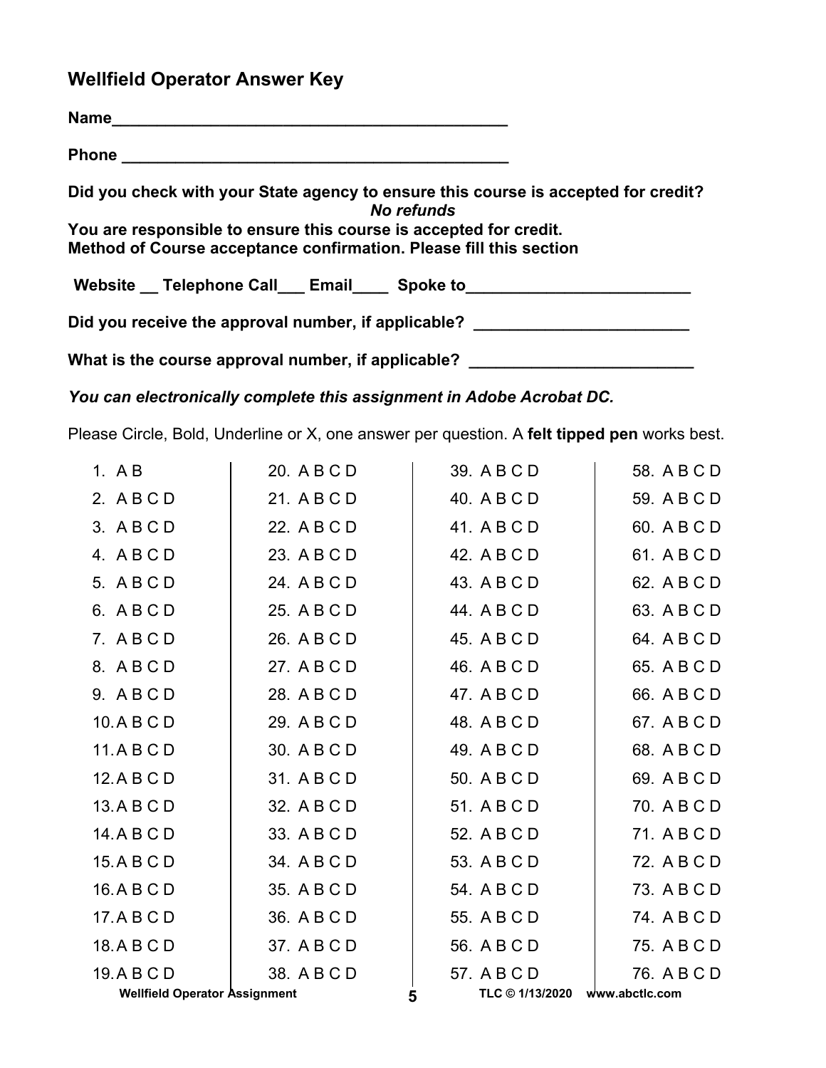## Wellfield Operator Answer Key

**Name**_____________________________________________

**Phone** _____________________________________________

**Did you check with your State agency to ensure this course is accepted for credit?**
***No refunds***

**You are responsible to ensure this course is accepted for credit.**
**Method of Course acceptance confirmation. Please fill this section**

**Website __ Telephone Call___ Email____ Spoke to_________________________**

**Did you receive the approval number, if applicable? ________________________**

**What is the course approval number, if applicable? _________________________**

***You can electronically complete this assignment in Adobe Acrobat DC.***

Please Circle, Bold, Underline or X, one answer per question. A **felt tipped pen** works best.

| | | | |
|---|---|---|---|
| 1. A B | 20. A B C D | 39. A B C D | 58. A B C D |
| 2. A B C D | 21. A B C D | 40. A B C D | 59. A B C D |
| 3. A B C D | 22. A B C D | 41. A B C D | 60. A B C D |
| 4. A B C D | 23. A B C D | 42. A B C D | 61. A B C D |
| 5. A B C D | 24. A B C D | 43. A B C D | 62. A B C D |
| 6. A B C D | 25. A B C D | 44. A B C D | 63. A B C D |
| 7. A B C D | 26. A B C D | 45. A B C D | 64. A B C D |
| 8. A B C D | 27. A B C D | 46. A B C D | 65. A B C D |
| 9. A B C D | 28. A B C D | 47. A B C D | 66. A B C D |
| 10. A B C D | 29. A B C D | 48. A B C D | 67. A B C D |
| 11. A B C D | 30. A B C D | 49. A B C D | 68. A B C D |
| 12. A B C D | 31. A B C D | 50. A B C D | 69. A B C D |
| 13. A B C D | 32. A B C D | 51. A B C D | 70. A B C D |
| 14. A B C D | 33. A B C D | 52. A B C D | 71. A B C D |
| 15. A B C D | 34. A B C D | 53. A B C D | 72. A B C D |
| 16. A B C D | 35. A B C D | 54. A B C D | 73. A B C D |
| 17. A B C D | 36. A B C D | 55. A B C D | 74. A B C D |
| 18. A B C D | 37. A B C D | 56. A B C D | 75. A B C D |
| 19. A B C D | 38. A B C D | 57. A B C D | 76. A B C D |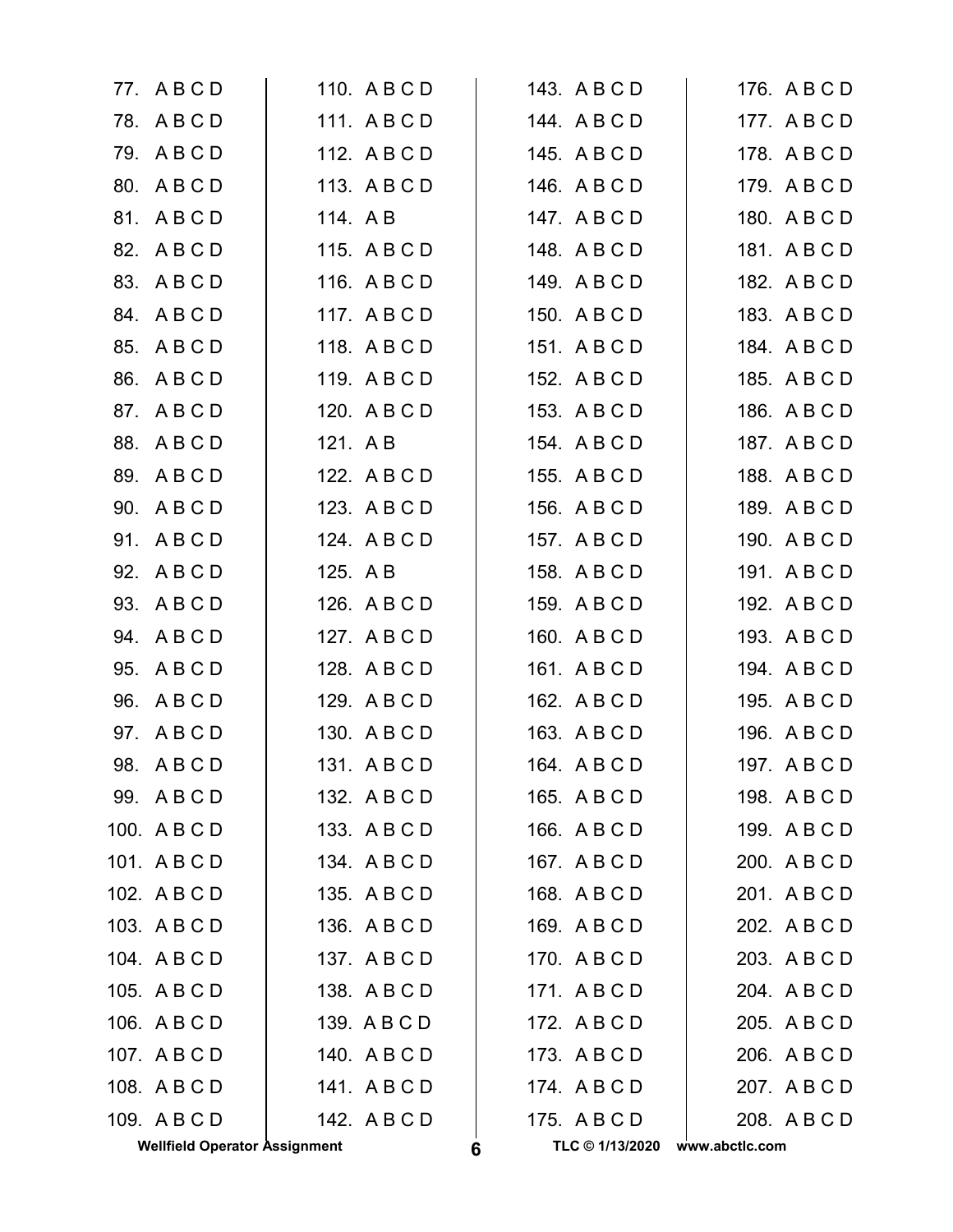77. A B C D
78. A B C D
79. A B C D
80. A B C D
81. A B C D
82. A B C D
83. A B C D
84. A B C D
85. A B C D
86. A B C D
87. A B C D
88. A B C D
89. A B C D
90. A B C D
91. A B C D
92. A B C D
93. A B C D
94. A B C D
95. A B C D
96. A B C D
97. A B C D
98. A B C D
99. A B C D
100. A B C D
101. A B C D
102. A B C D
103. A B C D
104. A B C D
105. A B C D
106. A B C D
107. A B C D
108. A B C D
109. A B C D
110. A B C D
111. A B C D
112. A B C D
113. A B C D
114. A B
115. A B C D
116. A B C D
117. A B C D
118. A B C D
119. A B C D
120. A B C D
121. A B
122. A B C D
123. A B C D
124. A B C D
125. A B
126. A B C D
127. A B C D
128. A B C D
129. A B C D
130. A B C D
131. A B C D
132. A B C D
133. A B C D
134. A B C D
135. A B C D
136. A B C D
137. A B C D
138. A B C D
139. A B C D
140. A B C D
141. A B C D
142. A B C D
143. A B C D
144. A B C D
145. A B C D
146. A B C D
147. A B C D
148. A B C D
149. A B C D
150. A B C D
151. A B C D
152. A B C D
153. A B C D
154. A B C D
155. A B C D
156. A B C D
157. A B C D
158. A B C D
159. A B C D
160. A B C D
161. A B C D
162. A B C D
163. A B C D
164. A B C D
165. A B C D
166. A B C D
167. A B C D
168. A B C D
169. A B C D
170. A B C D
171. A B C D
172. A B C D
173. A B C D
174. A B C D
175. A B C D
176. A B C D
177. A B C D
178. A B C D
179. A B C D
180. A B C D
181. A B C D
182. A B C D
183. A B C D
184. A B C D
185. A B C D
186. A B C D
187. A B C D
188. A B C D
189. A B C D
190. A B C D
191. A B C D
192. A B C D
193. A B C D
194. A B C D
195. A B C D
196. A B C D
197. A B C D
198. A B C D
199. A B C D
200. A B C D
201. A B C D
202. A B C D
203. A B C D
204. A B C D
205. A B C D
206. A B C D
207. A B C D
208. A B C D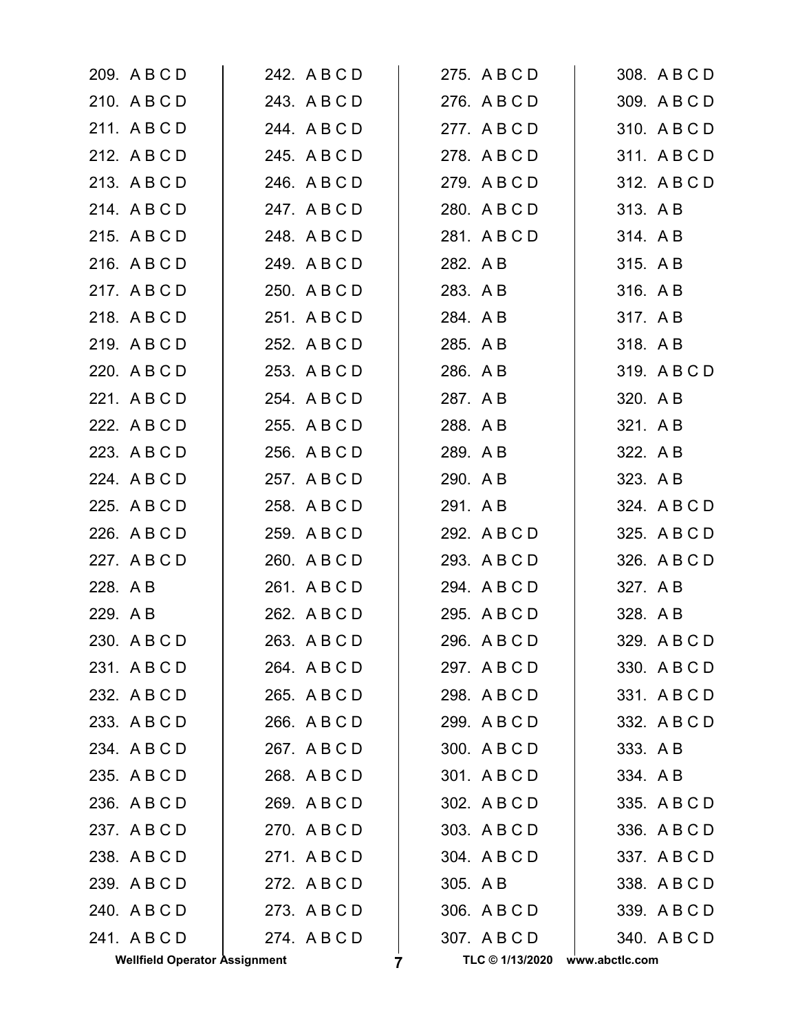209. A B C D
210. A B C D
211. A B C D
212. A B C D
213. A B C D
214. A B C D
215. A B C D
216. A B C D
217. A B C D
218. A B C D
219. A B C D
220. A B C D
221. A B C D
222. A B C D
223. A B C D
224. A B C D
225. A B C D
226. A B C D
227. A B C D
228. A B
229. A B
230. A B C D
231. A B C D
232. A B C D
233. A B C D
234. A B C D
235. A B C D
236. A B C D
237. A B C D
238. A B C D
239. A B C D
240. A B C D
241. A B C D
242. A B C D
243. A B C D
244. A B C D
245. A B C D
246. A B C D
247. A B C D
248. A B C D
249. A B C D
250. A B C D
251. A B C D
252. A B C D
253. A B C D
254. A B C D
255. A B C D
256. A B C D
257. A B C D
258. A B C D
259. A B C D
260. A B C D
261. A B C D
262. A B C D
263. A B C D
264. A B C D
265. A B C D
266. A B C D
267. A B C D
268. A B C D
269. A B C D
270. A B C D
271. A B C D
272. A B C D
273. A B C D
274. A B C D
275. A B C D
276. A B C D
277. A B C D
278. A B C D
279. A B C D
280. A B C D
281. A B C D
282. A B
283. A B
284. A B
285. A B
286. A B
287. A B
288. A B
289. A B
290. A B
291. A B
292. A B C D
293. A B C D
294. A B C D
295. A B C D
296. A B C D
297. A B C D
298. A B C D
299. A B C D
300. A B C D
301. A B C D
302. A B C D
303. A B C D
304. A B C D
305. A B
306. A B C D
307. A B C D
308. A B C D
309. A B C D
310. A B C D
311. A B C D
312. A B C D
313. A B
314. A B
315. A B
316. A B
317. A B
318. A B
319. A B C D
320. A B
321. A B
322. A B
323. A B
324. A B C D
325. A B C D
326. A B C D
327. A B
328. A B
329. A B C D
330. A B C D
331. A B C D
332. A B C D
333. A B
334. A B
335. A B C D
336. A B C D
337. A B C D
338. A B C D
339. A B C D
340. A B C D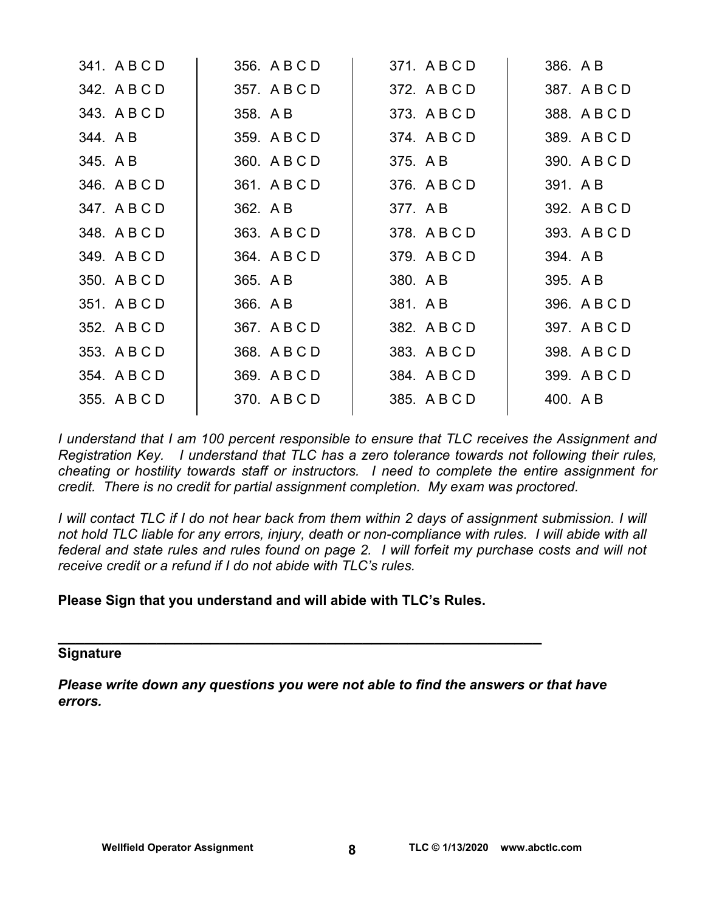| | | | |
|---|---|---|---|
| 341. A B C D | 356. A B C D | 371. A B C D | 386. A B |
| 342. A B C D | 357. A B C D | 372. A B C D | 387. A B C D |
| 343. A B C D | 358. A B | 373. A B C D | 388. A B C D |
| 344. A B | 359. A B C D | 374. A B C D | 389. A B C D |
| 345. A B | 360. A B C D | 375. A B | 390. A B C D |
| 346. A B C D | 361. A B C D | 376. A B C D | 391. A B |
| 347. A B C D | 362. A B | 377. A B | 392. A B C D |
| 348. A B C D | 363. A B C D | 378. A B C D | 393. A B C D |
| 349. A B C D | 364. A B C D | 379. A B C D | 394. A B |
| 350. A B C D | 365. A B | 380. A B | 395. A B |
| 351. A B C D | 366. A B | 381. A B | 396. A B C D |
| 352. A B C D | 367. A B C D | 382. A B C D | 397. A B C D |
| 353. A B C D | 368. A B C D | 383. A B C D | 398. A B C D |
| 354. A B C D | 369. A B C D | 384. A B C D | 399. A B C D |
| 355. A B C D | 370. A B C D | 385. A B C D | 400. A B |

*I understand that I am 100 percent responsible to ensure that TLC receives the Assignment and Registration Key. I understand that TLC has a zero tolerance towards not following their rules, cheating or hostility towards staff or instructors. I need to complete the entire assignment for credit. There is no credit for partial assignment completion. My exam was proctored.*

*I will contact TLC if I do not hear back from them within 2 days of assignment submission. I will not hold TLC liable for any errors, injury, death or non-compliance with rules. I will abide with all federal and state rules and rules found on page 2. I will forfeit my purchase costs and will not receive credit or a refund if I do not abide with TLC's rules.*

**Please Sign that you understand and will abide with TLC's Rules.**

_______________________________________________________________

**Signature**

***Please write down any questions you were not able to find the answers or that have errors.***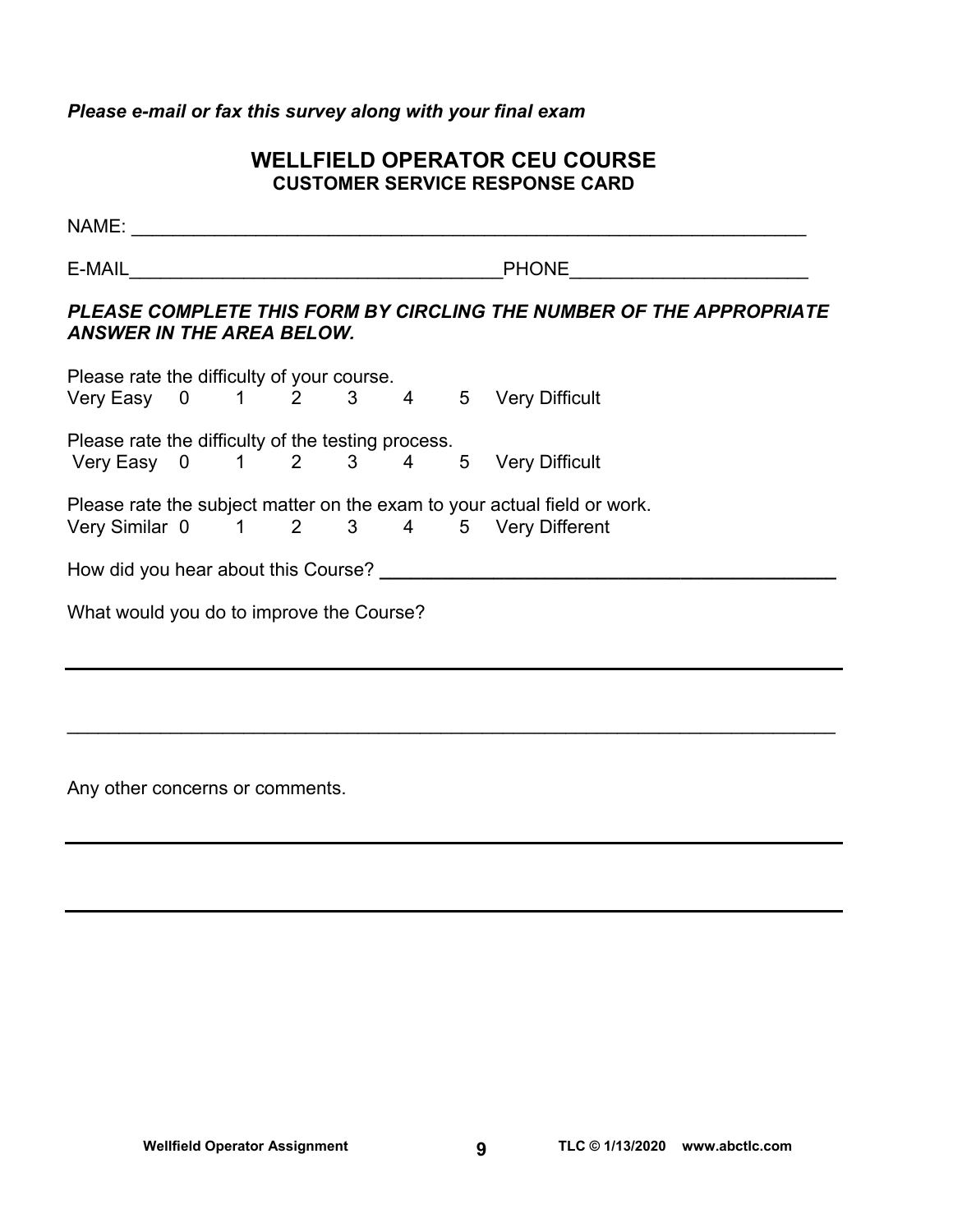*Please e-mail or fax this survey along with your final exam*

## WELLFIELD OPERATOR CEU COURSE
### CUSTOMER SERVICE RESPONSE CARD

NAME: ___________________________________________________________________

E-MAIL____________________________________PHONE______________________

***PLEASE COMPLETE THIS FORM BY CIRCLING THE NUMBER OF THE APPROPRIATE ANSWER IN THE AREA BELOW.***

Please rate the difficulty of your course.
Very Easy 0 1 2 3 4 5 Very Difficult

Please rate the difficulty of the testing process.
Very Easy 0 1 2 3 4 5 Very Difficult

Please rate the subject matter on the exam to your actual field or work.
Very Similar 0 1 2 3 4 5 Very Different

How did you hear about this Course? ___________________________________________

What would you do to improve the Course?

_________________________________________________________________________

_________________________________________________________________________

Any other concerns or comments.

_________________________________________________________________________

_________________________________________________________________________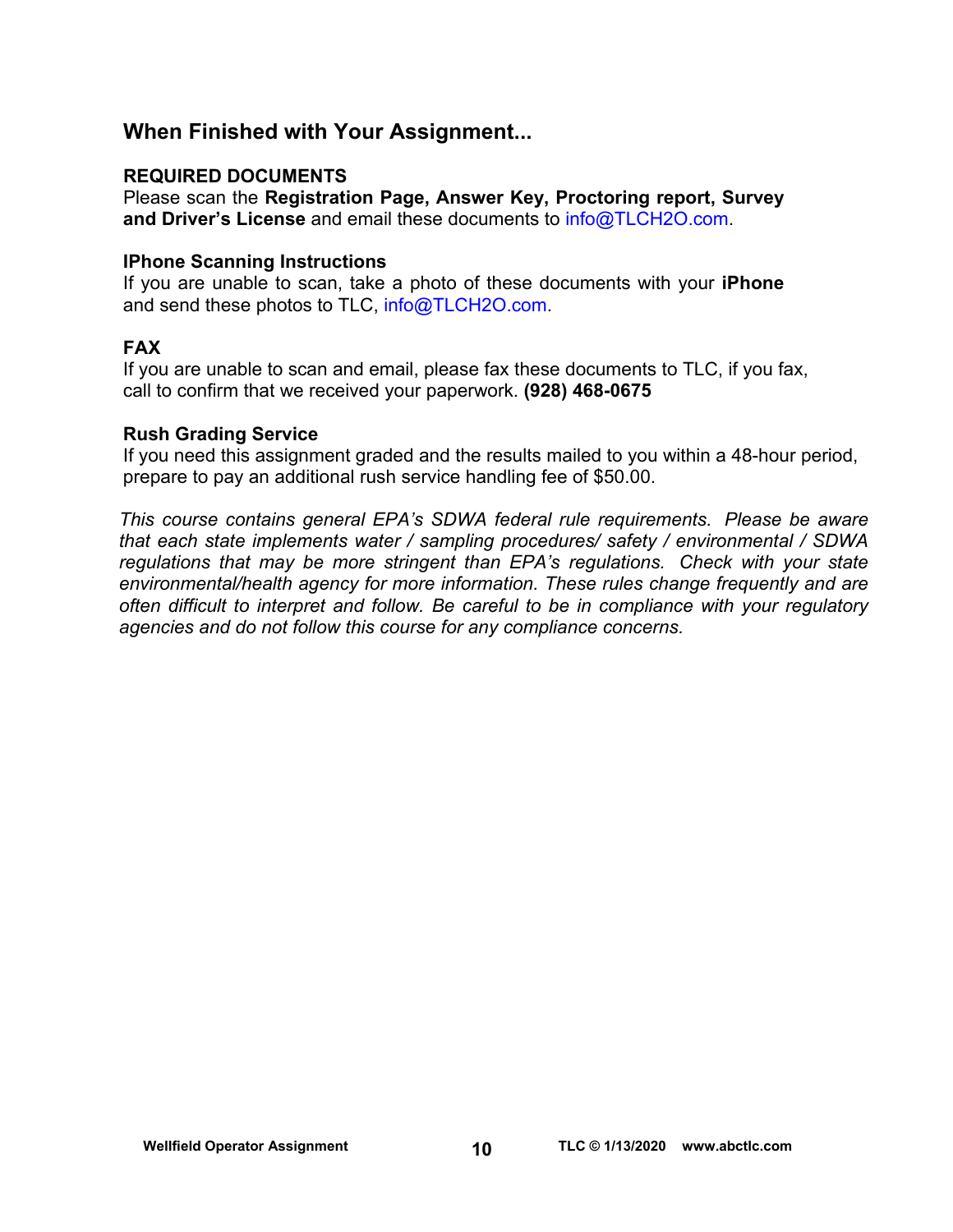## When Finished with Your Assignment...

**REQUIRED DOCUMENTS**
Please scan the **Registration Page, Answer Key, Proctoring report, Survey and Driver's License** and email these documents to info@TLCH2O.com.

**IPhone Scanning Instructions**
If you are unable to scan, take a photo of these documents with your **iPhone** and send these photos to TLC, info@TLCH2O.com.

**FAX**
If you are unable to scan and email, please fax these documents to TLC, if you fax, call to confirm that we received your paperwork. **(928) 468-0675**

**Rush Grading Service**
If you need this assignment graded and the results mailed to you within a 48-hour period, prepare to pay an additional rush service handling fee of $50.00.

*This course contains general EPA's SDWA federal rule requirements. Please be aware that each state implements water / sampling procedures/ safety / environmental / SDWA regulations that may be more stringent than EPA's regulations. Check with your state environmental/health agency for more information. These rules change frequently and are often difficult to interpret and follow. Be careful to be in compliance with your regulatory agencies and do not follow this course for any compliance concerns.*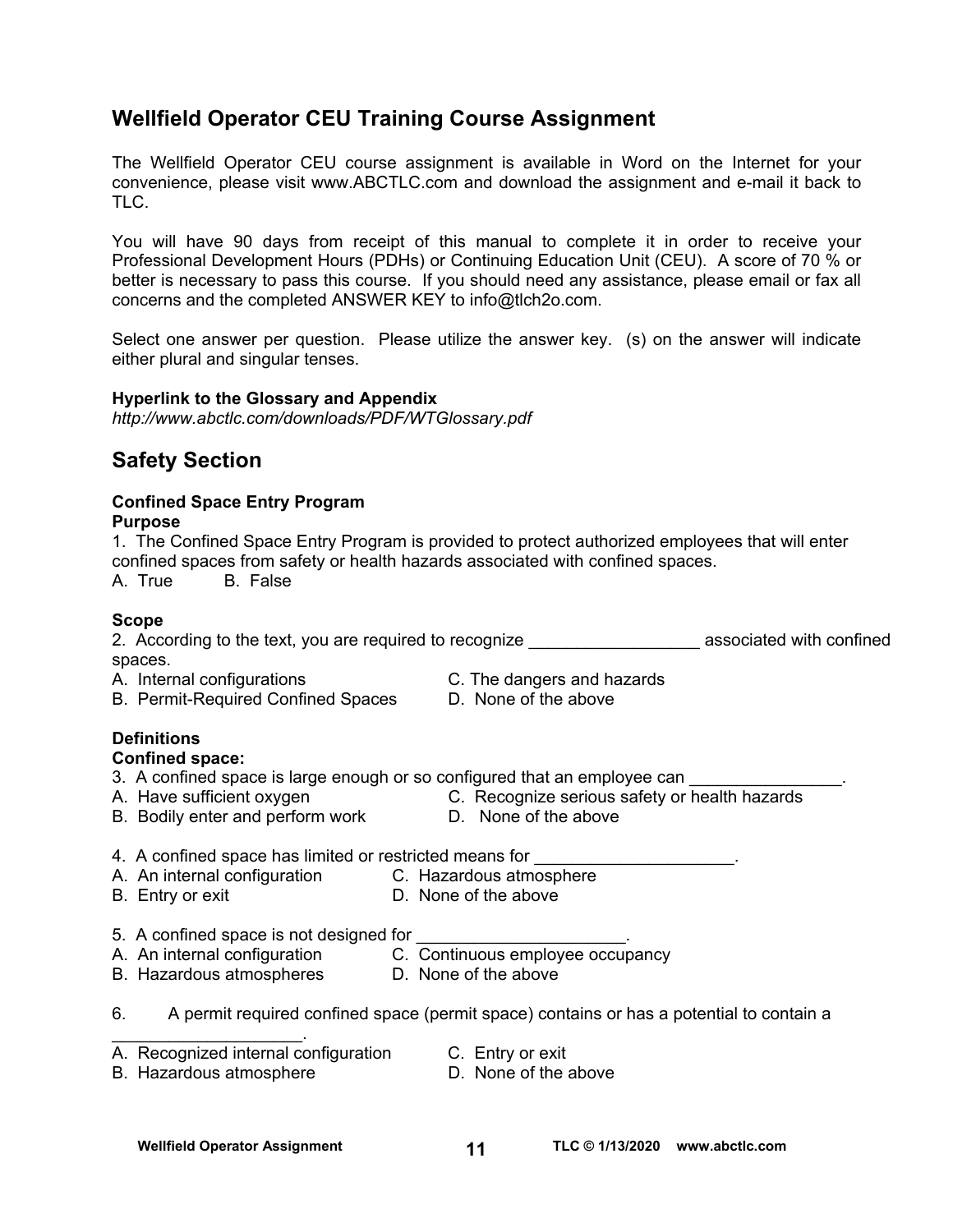## Wellfield Operator CEU Training Course Assignment

The Wellfield Operator CEU course assignment is available in Word on the Internet for your convenience, please visit www.ABCTLC.com and download the assignment and e-mail it back to TLC.

You will have 90 days from receipt of this manual to complete it in order to receive your Professional Development Hours (PDHs) or Continuing Education Unit (CEU). A score of 70 % or better is necessary to pass this course. If you should need any assistance, please email or fax all concerns and the completed ANSWER KEY to info@tlch2o.com.

Select one answer per question. Please utilize the answer key. (s) on the answer will indicate either plural and singular tenses.

**Hyperlink to the Glossary and Appendix**
*http://www.abctlc.com/downloads/PDF/WTGlossary.pdf*

## Safety Section

**Confined Space Entry Program**
**Purpose**

1. The Confined Space Entry Program is provided to protect authorized employees that will enter confined spaces from safety or health hazards associated with confined spaces.
A. True B. False

**Scope**

2. According to the text, you are required to recognize __________________ associated with confined spaces.
A. Internal configurations
B. Permit-Required Confined Spaces
C. The dangers and hazards
D. None of the above

**Definitions**
**Confined space:**

3. A confined space is large enough or so configured that an employee can ________________.
A. Have sufficient oxygen
B. Bodily enter and perform work
C. Recognize serious safety or health hazards
D. None of the above

4. A confined space has limited or restricted means for _____________________.
A. An internal configuration
B. Entry or exit
C. Hazardous atmosphere
D. None of the above

5. A confined space is not designed for ______________________.
A. An internal configuration
B. Hazardous atmospheres
C. Continuous employee occupancy
D. None of the above

6. A permit required confined space (permit space) contains or has a potential to contain a ____________________.
A. Recognized internal configuration
B. Hazardous atmosphere
C. Entry or exit
D. None of the above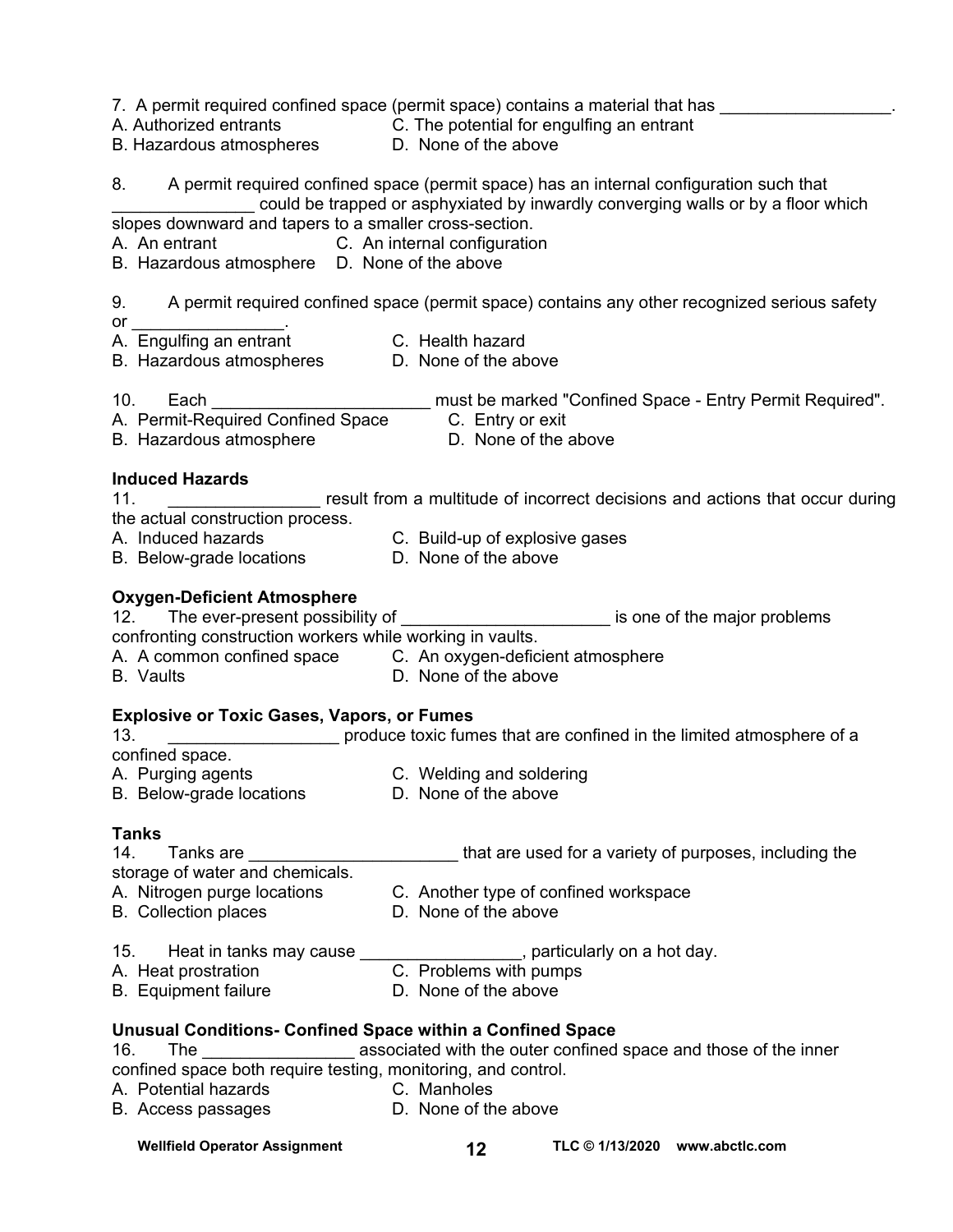7. A permit required confined space (permit space) contains a material that has __________________.

A. Authorized entrants
B. Hazardous atmospheres
C. The potential for engulfing an entrant
D. None of the above

8. A permit required confined space (permit space) has an internal configuration such that _______________ could be trapped or asphyxiated by inwardly converging walls or by a floor which slopes downward and tapers to a smaller cross-section.

A. An entrant
B. Hazardous atmosphere
C. An internal configuration
D. None of the above

9. A permit required confined space (permit space) contains any other recognized serious safety or ________________.

A. Engulfing an entrant
B. Hazardous atmospheres
C. Health hazard
D. None of the above

10. Each _______________________ must be marked "Confined Space - Entry Permit Required".

A. Permit-Required Confined Space
B. Hazardous atmosphere
C. Entry or exit
D. None of the above

**Induced Hazards**

11. ________________ result from a multitude of incorrect decisions and actions that occur during the actual construction process.

A. Induced hazards
B. Below-grade locations
C. Build-up of explosive gases
D. None of the above

**Oxygen-Deficient Atmosphere**

12. The ever-present possibility of ______________________ is one of the major problems confronting construction workers while working in vaults.

A. A common confined space
B. Vaults
C. An oxygen-deficient atmosphere
D. None of the above

**Explosive or Toxic Gases, Vapors, or Fumes**

13. __________________ produce toxic fumes that are confined in the limited atmosphere of a confined space.

A. Purging agents
B. Below-grade locations
C. Welding and soldering
D. None of the above

**Tanks**

14. Tanks are ______________________ that are used for a variety of purposes, including the storage of water and chemicals.

A. Nitrogen purge locations
B. Collection places
C. Another type of confined workspace
D. None of the above

15. Heat in tanks may cause _________________, particularly on a hot day.

A. Heat prostration
B. Equipment failure
C. Problems with pumps
D. None of the above

**Unusual Conditions- Confined Space within a Confined Space**

16. The ________________ associated with the outer confined space and those of the inner confined space both require testing, monitoring, and control.

A. Potential hazards
B. Access passages
C. Manholes
D. None of the above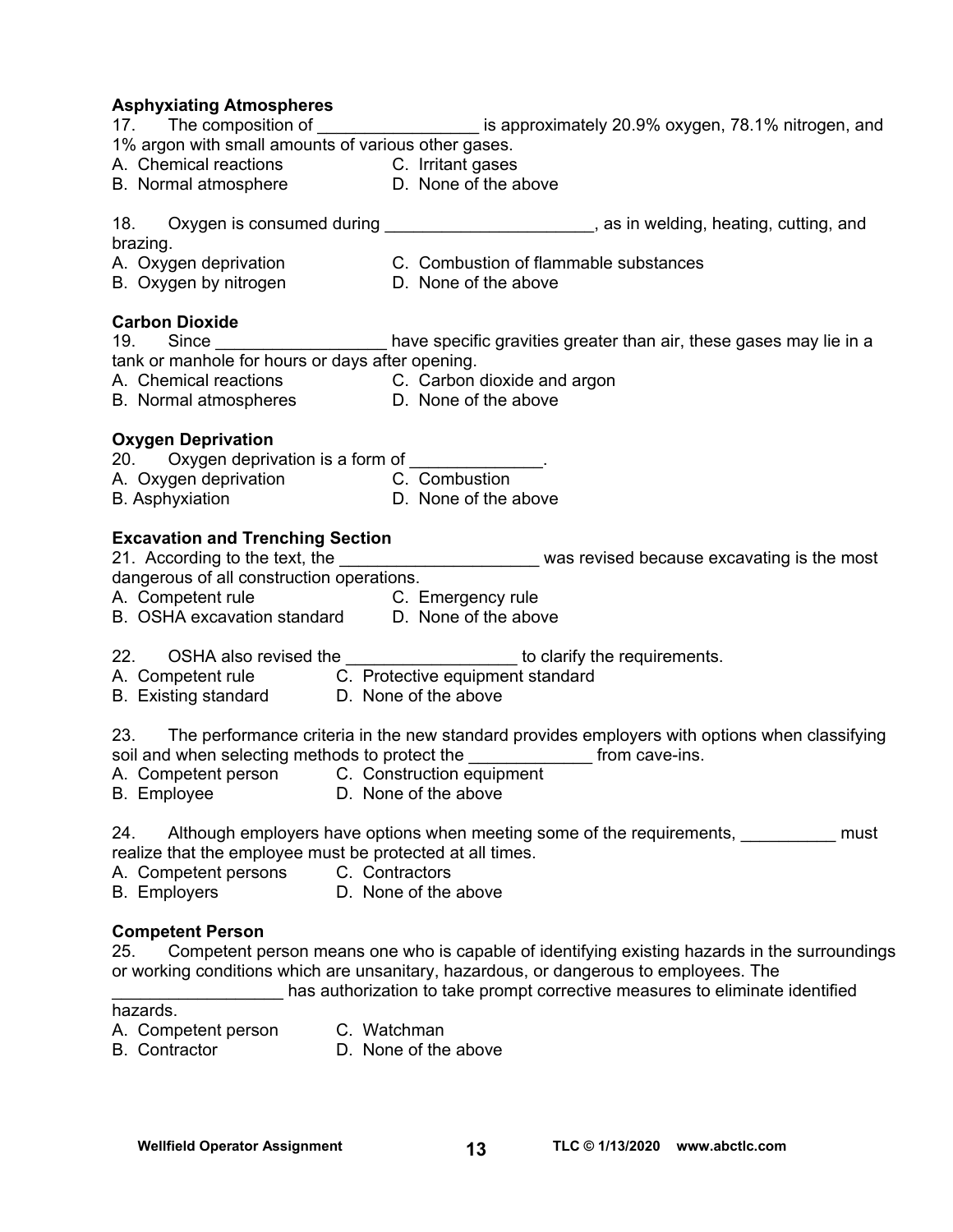**Asphyxiating Atmospheres**

17. The composition of _________________ is approximately 20.9% oxygen, 78.1% nitrogen, and 1% argon with small amounts of various other gases.

A. Chemical reactions  
B. Normal atmosphere  
C. Irritant gases  
D. None of the above

18. Oxygen is consumed during ______________________, as in welding, heating, cutting, and brazing.

A. Oxygen deprivation  
B. Oxygen by nitrogen  
C. Combustion of flammable substances  
D. None of the above

**Carbon Dioxide**

19. Since __________________ have specific gravities greater than air, these gases may lie in a tank or manhole for hours or days after opening.

A. Chemical reactions  
B. Normal atmospheres  
C. Carbon dioxide and argon  
D. None of the above

**Oxygen Deprivation**

20. Oxygen deprivation is a form of ______________.

A. Oxygen deprivation  
B. Asphyxiation  
C. Combustion  
D. None of the above

**Excavation and Trenching Section**

21. According to the text, the _____________________ was revised because excavating is the most dangerous of all construction operations.

A. Competent rule  
B. OSHA excavation standard  
C. Emergency rule  
D. None of the above

22. OSHA also revised the __________________ to clarify the requirements.

A. Competent rule  
B. Existing standard  
C. Protective equipment standard  
D. None of the above

23. The performance criteria in the new standard provides employers with options when classifying soil and when selecting methods to protect the _____________ from cave-ins.

A. Competent person  
B. Employee  
C. Construction equipment  
D. None of the above

24. Although employers have options when meeting some of the requirements, __________ must realize that the employee must be protected at all times.

A. Competent persons  
B. Employers  
C. Contractors  
D. None of the above

**Competent Person**

25. Competent person means one who is capable of identifying existing hazards in the surroundings or working conditions which are unsanitary, hazardous, or dangerous to employees. The __________________ has authorization to take prompt corrective measures to eliminate identified hazards.

A. Competent person  
B. Contractor  
C. Watchman  
D. None of the above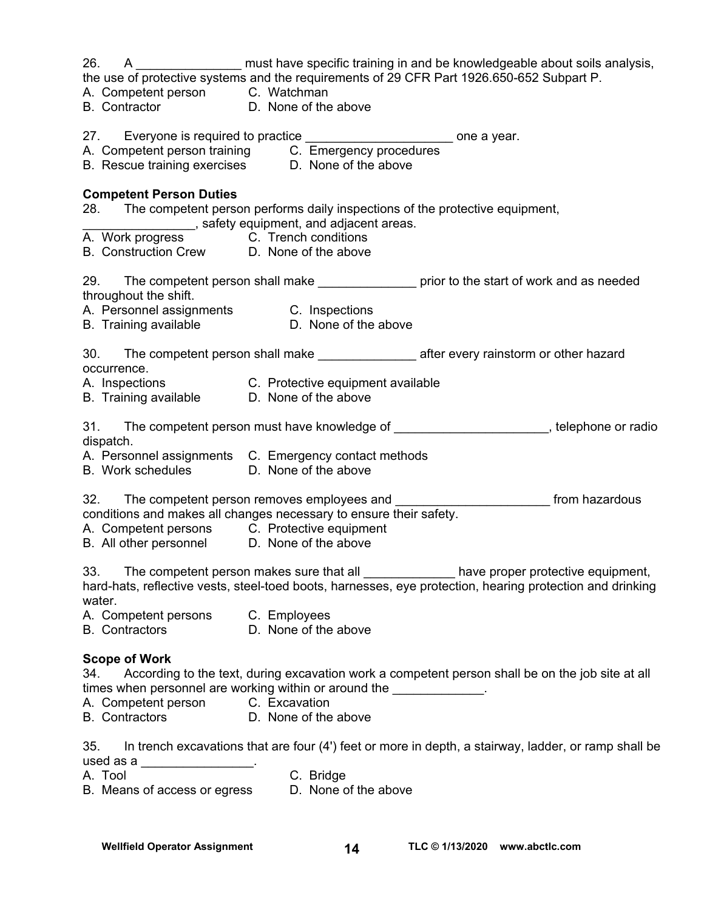26. A _______________ must have specific training in and be knowledgeable about soils analysis, the use of protective systems and the requirements of 29 CFR Part 1926.650-652 Subpart P.
A. Competent person
B. Contractor
C. Watchman
D. None of the above

27. Everyone is required to practice _____________________ one a year.
A. Competent person training
B. Rescue training exercises
C. Emergency procedures
D. None of the above

**Competent Person Duties**

28. The competent person performs daily inspections of the protective equipment, ________________, safety equipment, and adjacent areas.
A. Work progress
B. Construction Crew
C. Trench conditions
D. None of the above

29. The competent person shall make ______________ prior to the start of work and as needed throughout the shift.
A. Personnel assignments
B. Training available
C. Inspections
D. None of the above

30. The competent person shall make ______________ after every rainstorm or other hazard occurrence.
A. Inspections
B. Training available
C. Protective equipment available
D. None of the above

31. The competent person must have knowledge of ______________________, telephone or radio dispatch.
A. Personnel assignments
B. Work schedules
C. Emergency contact methods
D. None of the above

32. The competent person removes employees and ______________________ from hazardous conditions and makes all changes necessary to ensure their safety.
A. Competent persons
B. All other personnel
C. Protective equipment
D. None of the above

33. The competent person makes sure that all _____________ have proper protective equipment, hard-hats, reflective vests, steel-toed boots, harnesses, eye protection, hearing protection and drinking water.
A. Competent persons
B. Contractors
C. Employees
D. None of the above

**Scope of Work**

34. According to the text, during excavation work a competent person shall be on the job site at all times when personnel are working within or around the _____________.
A. Competent person
B. Contractors
C. Excavation
D. None of the above

35. In trench excavations that are four (4') feet or more in depth, a stairway, ladder, or ramp shall be used as a ________________.
A. Tool
B. Means of access or egress
C. Bridge
D. None of the above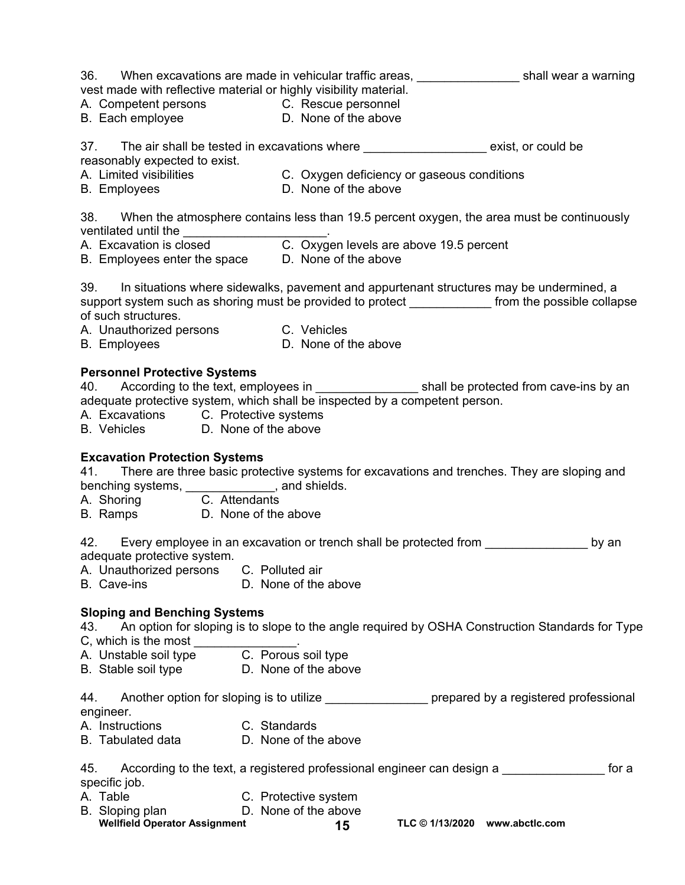36. When excavations are made in vehicular traffic areas, _______________ shall wear a warning vest made with reflective material or highly visibility material.
A. Competent persons
B. Each employee
C. Rescue personnel
D. None of the above

37. The air shall be tested in excavations where __________________ exist, or could be reasonably expected to exist.
A. Limited visibilities
B. Employees
C. Oxygen deficiency or gaseous conditions
D. None of the above

38. When the atmosphere contains less than 19.5 percent oxygen, the area must be continuously ventilated until the _____________________.
A. Excavation is closed
B. Employees enter the space
C. Oxygen levels are above 19.5 percent
D. None of the above

39. In situations where sidewalks, pavement and appurtenant structures may be undermined, a support system such as shoring must be provided to protect ____________ from the possible collapse of such structures.
A. Unauthorized persons
B. Employees
C. Vehicles
D. None of the above

**Personnel Protective Systems**

40. According to the text, employees in _______________ shall be protected from cave-ins by an adequate protective system, which shall be inspected by a competent person.
A. Excavations
B. Vehicles
C. Protective systems
D. None of the above

**Excavation Protection Systems**

41. There are three basic protective systems for excavations and trenches. They are sloping and benching systems, _____________, and shields.
A. Shoring
B. Ramps
C. Attendants
D. None of the above

42. Every employee in an excavation or trench shall be protected from _______________ by an adequate protective system.
A. Unauthorized persons
B. Cave-ins
C. Polluted air
D. None of the above

**Sloping and Benching Systems**

43. An option for sloping is to slope to the angle required by OSHA Construction Standards for Type C, which is the most _______________.
A. Unstable soil type
B. Stable soil type
C. Porous soil type
D. None of the above

44. Another option for sloping is to utilize _______________ prepared by a registered professional engineer.
A. Instructions
B. Tabulated data
C. Standards
D. None of the above

45. According to the text, a registered professional engineer can design a _______________ for a specific job.
A. Table
B. Sloping plan
C. Protective system
D. None of the above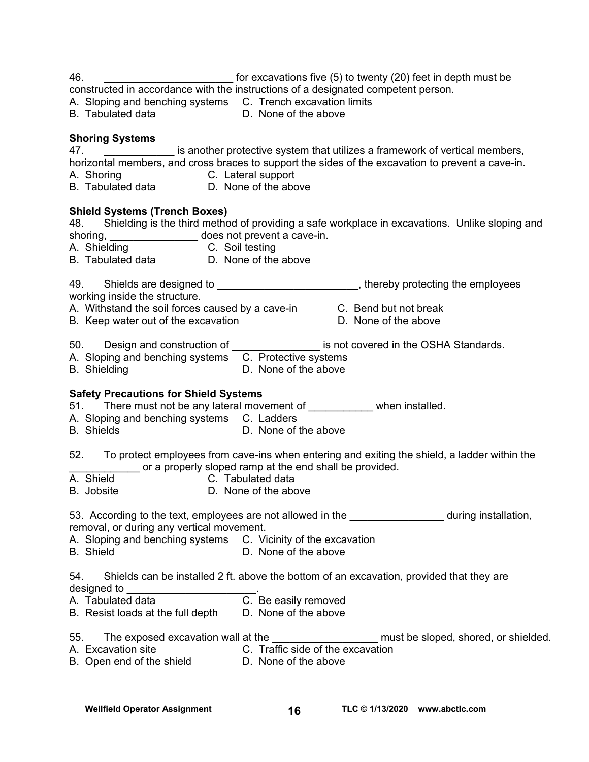46. ______________________ for excavations five (5) to twenty (20) feet in depth must be constructed in accordance with the instructions of a designated competent person.
A. Sloping and benching systems
B. Tabulated data
C. Trench excavation limits
D. None of the above

**Shoring Systems**

47. ____________ is another protective system that utilizes a framework of vertical members, horizontal members, and cross braces to support the sides of the excavation to prevent a cave-in.
A. Shoring
B. Tabulated data
C. Lateral support
D. None of the above

**Shield Systems (Trench Boxes)**

48. Shielding is the third method of providing a safe workplace in excavations. Unlike sloping and shoring, _______________ does not prevent a cave-in.
A. Shielding
B. Tabulated data
C. Soil testing
D. None of the above

49. Shields are designed to ________________________, thereby protecting the employees working inside the structure.
A. Withstand the soil forces caused by a cave-in
B. Keep water out of the excavation
C. Bend but not break
D. None of the above

50. Design and construction of _______________ is not covered in the OSHA Standards.
A. Sloping and benching systems
B. Shielding
C. Protective systems
D. None of the above

**Safety Precautions for Shield Systems**

51. There must not be any lateral movement of ___________ when installed.
A. Sloping and benching systems
B. Shields
C. Ladders
D. None of the above

52. To protect employees from cave-ins when entering and exiting the shield, a ladder within the ____________ or a properly sloped ramp at the end shall be provided.
A. Shield
B. Jobsite
C. Tabulated data
D. None of the above

53. According to the text, employees are not allowed in the ________________ during installation, removal, or during any vertical movement.
A. Sloping and benching systems
B. Shield
C. Vicinity of the excavation
D. None of the above

54. Shields can be installed 2 ft. above the bottom of an excavation, provided that they are designed to ______________________.
A. Tabulated data
B. Resist loads at the full depth
C. Be easily removed
D. None of the above

55. The exposed excavation wall at the __________________ must be sloped, shored, or shielded.
A. Excavation site
B. Open end of the shield
C. Traffic side of the excavation
D. None of the above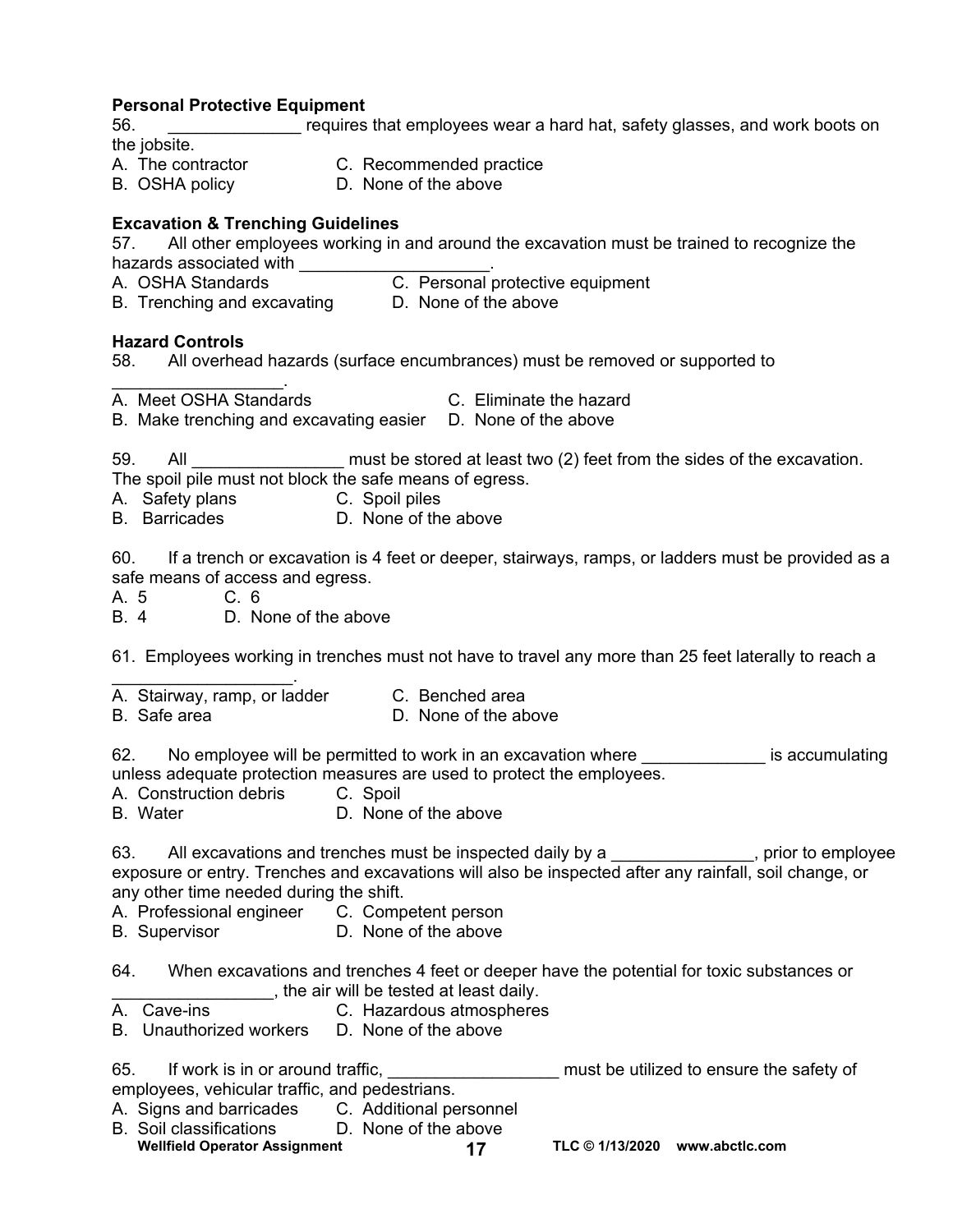**Personal Protective Equipment**

56. ______________ requires that employees wear a hard hat, safety glasses, and work boots on the jobsite.

A. The contractor  
B. OSHA policy  
C. Recommended practice  
D. None of the above

**Excavation & Trenching Guidelines**

57. All other employees working in and around the excavation must be trained to recognize the hazards associated with ____________________.

A. OSHA Standards  
B. Trenching and excavating  
C. Personal protective equipment  
D. None of the above

**Hazard Controls**

58. All overhead hazards (surface encumbrances) must be removed or supported to __________________.

A. Meet OSHA Standards  
B. Make trenching and excavating easier  
C. Eliminate the hazard  
D. None of the above

59. All ________________ must be stored at least two (2) feet from the sides of the excavation. The spoil pile must not block the safe means of egress.

A. Safety plans  
B. Barricades  
C. Spoil piles  
D. None of the above

60. If a trench or excavation is 4 feet or deeper, stairways, ramps, or ladders must be provided as a safe means of access and egress.

A. 5  
B. 4  
C. 6  
D. None of the above

61. Employees working in trenches must not have to travel any more than 25 feet laterally to reach a ___________________.

A. Stairway, ramp, or ladder  
B. Safe area  
C. Benched area  
D. None of the above

62. No employee will be permitted to work in an excavation where _____________ is accumulating unless adequate protection measures are used to protect the employees.

A. Construction debris  
B. Water  
C. Spoil  
D. None of the above

63. All excavations and trenches must be inspected daily by a _______________, prior to employee exposure or entry. Trenches and excavations will also be inspected after any rainfall, soil change, or any other time needed during the shift.

A. Professional engineer  
B. Supervisor  
C. Competent person  
D. None of the above

64. When excavations and trenches 4 feet or deeper have the potential for toxic substances or ________________, the air will be tested at least daily.

A. Cave-ins  
B. Unauthorized workers  
C. Hazardous atmospheres  
D. None of the above

65. If work is in or around traffic, __________________ must be utilized to ensure the safety of employees, vehicular traffic, and pedestrians.

A. Signs and barricades  
B. Soil classifications  
C. Additional personnel  
D. None of the above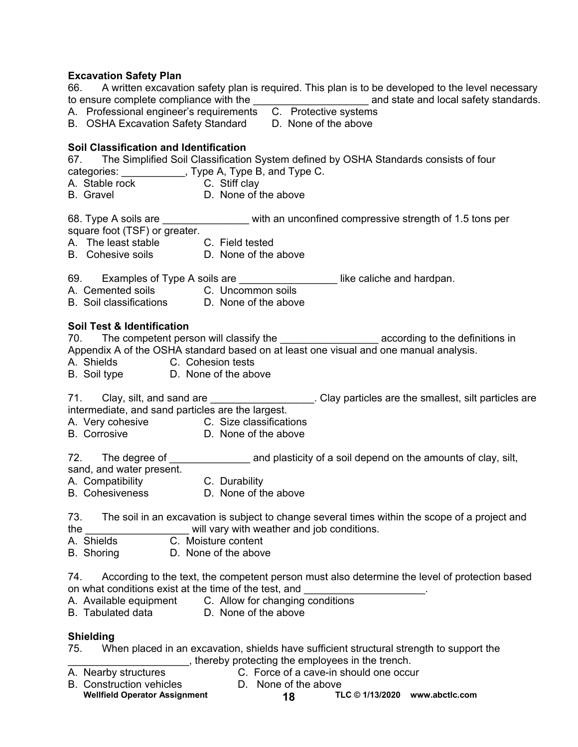**Excavation Safety Plan**

66. A written excavation safety plan is required. This plan is to be developed to the level necessary to ensure complete compliance with the ____________________ and state and local safety standards.

A. Professional engineer's requirements C. Protective systems
B. OSHA Excavation Safety Standard D. None of the above

**Soil Classification and Identification**

67. The Simplified Soil Classification System defined by OSHA Standards consists of four categories: ___________, Type A, Type B, and Type C.

A. Stable rock C. Stiff clay
B. Gravel D. None of the above

68. Type A soils are _______________ with an unconfined compressive strength of 1.5 tons per square foot (TSF) or greater.

A. The least stable C. Field tested
B. Cohesive soils D. None of the above

69. Examples of Type A soils are _________________ like caliche and hardpan.

A. Cemented soils C. Uncommon soils
B. Soil classifications D. None of the above

**Soil Test & Identification**

70. The competent person will classify the _________________ according to the definitions in Appendix A of the OSHA standard based on at least one visual and one manual analysis.

A. Shields C. Cohesion tests
B. Soil type D. None of the above

71. Clay, silt, and sand are __________________. Clay particles are the smallest, silt particles are intermediate, and sand particles are the largest.

A. Very cohesive C. Size classifications
B. Corrosive D. None of the above

72. The degree of ______________ and plasticity of a soil depend on the amounts of clay, silt, sand, and water present.

A. Compatibility C. Durability
B. Cohesiveness D. None of the above

73. The soil in an excavation is subject to change several times within the scope of a project and the __________________ will vary with weather and job conditions.

A. Shields C. Moisture content
B. Shoring D. None of the above

74. According to the text, the competent person must also determine the level of protection based on what conditions exist at the time of the test, and _____________________.

A. Available equipment C. Allow for changing conditions
B. Tabulated data D. None of the above

**Shielding**

75. When placed in an excavation, shields have sufficient structural strength to support the _____________________, thereby protecting the employees in the trench.

A. Nearby structures C. Force of a cave-in should one occur
B. Construction vehicles D. None of the above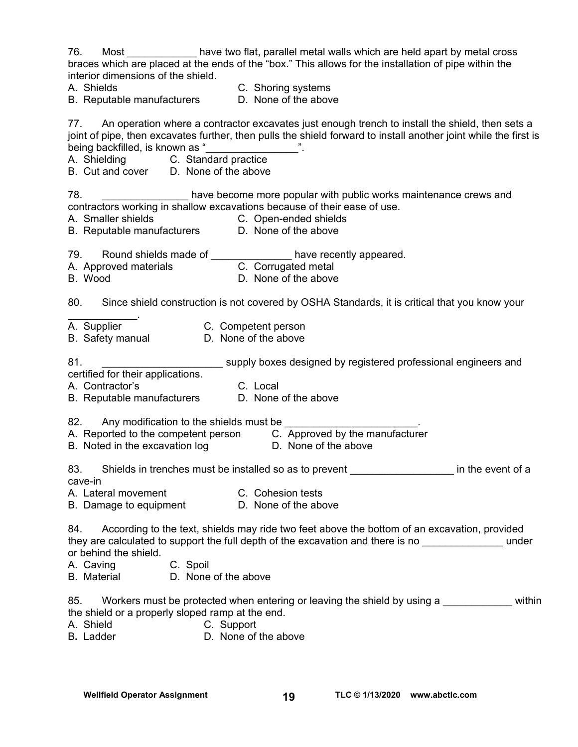76. Most ____________ have two flat, parallel metal walls which are held apart by metal cross braces which are placed at the ends of the "box." This allows for the installation of pipe within the interior dimensions of the shield.

A. Shields  
B. Reputable manufacturers  
C. Shoring systems  
D. None of the above

77. An operation where a contractor excavates just enough trench to install the shield, then sets a joint of pipe, then excavates further, then pulls the shield forward to install another joint while the first is being backfilled, is known as "________________".

A. Shielding  
B. Cut and cover  
C. Standard practice  
D. None of the above

78. _______________ have become more popular with public works maintenance crews and contractors working in shallow excavations because of their ease of use.

A. Smaller shields  
B. Reputable manufacturers  
C. Open-ended shields  
D. None of the above

79. Round shields made of ______________ have recently appeared.

A. Approved materials  
B. Wood  
C. Corrugated metal  
D. None of the above

80. Since shield construction is not covered by OSHA Standards, it is critical that you know your ____________.

A. Supplier  
B. Safety manual  
C. Competent person  
D. None of the above

81. _____________________ supply boxes designed by registered professional engineers and certified for their applications.

A. Contractor's  
B. Reputable manufacturers  
C. Local  
D. None of the above

82. Any modification to the shields must be _______________________.

A. Reported to the competent person  
B. Noted in the excavation log  
C. Approved by the manufacturer  
D. None of the above

83. Shields in trenches must be installed so as to prevent __________________ in the event of a cave-in

A. Lateral movement  
B. Damage to equipment  
C. Cohesion tests  
D. None of the above

84. According to the text, shields may ride two feet above the bottom of an excavation, provided they are calculated to support the full depth of the excavation and there is no ______________ under or behind the shield.

A. Caving  
B. Material  
C. Spoil  
D. None of the above

85. Workers must be protected when entering or leaving the shield by using a ____________ within the shield or a properly sloped ramp at the end.

A. Shield  
B. Ladder  
C. Support  
D. None of the above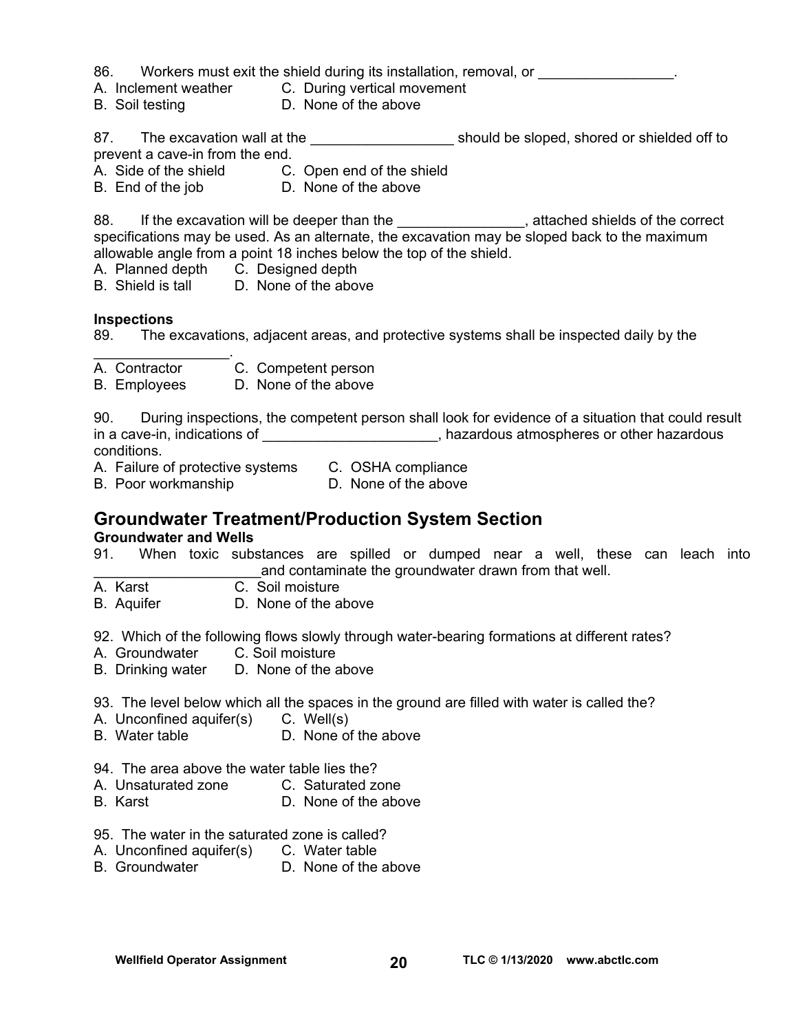86. Workers must exit the shield during its installation, removal, or _________________.
A. Inclement weather
B. Soil testing
C. During vertical movement
D. None of the above

87. The excavation wall at the __________________ should be sloped, shored or shielded off to prevent a cave-in from the end.
A. Side of the shield
B. End of the job
C. Open end of the shield
D. None of the above

88. If the excavation will be deeper than the ________________, attached shields of the correct specifications may be used. As an alternate, the excavation may be sloped back to the maximum allowable angle from a point 18 inches below the top of the shield.
A. Planned depth
B. Shield is tall
C. Designed depth
D. None of the above

**Inspections**

89. The excavations, adjacent areas, and protective systems shall be inspected daily by the _________________.
A. Contractor
B. Employees
C. Competent person
D. None of the above

90. During inspections, the competent person shall look for evidence of a situation that could result in a cave-in, indications of ______________________, hazardous atmospheres or other hazardous conditions.
A. Failure of protective systems
B. Poor workmanship
C. OSHA compliance
D. None of the above

## Groundwater Treatment/Production System Section

**Groundwater and Wells**

91. When toxic substances are spilled or dumped near a well, these can leach into _____________________and contaminate the groundwater drawn from that well.
A. Karst
B. Aquifer
C. Soil moisture
D. None of the above

92. Which of the following flows slowly through water-bearing formations at different rates?
A. Groundwater
B. Drinking water
C. Soil moisture
D. None of the above

93. The level below which all the spaces in the ground are filled with water is called the?
A. Unconfined aquifer(s)
B. Water table
C. Well(s)
D. None of the above

94. The area above the water table lies the?
A. Unsaturated zone
B. Karst
C. Saturated zone
D. None of the above

95. The water in the saturated zone is called?
A. Unconfined aquifer(s)
B. Groundwater
C. Water table
D. None of the above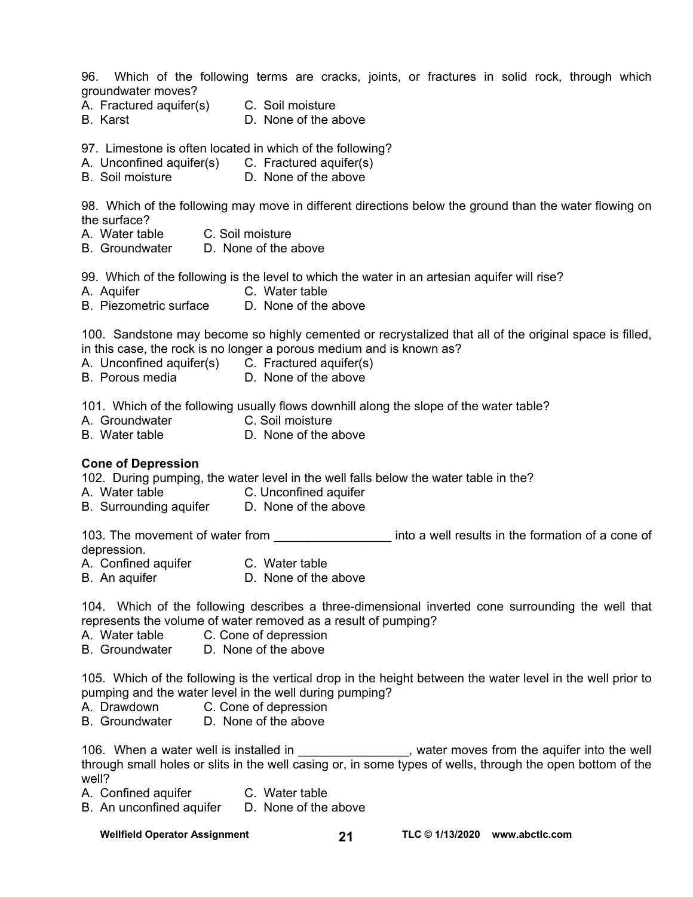96. Which of the following terms are cracks, joints, or fractures in solid rock, through which groundwater moves?

A. Fractured aquifer(s) C. Soil moisture
B. Karst D. None of the above

97. Limestone is often located in which of the following?

A. Unconfined aquifer(s) C. Fractured aquifer(s)
B. Soil moisture D. None of the above

98. Which of the following may move in different directions below the ground than the water flowing on the surface?

A. Water table C. Soil moisture
B. Groundwater D. None of the above

99. Which of the following is the level to which the water in an artesian aquifer will rise?

A. Aquifer C. Water table
B. Piezometric surface D. None of the above

100. Sandstone may become so highly cemented or recrystalized that all of the original space is filled, in this case, the rock is no longer a porous medium and is known as?

A. Unconfined aquifer(s) C. Fractured aquifer(s)
B. Porous media D. None of the above

101. Which of the following usually flows downhill along the slope of the water table?

A. Groundwater C. Soil moisture
B. Water table D. None of the above

**Cone of Depression**

102. During pumping, the water level in the well falls below the water table in the?

A. Water table C. Unconfined aquifer
B. Surrounding aquifer D. None of the above

103. The movement of water from _________________ into a well results in the formation of a cone of depression.

A. Confined aquifer C. Water table
B. An aquifer D. None of the above

104. Which of the following describes a three-dimensional inverted cone surrounding the well that represents the volume of water removed as a result of pumping?

A. Water table C. Cone of depression
B. Groundwater D. None of the above

105. Which of the following is the vertical drop in the height between the water level in the well prior to pumping and the water level in the well during pumping?

A. Drawdown C. Cone of depression
B. Groundwater D. None of the above

106. When a water well is installed in ________________, water moves from the aquifer into the well through small holes or slits in the well casing or, in some types of wells, through the open bottom of the well?

A. Confined aquifer C. Water table
B. An unconfined aquifer D. None of the above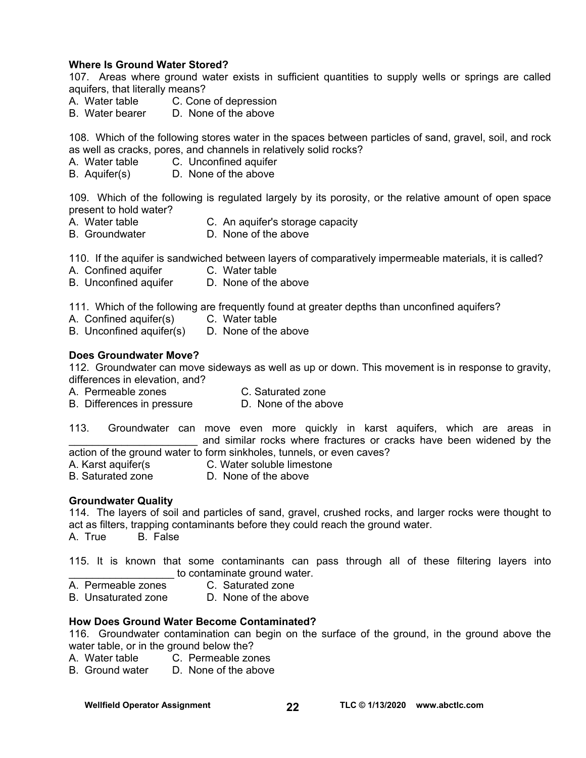**Where Is Ground Water Stored?**

107. Areas where ground water exists in sufficient quantities to supply wells or springs are called aquifers, that literally means?

A. Water table C. Cone of depression
B. Water bearer D. None of the above

108. Which of the following stores water in the spaces between particles of sand, gravel, soil, and rock as well as cracks, pores, and channels in relatively solid rocks?

A. Water table C. Unconfined aquifer
B. Aquifer(s) D. None of the above

109. Which of the following is regulated largely by its porosity, or the relative amount of open space present to hold water?

A. Water table C. An aquifer's storage capacity
B. Groundwater D. None of the above

110. If the aquifer is sandwiched between layers of comparatively impermeable materials, it is called?

A. Confined aquifer C. Water table
B. Unconfined aquifer D. None of the above

111. Which of the following are frequently found at greater depths than unconfined aquifers?

A. Confined aquifer(s) C. Water table
B. Unconfined aquifer(s) D. None of the above

**Does Groundwater Move?**

112. Groundwater can move sideways as well as up or down. This movement is in response to gravity, differences in elevation, and?

A. Permeable zones C. Saturated zone
B. Differences in pressure D. None of the above

113. Groundwater can move even more quickly in karst aquifers, which are areas in ______________________ and similar rocks where fractures or cracks have been widened by the action of the ground water to form sinkholes, tunnels, or even caves?

A. Karst aquifer(s C. Water soluble limestone
B. Saturated zone D. None of the above

**Groundwater Quality**

114. The layers of soil and particles of sand, gravel, crushed rocks, and larger rocks were thought to act as filters, trapping contaminants before they could reach the ground water.

A. True B. False

115. It is known that some contaminants can pass through all of these filtering layers into __________________ to contaminate ground water.

A. Permeable zones C. Saturated zone
B. Unsaturated zone D. None of the above

**How Does Ground Water Become Contaminated?**

116. Groundwater contamination can begin on the surface of the ground, in the ground above the water table, or in the ground below the?

A. Water table C. Permeable zones
B. Ground water D. None of the above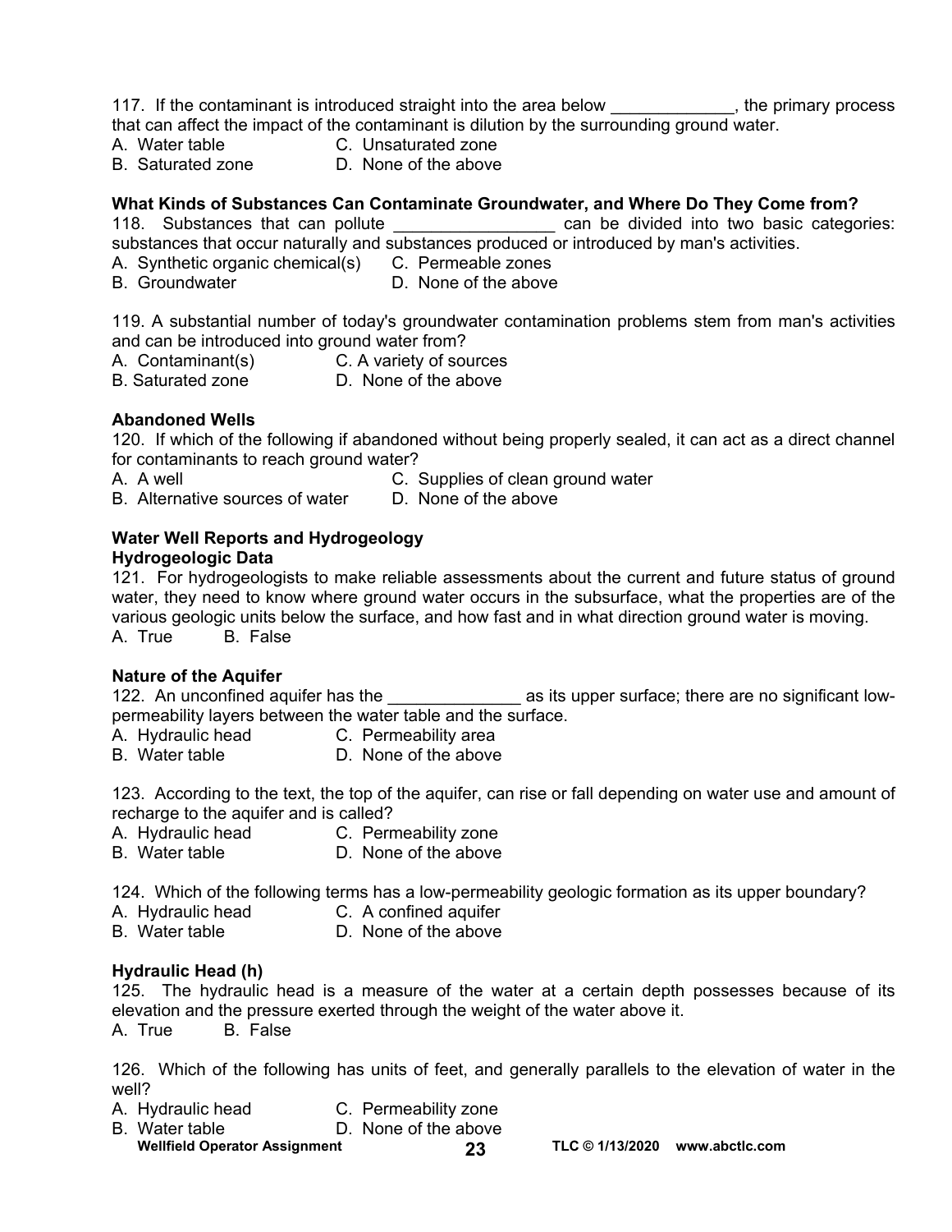117. If the contaminant is introduced straight into the area below _____________, the primary process that can affect the impact of the contaminant is dilution by the surrounding ground water.

A. Water table
B. Saturated zone
C. Unsaturated zone
D. None of the above

**What Kinds of Substances Can Contaminate Groundwater, and Where Do They Come from?**

118. Substances that can pollute _________________ can be divided into two basic categories: substances that occur naturally and substances produced or introduced by man's activities.

A. Synthetic organic chemical(s)
B. Groundwater
C. Permeable zones
D. None of the above

119. A substantial number of today's groundwater contamination problems stem from man's activities and can be introduced into ground water from?

A. Contaminant(s)
B. Saturated zone
C. A variety of sources
D. None of the above

**Abandoned Wells**

120. If which of the following if abandoned without being properly sealed, it can act as a direct channel for contaminants to reach ground water?

A. A well
B. Alternative sources of water
C. Supplies of clean ground water
D. None of the above

**Water Well Reports and Hydrogeology**

**Hydrogeologic Data**

121. For hydrogeologists to make reliable assessments about the current and future status of ground water, they need to know where ground water occurs in the subsurface, what the properties are of the various geologic units below the surface, and how fast and in what direction ground water is moving.

A. True B. False

**Nature of the Aquifer**

122. An unconfined aquifer has the ______________ as its upper surface; there are no significant low-permeability layers between the water table and the surface.

A. Hydraulic head
B. Water table
C. Permeability area
D. None of the above

123. According to the text, the top of the aquifer, can rise or fall depending on water use and amount of recharge to the aquifer and is called?

A. Hydraulic head
B. Water table
C. Permeability zone
D. None of the above

124. Which of the following terms has a low-permeability geologic formation as its upper boundary?

A. Hydraulic head
B. Water table
C. A confined aquifer
D. None of the above

**Hydraulic Head (h)**

125. The hydraulic head is a measure of the water at a certain depth possesses because of its elevation and the pressure exerted through the weight of the water above it.

A. True B. False

126. Which of the following has units of feet, and generally parallels to the elevation of water in the well?

A. Hydraulic head
B. Water table
C. Permeability zone
D. None of the above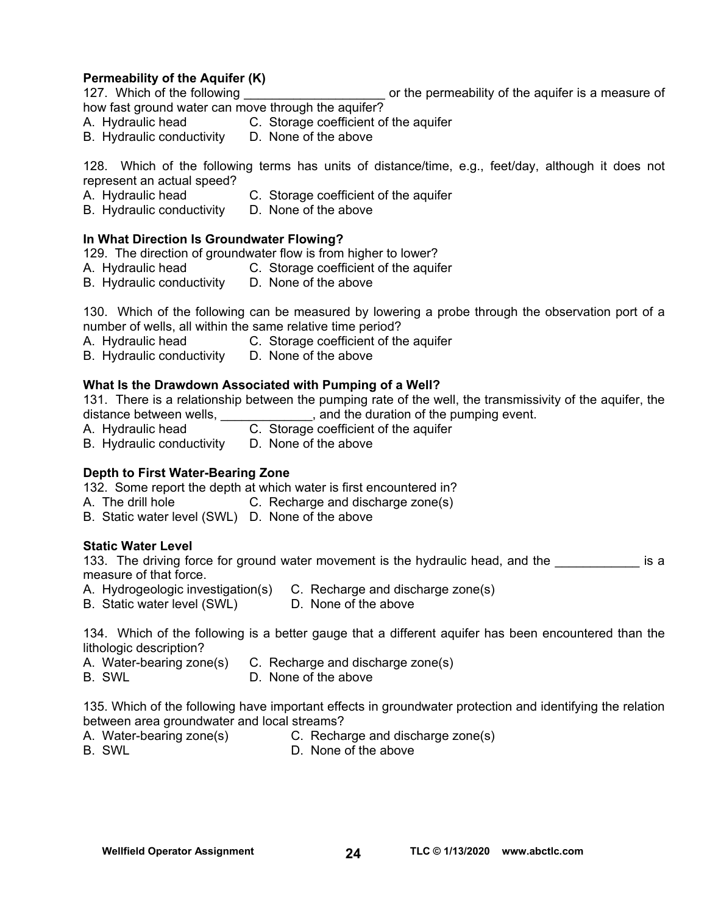**Permeability of the Aquifer (K)**

127. Which of the following ____________________ or the permeability of the aquifer is a measure of how fast ground water can move through the aquifer?

A. Hydraulic head C. Storage coefficient of the aquifer
B. Hydraulic conductivity D. None of the above

128. Which of the following terms has units of distance/time, e.g., feet/day, although it does not represent an actual speed?

A. Hydraulic head C. Storage coefficient of the aquifer
B. Hydraulic conductivity D. None of the above

**In What Direction Is Groundwater Flowing?**

129. The direction of groundwater flow is from higher to lower?

A. Hydraulic head C. Storage coefficient of the aquifer
B. Hydraulic conductivity D. None of the above

130. Which of the following can be measured by lowering a probe through the observation port of a number of wells, all within the same relative time period?

A. Hydraulic head C. Storage coefficient of the aquifer
B. Hydraulic conductivity D. None of the above

**What Is the Drawdown Associated with Pumping of a Well?**

131. There is a relationship between the pumping rate of the well, the transmissivity of the aquifer, the distance between wells, _____________, and the duration of the pumping event.

A. Hydraulic head C. Storage coefficient of the aquifer
B. Hydraulic conductivity D. None of the above

**Depth to First Water-Bearing Zone**

132. Some report the depth at which water is first encountered in?

A. The drill hole C. Recharge and discharge zone(s)
B. Static water level (SWL) D. None of the above

**Static Water Level**

133. The driving force for ground water movement is the hydraulic head, and the ____________ is a measure of that force.

A. Hydrogeologic investigation(s) C. Recharge and discharge zone(s)
B. Static water level (SWL) D. None of the above

134. Which of the following is a better gauge that a different aquifer has been encountered than the lithologic description?

A. Water-bearing zone(s) C. Recharge and discharge zone(s)
B. SWL D. None of the above

135. Which of the following have important effects in groundwater protection and identifying the relation between area groundwater and local streams?

A. Water-bearing zone(s) C. Recharge and discharge zone(s)
B. SWL D. None of the above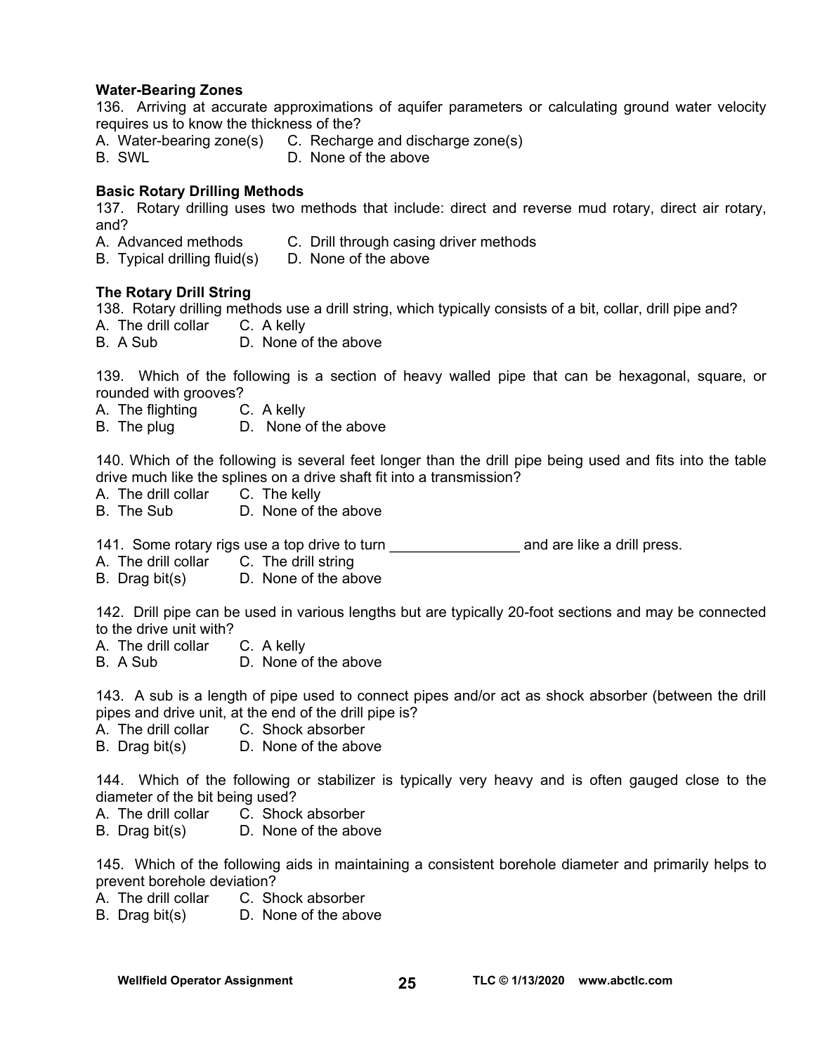**Water-Bearing Zones**

136. Arriving at accurate approximations of aquifer parameters or calculating ground water velocity requires us to know the thickness of the?

A. Water-bearing zone(s)　C. Recharge and discharge zone(s)
B. SWL　D. None of the above

**Basic Rotary Drilling Methods**

137. Rotary drilling uses two methods that include: direct and reverse mud rotary, direct air rotary, and?

A. Advanced methods　C. Drill through casing driver methods
B. Typical drilling fluid(s)　D. None of the above

**The Rotary Drill String**

138. Rotary drilling methods use a drill string, which typically consists of a bit, collar, drill pipe and?

A. The drill collar　C. A kelly
B. A Sub　D. None of the above

139. Which of the following is a section of heavy walled pipe that can be hexagonal, square, or rounded with grooves?

A. The flighting　C. A kelly
B. The plug　D. None of the above

140. Which of the following is several feet longer than the drill pipe being used and fits into the table drive much like the splines on a drive shaft fit into a transmission?

A. The drill collar　C. The kelly
B. The Sub　D. None of the above

141. Some rotary rigs use a top drive to turn ________________ and are like a drill press.

A. The drill collar　C. The drill string
B. Drag bit(s)　D. None of the above

142. Drill pipe can be used in various lengths but are typically 20-foot sections and may be connected to the drive unit with?

A. The drill collar　C. A kelly
B. A Sub　D. None of the above

143. A sub is a length of pipe used to connect pipes and/or act as shock absorber (between the drill pipes and drive unit, at the end of the drill pipe is?

A. The drill collar　C. Shock absorber
B. Drag bit(s)　D. None of the above

144. Which of the following or stabilizer is typically very heavy and is often gauged close to the diameter of the bit being used?

A. The drill collar　C. Shock absorber
B. Drag bit(s)　D. None of the above

145. Which of the following aids in maintaining a consistent borehole diameter and primarily helps to prevent borehole deviation?

A. The drill collar　C. Shock absorber
B. Drag bit(s)　D. None of the above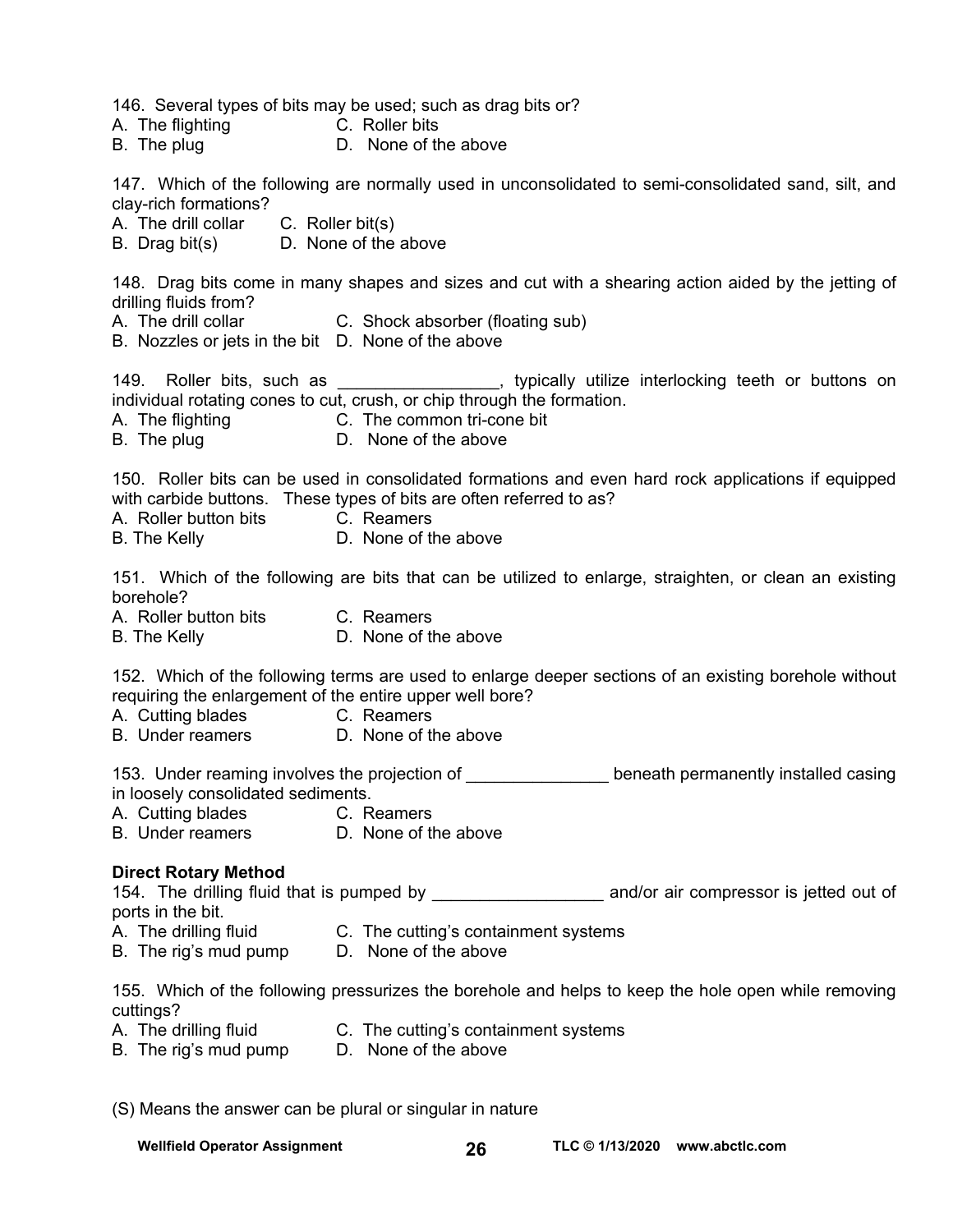146. Several types of bits may be used; such as drag bits or?
A. The flighting
B. The plug
C. Roller bits
D. None of the above

147. Which of the following are normally used in unconsolidated to semi-consolidated sand, silt, and clay-rich formations?
A. The drill collar
B. Drag bit(s)
C. Roller bit(s)
D. None of the above

148. Drag bits come in many shapes and sizes and cut with a shearing action aided by the jetting of drilling fluids from?
A. The drill collar
B. Nozzles or jets in the bit
C. Shock absorber (floating sub)
D. None of the above

149. Roller bits, such as ________________, typically utilize interlocking teeth or buttons on individual rotating cones to cut, crush, or chip through the formation.
A. The flighting
B. The plug
C. The common tri-cone bit
D. None of the above

150. Roller bits can be used in consolidated formations and even hard rock applications if equipped with carbide buttons. These types of bits are often referred to as?
A. Roller button bits
B. The Kelly
C. Reamers
D. None of the above

151. Which of the following are bits that can be utilized to enlarge, straighten, or clean an existing borehole?
A. Roller button bits
B. The Kelly
C. Reamers
D. None of the above

152. Which of the following terms are used to enlarge deeper sections of an existing borehole without requiring the enlargement of the entire upper well bore?
A. Cutting blades
B. Under reamers
C. Reamers
D. None of the above

153. Under reaming involves the projection of ______________ beneath permanently installed casing in loosely consolidated sediments.
A. Cutting blades
B. Under reamers
C. Reamers
D. None of the above

**Direct Rotary Method**

154. The drilling fluid that is pumped by _________________ and/or air compressor is jetted out of ports in the bit.
A. The drilling fluid
B. The rig's mud pump
C. The cutting's containment systems
D. None of the above

155. Which of the following pressurizes the borehole and helps to keep the hole open while removing cuttings?
A. The drilling fluid
B. The rig's mud pump
C. The cutting's containment systems
D. None of the above

(S) Means the answer can be plural or singular in nature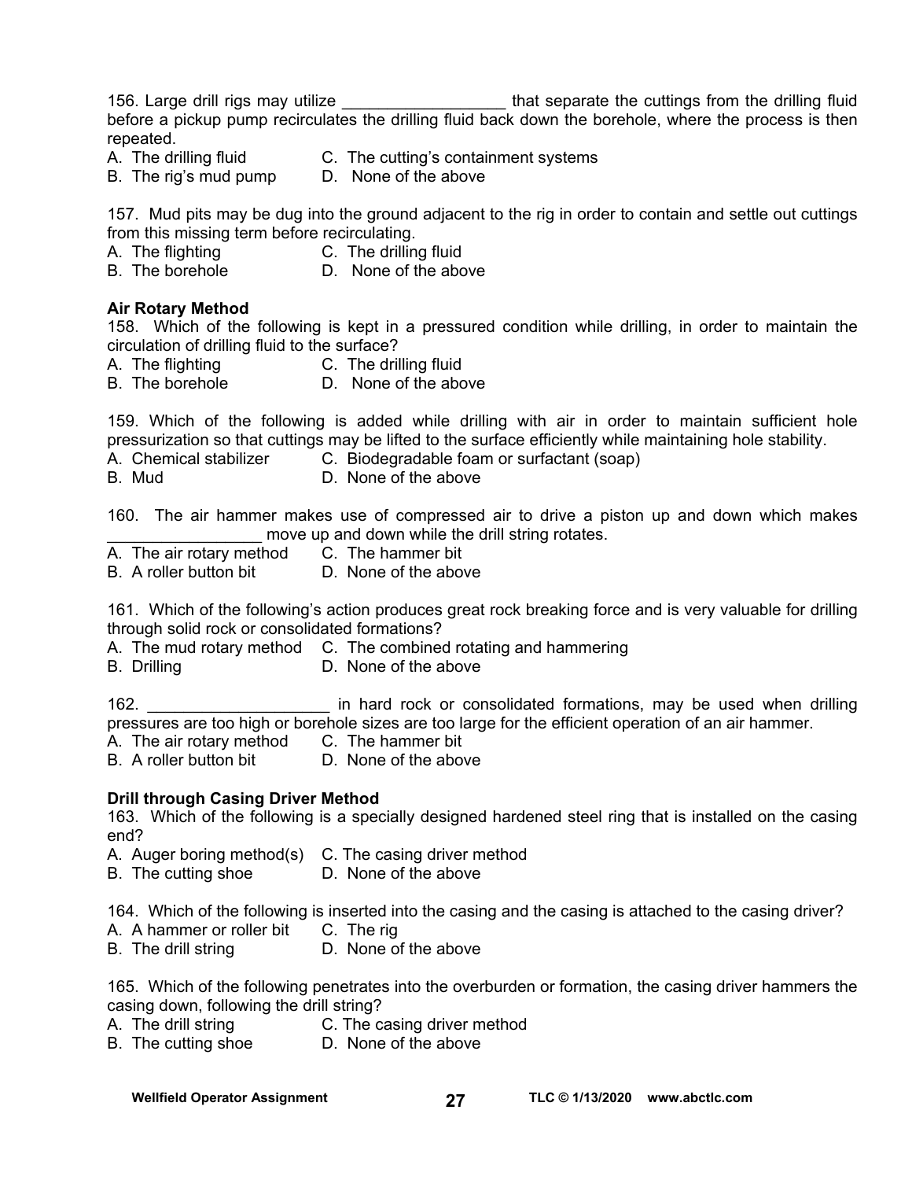156. Large drill rigs may utilize _________________ that separate the cuttings from the drilling fluid before a pickup pump recirculates the drilling fluid back down the borehole, where the process is then repeated.

A. The drilling fluid  
B. The rig's mud pump  
C. The cutting's containment systems  
D. None of the above

157. Mud pits may be dug into the ground adjacent to the rig in order to contain and settle out cuttings from this missing term before recirculating.

A. The flighting  
B. The borehole  
C. The drilling fluid  
D. None of the above

**Air Rotary Method**

158. Which of the following is kept in a pressured condition while drilling, in order to maintain the circulation of drilling fluid to the surface?

A. The flighting  
B. The borehole  
C. The drilling fluid  
D. None of the above

159. Which of the following is added while drilling with air in order to maintain sufficient hole pressurization so that cuttings may be lifted to the surface efficiently while maintaining hole stability.

A. Chemical stabilizer  
B. Mud  
C. Biodegradable foam or surfactant (soap)  
D. None of the above

160. The air hammer makes use of compressed air to drive a piston up and down which makes _________________ move up and down while the drill string rotates.

A. The air rotary method  
B. A roller button bit  
C. The hammer bit  
D. None of the above

161. Which of the following's action produces great rock breaking force and is very valuable for drilling through solid rock or consolidated formations?

A. The mud rotary method  
B. Drilling  
C. The combined rotating and hammering  
D. None of the above

162. ____________________ in hard rock or consolidated formations, may be used when drilling pressures are too high or borehole sizes are too large for the efficient operation of an air hammer.

A. The air rotary method  
B. A roller button bit  
C. The hammer bit  
D. None of the above

**Drill through Casing Driver Method**

163. Which of the following is a specially designed hardened steel ring that is installed on the casing end?

A. Auger boring method(s)  
B. The cutting shoe  
C. The casing driver method  
D. None of the above

164. Which of the following is inserted into the casing and the casing is attached to the casing driver?

A. A hammer or roller bit  
B. The drill string  
C. The rig  
D. None of the above

165. Which of the following penetrates into the overburden or formation, the casing driver hammers the casing down, following the drill string?

A. The drill string  
B. The cutting shoe  
C. The casing driver method  
D. None of the above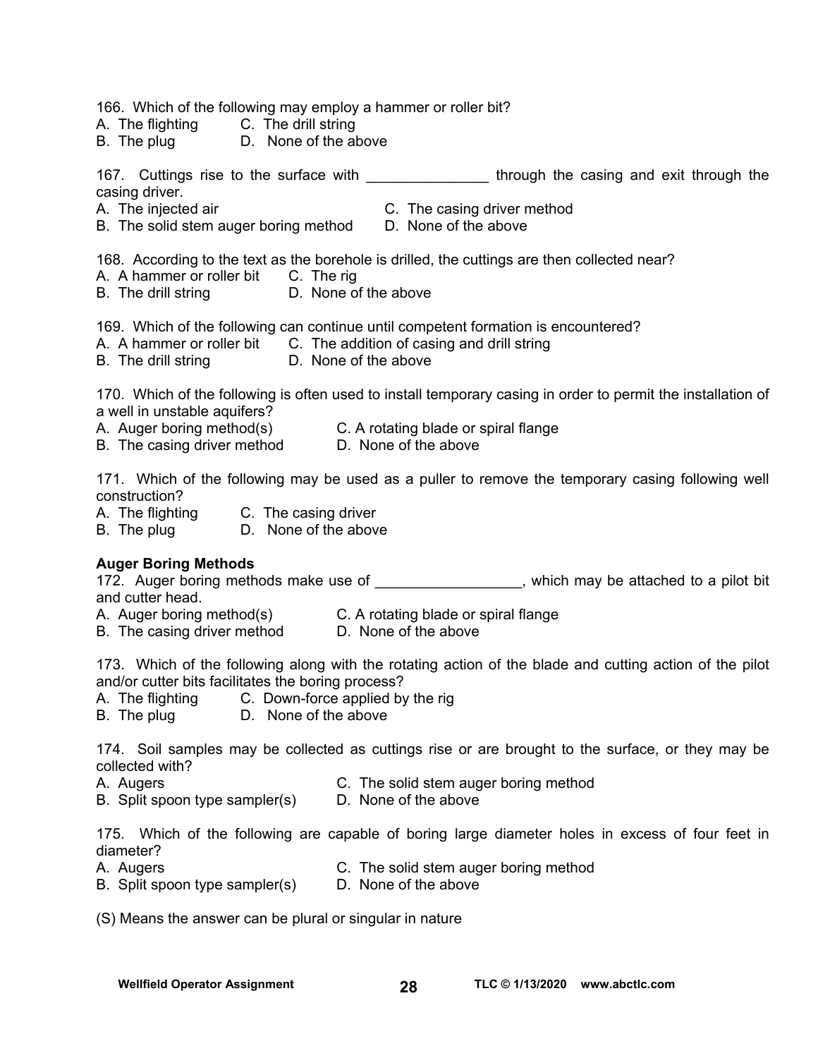166. Which of the following may employ a hammer or roller bit?
A. The flighting  C. The drill string
B. The plug  D. None of the above

167. Cuttings rise to the surface with _______________ through the casing and exit through the casing driver.
A. The injected air  C. The casing driver method
B. The solid stem auger boring method  D. None of the above

168. According to the text as the borehole is drilled, the cuttings are then collected near?
A. A hammer or roller bit  C. The rig
B. The drill string  D. None of the above

169. Which of the following can continue until competent formation is encountered?
A. A hammer or roller bit  C. The addition of casing and drill string
B. The drill string  D. None of the above

170. Which of the following is often used to install temporary casing in order to permit the installation of a well in unstable aquifers?
A. Auger boring method(s)  C. A rotating blade or spiral flange
B. The casing driver method  D. None of the above

171. Which of the following may be used as a puller to remove the temporary casing following well construction?
A. The flighting  C. The casing driver
B. The plug  D. None of the above

**Auger Boring Methods**

172. Auger boring methods make use of __________________, which may be attached to a pilot bit and cutter head.
A. Auger boring method(s)  C. A rotating blade or spiral flange
B. The casing driver method  D. None of the above

173. Which of the following along with the rotating action of the blade and cutting action of the pilot and/or cutter bits facilitates the boring process?
A. The flighting  C. Down-force applied by the rig
B. The plug  D. None of the above

174. Soil samples may be collected as cuttings rise or are brought to the surface, or they may be collected with?
A. Augers  C. The solid stem auger boring method
B. Split spoon type sampler(s)  D. None of the above

175. Which of the following are capable of boring large diameter holes in excess of four feet in diameter?
A. Augers  C. The solid stem auger boring method
B. Split spoon type sampler(s)  D. None of the above

(S) Means the answer can be plural or singular in nature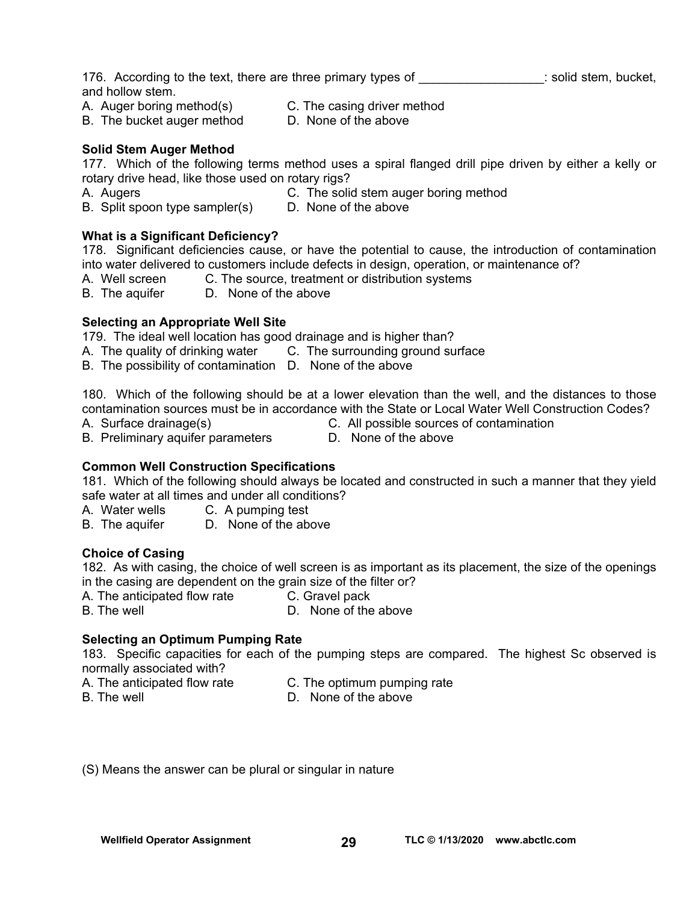176. According to the text, there are three primary types of _________________: solid stem, bucket, and hollow stem.
A. Auger boring method(s)
B. The bucket auger method
C. The casing driver method
D. None of the above

**Solid Stem Auger Method**

177. Which of the following terms method uses a spiral flanged drill pipe driven by either a kelly or rotary drive head, like those used on rotary rigs?
A. Augers
B. Split spoon type sampler(s)
C. The solid stem auger boring method
D. None of the above

**What is a Significant Deficiency?**

178. Significant deficiencies cause, or have the potential to cause, the introduction of contamination into water delivered to customers include defects in design, operation, or maintenance of?
A. Well screen
B. The aquifer
C. The source, treatment or distribution systems
D. None of the above

**Selecting an Appropriate Well Site**

179. The ideal well location has good drainage and is higher than?
A. The quality of drinking water
B. The possibility of contamination
C. The surrounding ground surface
D. None of the above

180. Which of the following should be at a lower elevation than the well, and the distances to those contamination sources must be in accordance with the State or Local Water Well Construction Codes?
A. Surface drainage(s)
B. Preliminary aquifer parameters
C. All possible sources of contamination
D. None of the above

**Common Well Construction Specifications**

181. Which of the following should always be located and constructed in such a manner that they yield safe water at all times and under all conditions?
A. Water wells
B. The aquifer
C. A pumping test
D. None of the above

**Choice of Casing**

182. As with casing, the choice of well screen is as important as its placement, the size of the openings in the casing are dependent on the grain size of the filter or?
A. The anticipated flow rate
B. The well
C. Gravel pack
D. None of the above

**Selecting an Optimum Pumping Rate**

183. Specific capacities for each of the pumping steps are compared. The highest Sc observed is normally associated with?
A. The anticipated flow rate
B. The well
C. The optimum pumping rate
D. None of the above

(S) Means the answer can be plural or singular in nature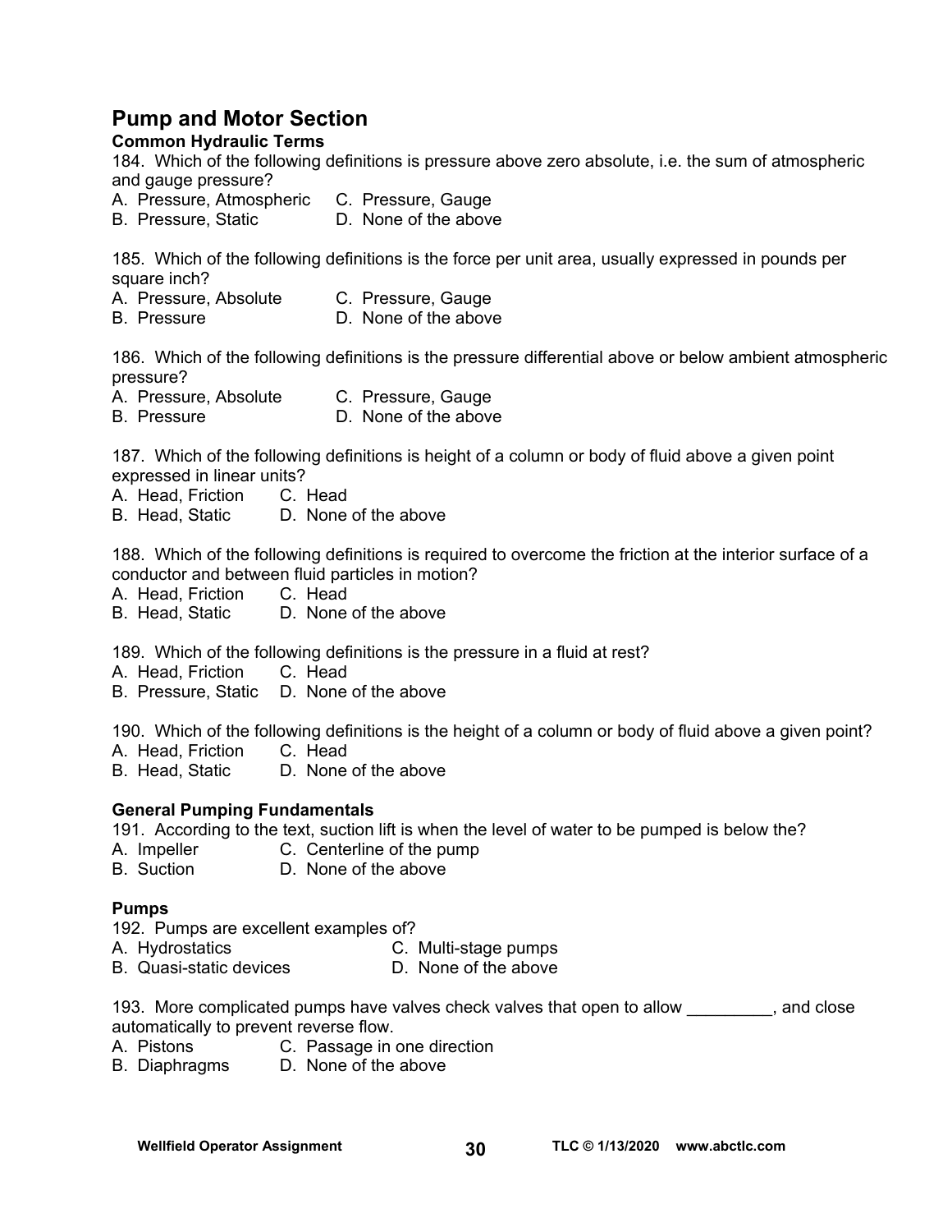## Pump and Motor Section

### Common Hydraulic Terms

184. Which of the following definitions is pressure above zero absolute, i.e. the sum of atmospheric and gauge pressure?
A. Pressure, Atmospheric  C. Pressure, Gauge
B. Pressure, Static  D. None of the above

185. Which of the following definitions is the force per unit area, usually expressed in pounds per square inch?
A. Pressure, Absolute  C. Pressure, Gauge
B. Pressure  D. None of the above

186. Which of the following definitions is the pressure differential above or below ambient atmospheric pressure?
A. Pressure, Absolute  C. Pressure, Gauge
B. Pressure  D. None of the above

187. Which of the following definitions is height of a column or body of fluid above a given point expressed in linear units?
A. Head, Friction  C. Head
B. Head, Static  D. None of the above

188. Which of the following definitions is required to overcome the friction at the interior surface of a conductor and between fluid particles in motion?
A. Head, Friction  C. Head
B. Head, Static  D. None of the above

189. Which of the following definitions is the pressure in a fluid at rest?
A. Head, Friction  C. Head
B. Pressure, Static  D. None of the above

190. Which of the following definitions is the height of a column or body of fluid above a given point?
A. Head, Friction  C. Head
B. Head, Static  D. None of the above

### General Pumping Fundamentals

191. According to the text, suction lift is when the level of water to be pumped is below the?
A. Impeller  C. Centerline of the pump
B. Suction  D. None of the above

### Pumps

192. Pumps are excellent examples of?
A. Hydrostatics  C. Multi-stage pumps
B. Quasi-static devices  D. None of the above

193. More complicated pumps have valves check valves that open to allow _________, and close automatically to prevent reverse flow.
A. Pistons  C. Passage in one direction
B. Diaphragms  D. None of the above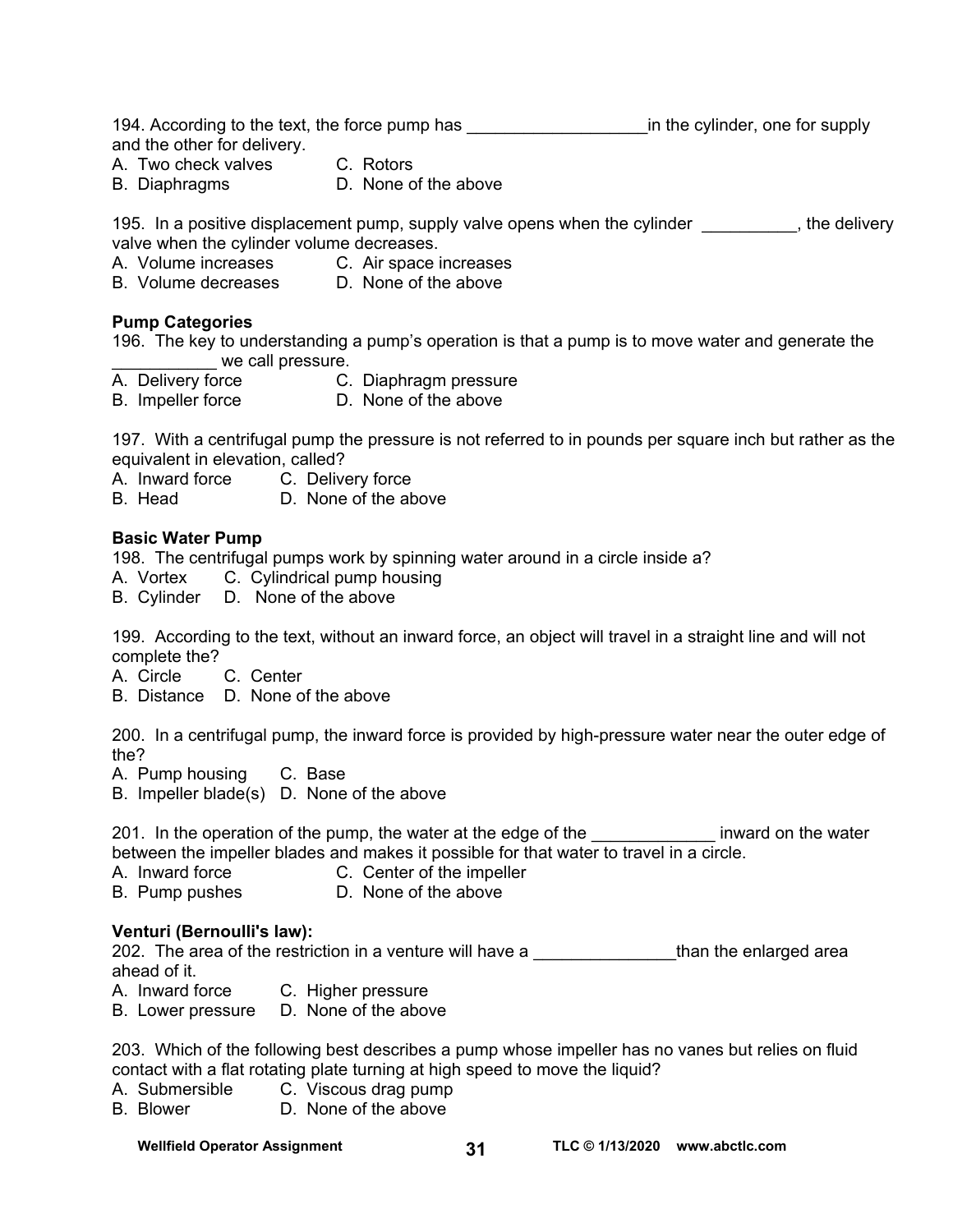194. According to the text, the force pump has ___________________in the cylinder, one for supply and the other for delivery.
A. Two check valves C. Rotors
B. Diaphragms D. None of the above

195. In a positive displacement pump, supply valve opens when the cylinder __________, the delivery valve when the cylinder volume decreases.
A. Volume increases C. Air space increases
B. Volume decreases D. None of the above

**Pump Categories**

196. The key to understanding a pump's operation is that a pump is to move water and generate the ___________ we call pressure.
A. Delivery force C. Diaphragm pressure
B. Impeller force D. None of the above

197. With a centrifugal pump the pressure is not referred to in pounds per square inch but rather as the equivalent in elevation, called?
A. Inward force C. Delivery force
B. Head D. None of the above

**Basic Water Pump**

198. The centrifugal pumps work by spinning water around in a circle inside a?
A. Vortex C. Cylindrical pump housing
B. Cylinder D. None of the above

199. According to the text, without an inward force, an object will travel in a straight line and will not complete the?
A. Circle C. Center
B. Distance D. None of the above

200. In a centrifugal pump, the inward force is provided by high-pressure water near the outer edge of the?
A. Pump housing C. Base
B. Impeller blade(s) D. None of the above

201. In the operation of the pump, the water at the edge of the _____________ inward on the water between the impeller blades and makes it possible for that water to travel in a circle.
A. Inward force C. Center of the impeller
B. Pump pushes D. None of the above

**Venturi (Bernoulli's law):**

202. The area of the restriction in a venture will have a _______________than the enlarged area ahead of it.
A. Inward force C. Higher pressure
B. Lower pressure D. None of the above

203. Which of the following best describes a pump whose impeller has no vanes but relies on fluid contact with a flat rotating plate turning at high speed to move the liquid?
A. Submersible C. Viscous drag pump
B. Blower D. None of the above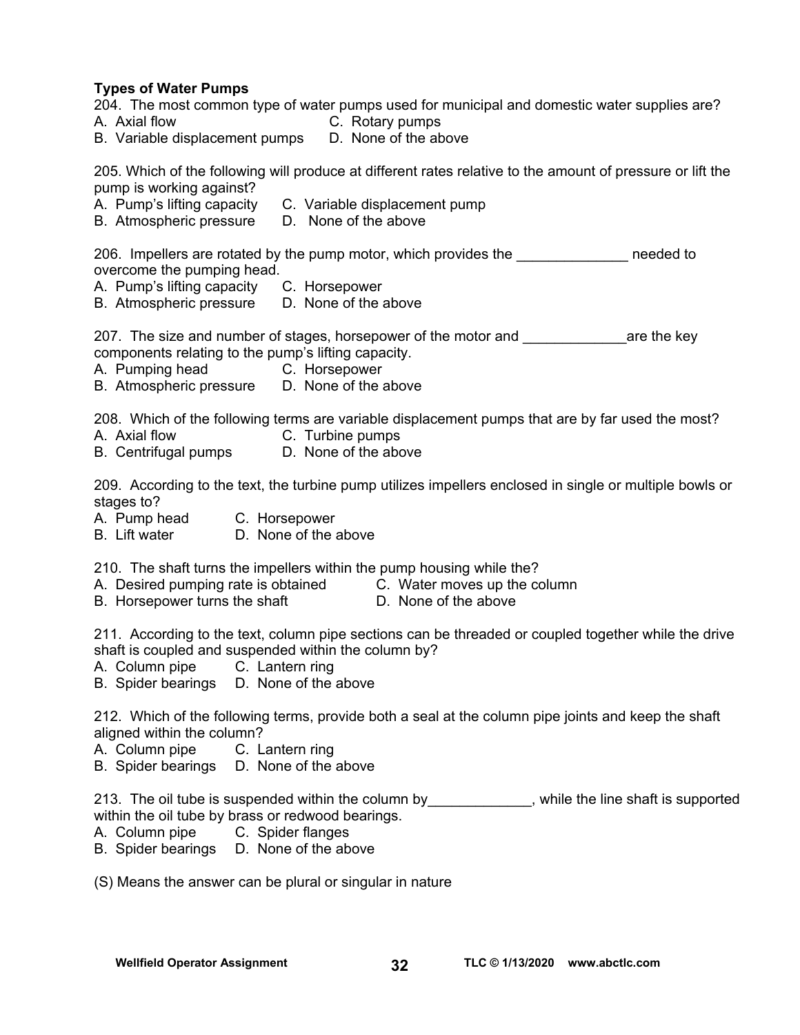**Types of Water Pumps**

204. The most common type of water pumps used for municipal and domestic water supplies are?
A. Axial flow  C. Rotary pumps
B. Variable displacement pumps  D. None of the above

205. Which of the following will produce at different rates relative to the amount of pressure or lift the pump is working against?
A. Pump's lifting capacity  C. Variable displacement pump
B. Atmospheric pressure  D. None of the above

206. Impellers are rotated by the pump motor, which provides the ______________ needed to overcome the pumping head.
A. Pump's lifting capacity  C. Horsepower
B. Atmospheric pressure  D. None of the above

207. The size and number of stages, horsepower of the motor and _____________are the key components relating to the pump's lifting capacity.
A. Pumping head  C. Horsepower
B. Atmospheric pressure  D. None of the above

208. Which of the following terms are variable displacement pumps that are by far used the most?
A. Axial flow  C. Turbine pumps
B. Centrifugal pumps  D. None of the above

209. According to the text, the turbine pump utilizes impellers enclosed in single or multiple bowls or stages to?
A. Pump head  C. Horsepower
B. Lift water  D. None of the above

210. The shaft turns the impellers within the pump housing while the?
A. Desired pumping rate is obtained  C. Water moves up the column
B. Horsepower turns the shaft  D. None of the above

211. According to the text, column pipe sections can be threaded or coupled together while the drive shaft is coupled and suspended within the column by?
A. Column pipe  C. Lantern ring
B. Spider bearings  D. None of the above

212. Which of the following terms, provide both a seal at the column pipe joints and keep the shaft aligned within the column?
A. Column pipe  C. Lantern ring
B. Spider bearings  D. None of the above

213. The oil tube is suspended within the column by_____________, while the line shaft is supported within the oil tube by brass or redwood bearings.
A. Column pipe  C. Spider flanges
B. Spider bearings  D. None of the above

(S) Means the answer can be plural or singular in nature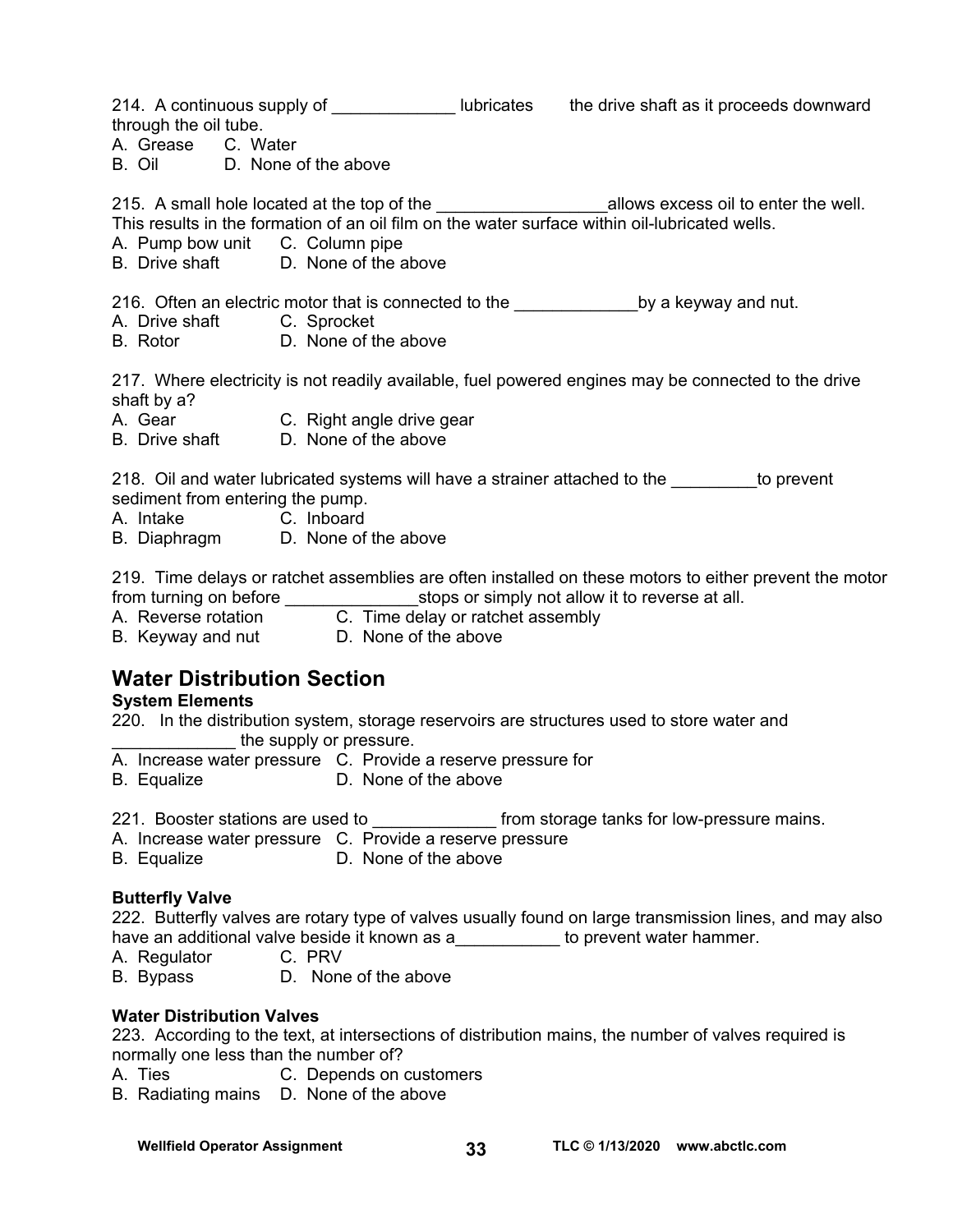214. A continuous supply of _____________ lubricates the drive shaft as it proceeds downward through the oil tube.
A. Grease C. Water
B. Oil D. None of the above

215. A small hole located at the top of the _________________allows excess oil to enter the well. This results in the formation of an oil film on the water surface within oil-lubricated wells.
A. Pump bow unit C. Column pipe
B. Drive shaft D. None of the above

216. Often an electric motor that is connected to the _____________by a keyway and nut.
A. Drive shaft C. Sprocket
B. Rotor D. None of the above

217. Where electricity is not readily available, fuel powered engines may be connected to the drive shaft by a?
A. Gear C. Right angle drive gear
B. Drive shaft D. None of the above

218. Oil and water lubricated systems will have a strainer attached to the _________to prevent sediment from entering the pump.
A. Intake C. Inboard
B. Diaphragm D. None of the above

219. Time delays or ratchet assemblies are often installed on these motors to either prevent the motor from turning on before ______________stops or simply not allow it to reverse at all.
A. Reverse rotation C. Time delay or ratchet assembly
B. Keyway and nut D. None of the above

## Water Distribution Section

### System Elements

220. In the distribution system, storage reservoirs are structures used to store water and _____________ the supply or pressure.
A. Increase water pressure C. Provide a reserve pressure for
B. Equalize D. None of the above

221. Booster stations are used to _____________ from storage tanks for low-pressure mains.
A. Increase water pressure C. Provide a reserve pressure
B. Equalize D. None of the above

### Butterfly Valve

222. Butterfly valves are rotary type of valves usually found on large transmission lines, and may also have an additional valve beside it known as a___________ to prevent water hammer.
A. Regulator C. PRV
B. Bypass D. None of the above

### Water Distribution Valves

223. According to the text, at intersections of distribution mains, the number of valves required is normally one less than the number of?
A. Ties C. Depends on customers
B. Radiating mains D. None of the above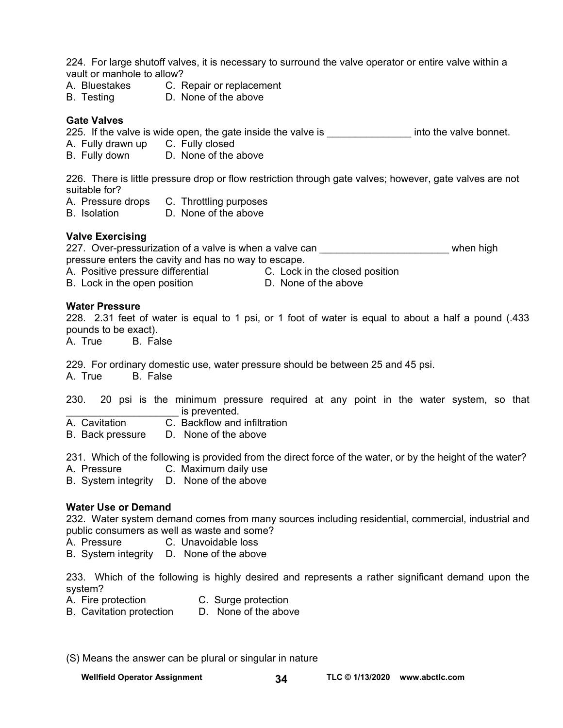224. For large shutoff valves, it is necessary to surround the valve operator or entire valve within a vault or manhole to allow?
A. Bluestakes C. Repair or replacement
B. Testing D. None of the above

**Gate Valves**
225. If the valve is wide open, the gate inside the valve is _______________ into the valve bonnet.
A. Fully drawn up C. Fully closed
B. Fully down D. None of the above

226. There is little pressure drop or flow restriction through gate valves; however, gate valves are not suitable for?
A. Pressure drops C. Throttling purposes
B. Isolation D. None of the above

**Valve Exercising**
227. Over-pressurization of a valve is when a valve can _______________________ when high pressure enters the cavity and has no way to escape.
A. Positive pressure differential C. Lock in the closed position
B. Lock in the open position D. None of the above

**Water Pressure**
228. 2.31 feet of water is equal to 1 psi, or 1 foot of water is equal to about a half a pound (.433 pounds to be exact).
A. True B. False

229. For ordinary domestic use, water pressure should be between 25 and 45 psi.
A. True B. False

230. 20 psi is the minimum pressure required at any point in the water system, so that ____________________ is prevented.
A. Cavitation C. Backflow and infiltration
B. Back pressure D. None of the above

231. Which of the following is provided from the direct force of the water, or by the height of the water?
A. Pressure C. Maximum daily use
B. System integrity D. None of the above

**Water Use or Demand**
232. Water system demand comes from many sources including residential, commercial, industrial and public consumers as well as waste and some?
A. Pressure C. Unavoidable loss
B. System integrity D. None of the above

233. Which of the following is highly desired and represents a rather significant demand upon the system?
A. Fire protection C. Surge protection
B. Cavitation protection D. None of the above

(S) Means the answer can be plural or singular in nature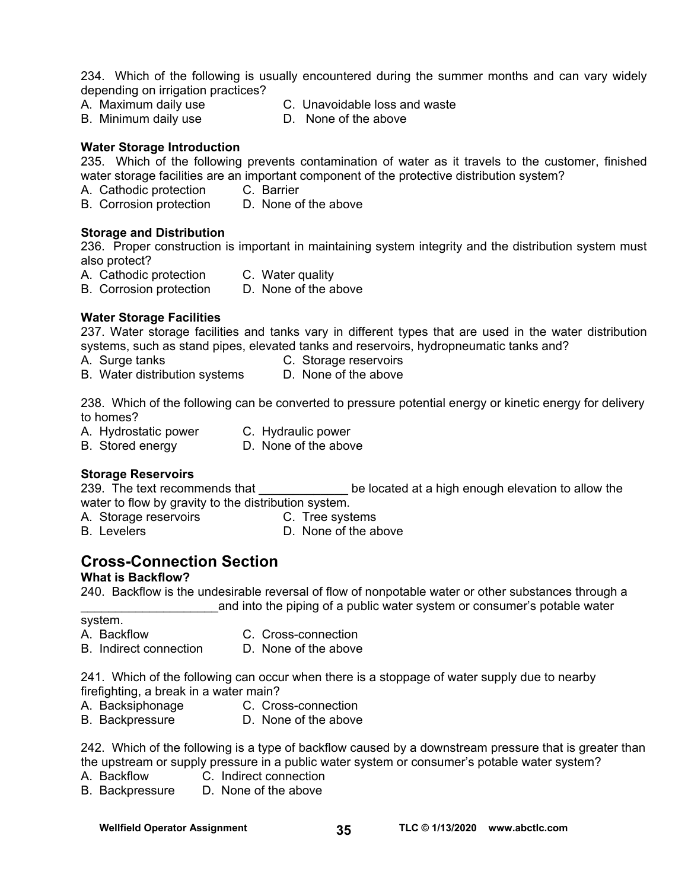234. Which of the following is usually encountered during the summer months and can vary widely depending on irrigation practices?

A. Maximum daily use
B. Minimum daily use
C. Unavoidable loss and waste
D. None of the above

**Water Storage Introduction**

235. Which of the following prevents contamination of water as it travels to the customer, finished water storage facilities are an important component of the protective distribution system?

A. Cathodic protection
B. Corrosion protection
C. Barrier
D. None of the above

**Storage and Distribution**

236. Proper construction is important in maintaining system integrity and the distribution system must also protect?

A. Cathodic protection
B. Corrosion protection
C. Water quality
D. None of the above

**Water Storage Facilities**

237. Water storage facilities and tanks vary in different types that are used in the water distribution systems, such as stand pipes, elevated tanks and reservoirs, hydropneumatic tanks and?

A. Surge tanks
B. Water distribution systems
C. Storage reservoirs
D. None of the above

238. Which of the following can be converted to pressure potential energy or kinetic energy for delivery to homes?

A. Hydrostatic power
B. Stored energy
C. Hydraulic power
D. None of the above

**Storage Reservoirs**

239. The text recommends that _____________ be located at a high enough elevation to allow the water to flow by gravity to the distribution system.

A. Storage reservoirs
B. Levelers
C. Tree systems
D. None of the above

## Cross-Connection Section

**What is Backflow?**

240. Backflow is the undesirable reversal of flow of nonpotable water or other substances through a ____________________and into the piping of a public water system or consumer's potable water system.

A. Backflow
B. Indirect connection
C. Cross-connection
D. None of the above

241. Which of the following can occur when there is a stoppage of water supply due to nearby firefighting, a break in a water main?

A. Backsiphonage
B. Backpressure
C. Cross-connection
D. None of the above

242. Which of the following is a type of backflow caused by a downstream pressure that is greater than the upstream or supply pressure in a public water system or consumer's potable water system?

A. Backflow
B. Backpressure
C. Indirect connection
D. None of the above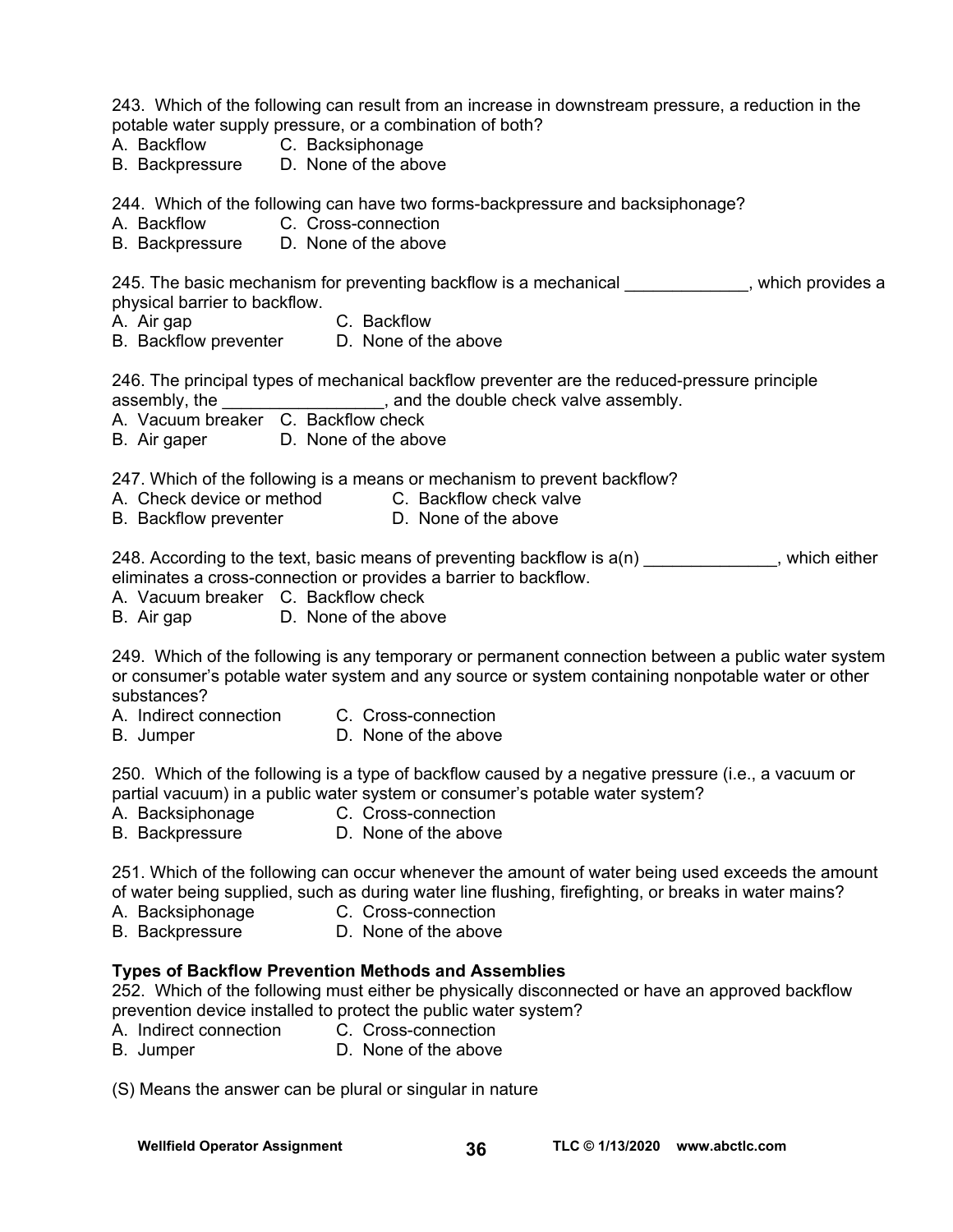243. Which of the following can result from an increase in downstream pressure, a reduction in the potable water supply pressure, or a combination of both?
A. Backflow C. Backsiphonage
B. Backpressure D. None of the above

244. Which of the following can have two forms-backpressure and backsiphonage?
A. Backflow C. Cross-connection
B. Backpressure D. None of the above

245. The basic mechanism for preventing backflow is a mechanical _____________, which provides a physical barrier to backflow.
A. Air gap C. Backflow
B. Backflow preventer D. None of the above

246. The principal types of mechanical backflow preventer are the reduced-pressure principle assembly, the _________________, and the double check valve assembly.
A. Vacuum breaker C. Backflow check
B. Air gaper D. None of the above

247. Which of the following is a means or mechanism to prevent backflow?
A. Check device or method C. Backflow check valve
B. Backflow preventer D. None of the above

248. According to the text, basic means of preventing backflow is a(n) ______________, which either eliminates a cross-connection or provides a barrier to backflow.
A. Vacuum breaker C. Backflow check
B. Air gap D. None of the above

249. Which of the following is any temporary or permanent connection between a public water system or consumer's potable water system and any source or system containing nonpotable water or other substances?
A. Indirect connection C. Cross-connection
B. Jumper D. None of the above

250. Which of the following is a type of backflow caused by a negative pressure (i.e., a vacuum or partial vacuum) in a public water system or consumer's potable water system?
A. Backsiphonage C. Cross-connection
B. Backpressure D. None of the above

251. Which of the following can occur whenever the amount of water being used exceeds the amount of water being supplied, such as during water line flushing, firefighting, or breaks in water mains?
A. Backsiphonage C. Cross-connection
B. Backpressure D. None of the above

**Types of Backflow Prevention Methods and Assemblies**

252. Which of the following must either be physically disconnected or have an approved backflow prevention device installed to protect the public water system?
A. Indirect connection C. Cross-connection
B. Jumper D. None of the above

(S) Means the answer can be plural or singular in nature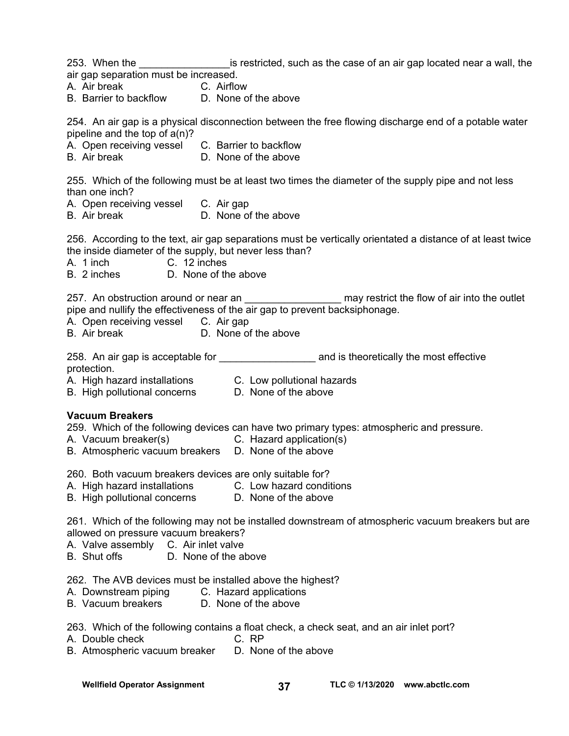253. When the ________________is restricted, such as the case of an air gap located near a wall, the air gap separation must be increased.
A. Air break C. Airflow
B. Barrier to backflow D. None of the above

254. An air gap is a physical disconnection between the free flowing discharge end of a potable water pipeline and the top of a(n)?
A. Open receiving vessel C. Barrier to backflow
B. Air break D. None of the above

255. Which of the following must be at least two times the diameter of the supply pipe and not less than one inch?
A. Open receiving vessel C. Air gap
B. Air break D. None of the above

256. According to the text, air gap separations must be vertically orientated a distance of at least twice the inside diameter of the supply, but never less than?
A. 1 inch C. 12 inches
B. 2 inches D. None of the above

257. An obstruction around or near an _________________ may restrict the flow of air into the outlet pipe and nullify the effectiveness of the air gap to prevent backsiphonage.
A. Open receiving vessel C. Air gap
B. Air break D. None of the above

258. An air gap is acceptable for _________________ and is theoretically the most effective protection.
A. High hazard installations C. Low pollutional hazards
B. High pollutional concerns D. None of the above

**Vacuum Breakers**

259. Which of the following devices can have two primary types: atmospheric and pressure.
A. Vacuum breaker(s) C. Hazard application(s)
B. Atmospheric vacuum breakers D. None of the above

260. Both vacuum breakers devices are only suitable for?
A. High hazard installations C. Low hazard conditions
B. High pollutional concerns D. None of the above

261. Which of the following may not be installed downstream of atmospheric vacuum breakers but are allowed on pressure vacuum breakers?
A. Valve assembly C. Air inlet valve
B. Shut offs D. None of the above

262. The AVB devices must be installed above the highest?
A. Downstream piping C. Hazard applications
B. Vacuum breakers D. None of the above

263. Which of the following contains a float check, a check seat, and an air inlet port?
A. Double check C. RP
B. Atmospheric vacuum breaker D. None of the above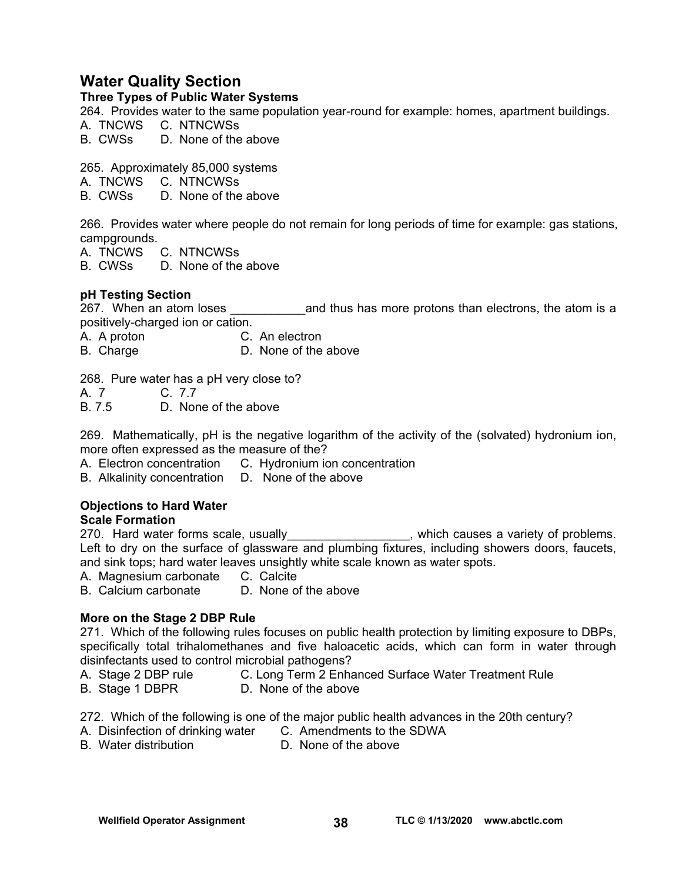## Water Quality Section

### Three Types of Public Water Systems

264. Provides water to the same population year-round for example: homes, apartment buildings.
A. TNCWS C. NTNCWSs
B. CWSs D. None of the above

265. Approximately 85,000 systems
A. TNCWS C. NTNCWSs
B. CWSs D. None of the above

266. Provides water where people do not remain for long periods of time for example: gas stations, campgrounds.
A. TNCWS C. NTNCWSs
B. CWSs D. None of the above

### pH Testing Section

267. When an atom loses ___________and thus has more protons than electrons, the atom is a positively-charged ion or cation.
A. A proton C. An electron
B. Charge D. None of the above

268. Pure water has a pH very close to?
A. 7 C. 7.7
B. 7.5 D. None of the above

269. Mathematically, pH is the negative logarithm of the activity of the (solvated) hydronium ion, more often expressed as the measure of the?
A. Electron concentration C. Hydronium ion concentration
B. Alkalinity concentration D. None of the above

### Objections to Hard Water

### Scale Formation

270. Hard water forms scale, usually__________________, which causes a variety of problems. Left to dry on the surface of glassware and plumbing fixtures, including showers doors, faucets, and sink tops; hard water leaves unsightly white scale known as water spots.
A. Magnesium carbonate C. Calcite
B. Calcium carbonate D. None of the above

### More on the Stage 2 DBP Rule

271. Which of the following rules focuses on public health protection by limiting exposure to DBPs, specifically total trihalomethanes and five haloacetic acids, which can form in water through disinfectants used to control microbial pathogens?
A. Stage 2 DBP rule C. Long Term 2 Enhanced Surface Water Treatment Rule
B. Stage 1 DBPR D. None of the above

272. Which of the following is one of the major public health advances in the 20th century?
A. Disinfection of drinking water C. Amendments to the SDWA
B. Water distribution D. None of the above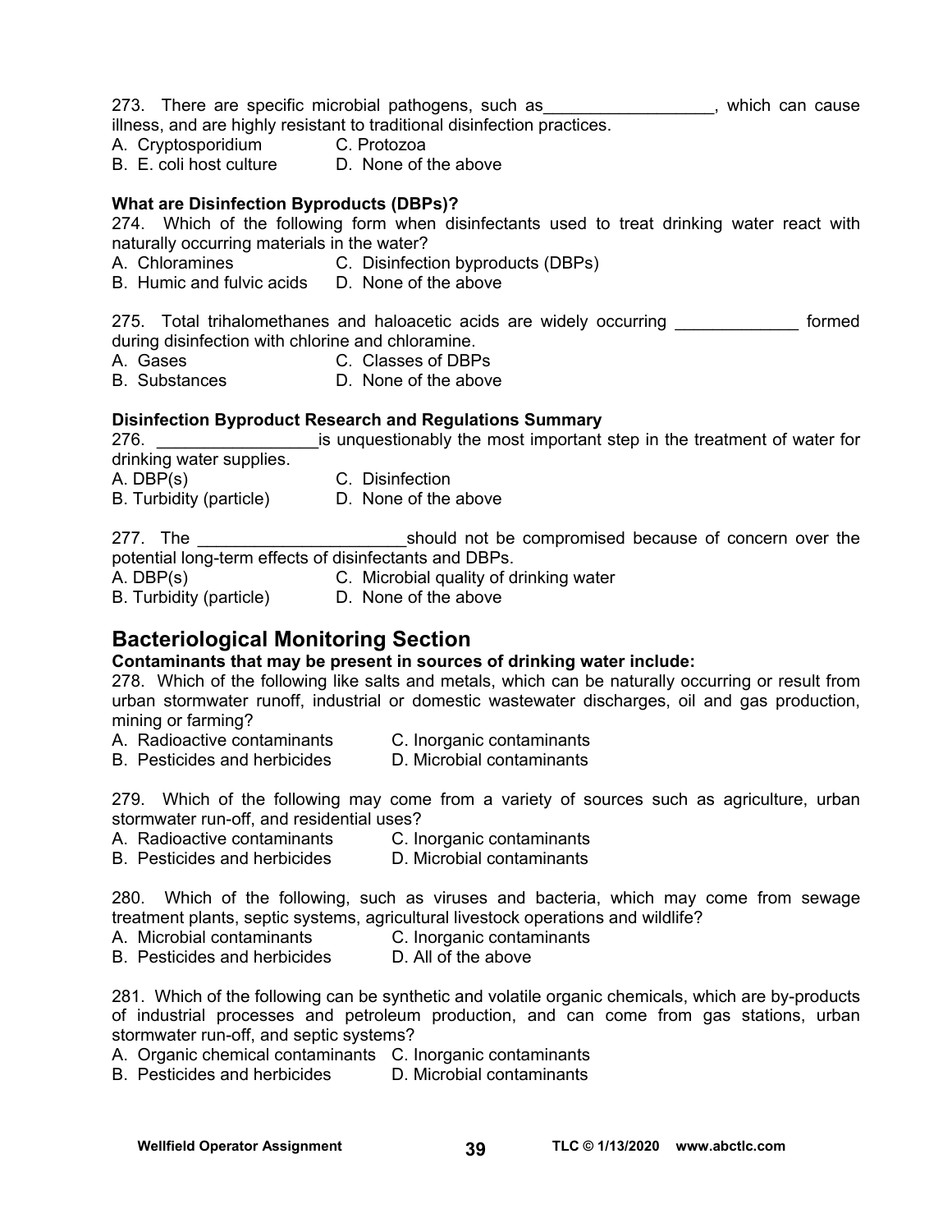273. There are specific microbial pathogens, such as_________________, which can cause illness, and are highly resistant to traditional disinfection practices.
A. Cryptosporidium C. Protozoa
B. E. coli host culture D. None of the above

**What are Disinfection Byproducts (DBPs)?**

274. Which of the following form when disinfectants used to treat drinking water react with naturally occurring materials in the water?
A. Chloramines C. Disinfection byproducts (DBPs)
B. Humic and fulvic acids D. None of the above

275. Total trihalomethanes and haloacetic acids are widely occurring _____________ formed during disinfection with chlorine and chloramine.
A. Gases C. Classes of DBPs
B. Substances D. None of the above

**Disinfection Byproduct Research and Regulations Summary**

276. ________________is unquestionably the most important step in the treatment of water for drinking water supplies.
A. DBP(s) C. Disinfection
B. Turbidity (particle) D. None of the above

277. The ______________________should not be compromised because of concern over the potential long-term effects of disinfectants and DBPs.
A. DBP(s) C. Microbial quality of drinking water
B. Turbidity (particle) D. None of the above

## Bacteriological Monitoring Section

**Contaminants that may be present in sources of drinking water include:**

278. Which of the following like salts and metals, which can be naturally occurring or result from urban stormwater runoff, industrial or domestic wastewater discharges, oil and gas production, mining or farming?
A. Radioactive contaminants C. Inorganic contaminants
B. Pesticides and herbicides D. Microbial contaminants

279. Which of the following may come from a variety of sources such as agriculture, urban stormwater run-off, and residential uses?
A. Radioactive contaminants C. Inorganic contaminants
B. Pesticides and herbicides D. Microbial contaminants

280. Which of the following, such as viruses and bacteria, which may come from sewage treatment plants, septic systems, agricultural livestock operations and wildlife?
A. Microbial contaminants C. Inorganic contaminants
B. Pesticides and herbicides D. All of the above

281. Which of the following can be synthetic and volatile organic chemicals, which are by-products of industrial processes and petroleum production, and can come from gas stations, urban stormwater run-off, and septic systems?
A. Organic chemical contaminants C. Inorganic contaminants
B. Pesticides and herbicides D. Microbial contaminants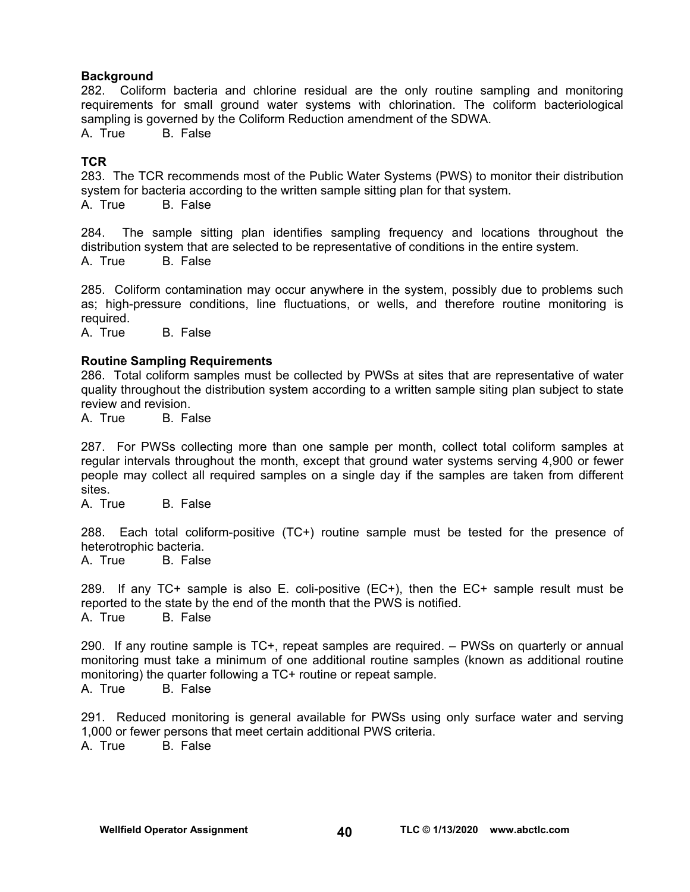**Background**

282. Coliform bacteria and chlorine residual are the only routine sampling and monitoring requirements for small ground water systems with chlorination. The coliform bacteriological sampling is governed by the Coliform Reduction amendment of the SDWA.
A. True  B. False

**TCR**

283. The TCR recommends most of the Public Water Systems (PWS) to monitor their distribution system for bacteria according to the written sample sitting plan for that system.
A. True  B. False

284. The sample sitting plan identifies sampling frequency and locations throughout the distribution system that are selected to be representative of conditions in the entire system.
A. True  B. False

285. Coliform contamination may occur anywhere in the system, possibly due to problems such as; high-pressure conditions, line fluctuations, or wells, and therefore routine monitoring is required.
A. True  B. False

**Routine Sampling Requirements**

286. Total coliform samples must be collected by PWSs at sites that are representative of water quality throughout the distribution system according to a written sample siting plan subject to state review and revision.
A. True  B. False

287. For PWSs collecting more than one sample per month, collect total coliform samples at regular intervals throughout the month, except that ground water systems serving 4,900 or fewer people may collect all required samples on a single day if the samples are taken from different sites.
A. True  B. False

288. Each total coliform-positive (TC+) routine sample must be tested for the presence of heterotrophic bacteria.
A. True  B. False

289. If any TC+ sample is also E. coli-positive (EC+), then the EC+ sample result must be reported to the state by the end of the month that the PWS is notified.
A. True  B. False

290. If any routine sample is TC+, repeat samples are required. – PWSs on quarterly or annual monitoring must take a minimum of one additional routine samples (known as additional routine monitoring) the quarter following a TC+ routine or repeat sample.
A. True  B. False

291. Reduced monitoring is general available for PWSs using only surface water and serving 1,000 or fewer persons that meet certain additional PWS criteria.
A. True  B. False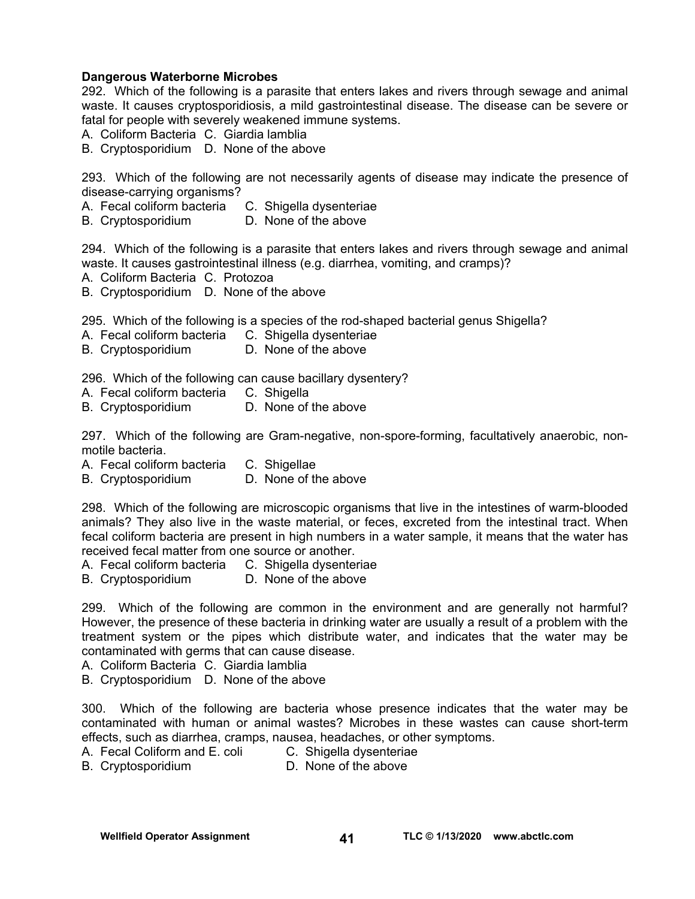**Dangerous Waterborne Microbes**

292. Which of the following is a parasite that enters lakes and rivers through sewage and animal waste. It causes cryptosporidiosis, a mild gastrointestinal disease. The disease can be severe or fatal for people with severely weakened immune systems.

A. Coliform Bacteria C. Giardia lamblia
B. Cryptosporidium D. None of the above

293. Which of the following are not necessarily agents of disease may indicate the presence of disease-carrying organisms?

A. Fecal coliform bacteria C. Shigella dysenteriae
B. Cryptosporidium D. None of the above

294. Which of the following is a parasite that enters lakes and rivers through sewage and animal waste. It causes gastrointestinal illness (e.g. diarrhea, vomiting, and cramps)?

A. Coliform Bacteria C. Protozoa
B. Cryptosporidium D. None of the above

295. Which of the following is a species of the rod-shaped bacterial genus Shigella?

A. Fecal coliform bacteria C. Shigella dysenteriae
B. Cryptosporidium D. None of the above

296. Which of the following can cause bacillary dysentery?

A. Fecal coliform bacteria C. Shigella
B. Cryptosporidium D. None of the above

297. Which of the following are Gram-negative, non-spore-forming, facultatively anaerobic, non-motile bacteria.

A. Fecal coliform bacteria C. Shigellae
B. Cryptosporidium D. None of the above

298. Which of the following are microscopic organisms that live in the intestines of warm-blooded animals? They also live in the waste material, or feces, excreted from the intestinal tract. When fecal coliform bacteria are present in high numbers in a water sample, it means that the water has received fecal matter from one source or another.

A. Fecal coliform bacteria C. Shigella dysenteriae
B. Cryptosporidium D. None of the above

299. Which of the following are common in the environment and are generally not harmful? However, the presence of these bacteria in drinking water are usually a result of a problem with the treatment system or the pipes which distribute water, and indicates that the water may be contaminated with germs that can cause disease.

A. Coliform Bacteria C. Giardia lamblia
B. Cryptosporidium D. None of the above

300. Which of the following are bacteria whose presence indicates that the water may be contaminated with human or animal wastes? Microbes in these wastes can cause short-term effects, such as diarrhea, cramps, nausea, headaches, or other symptoms.

A. Fecal Coliform and E. coli C. Shigella dysenteriae
B. Cryptosporidium D. None of the above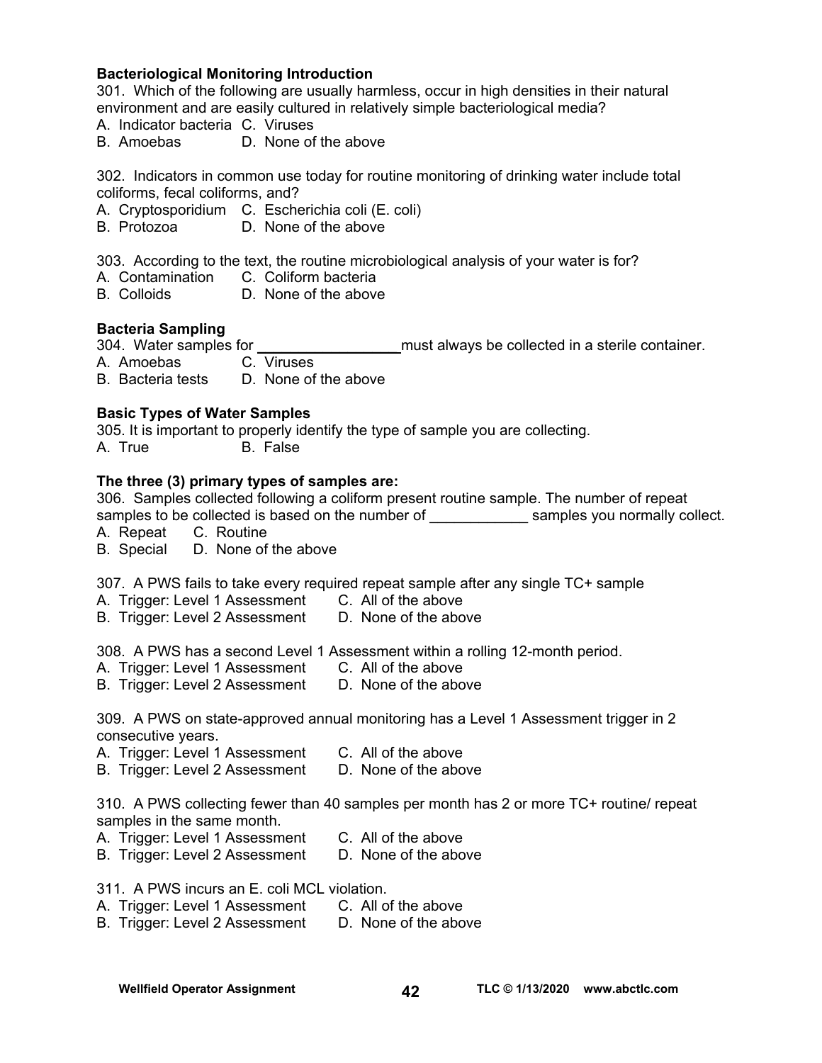**Bacteriological Monitoring Introduction**

301. Which of the following are usually harmless, occur in high densities in their natural environment and are easily cultured in relatively simple bacteriological media?
A. Indicator bacteria C. Viruses
B. Amoebas D. None of the above

302. Indicators in common use today for routine monitoring of drinking water include total coliforms, fecal coliforms, and?
A. Cryptosporidium C. Escherichia coli (E. coli)
B. Protozoa D. None of the above

303. According to the text, the routine microbiological analysis of your water is for?
A. Contamination C. Coliform bacteria
B. Colloids D. None of the above

**Bacteria Sampling**

304. Water samples for _________________ must always be collected in a sterile container.
A. Amoebas C. Viruses
B. Bacteria tests D. None of the above

**Basic Types of Water Samples**

305. It is important to properly identify the type of sample you are collecting.
A. True B. False

**The three (3) primary types of samples are:**

306. Samples collected following a coliform present routine sample. The number of repeat samples to be collected is based on the number of ____________ samples you normally collect.
A. Repeat C. Routine
B. Special D. None of the above

307. A PWS fails to take every required repeat sample after any single TC+ sample
A. Trigger: Level 1 Assessment C. All of the above
B. Trigger: Level 2 Assessment D. None of the above

308. A PWS has a second Level 1 Assessment within a rolling 12-month period.
A. Trigger: Level 1 Assessment C. All of the above
B. Trigger: Level 2 Assessment D. None of the above

309. A PWS on state-approved annual monitoring has a Level 1 Assessment trigger in 2 consecutive years.
A. Trigger: Level 1 Assessment C. All of the above
B. Trigger: Level 2 Assessment D. None of the above

310. A PWS collecting fewer than 40 samples per month has 2 or more TC+ routine/ repeat samples in the same month.
A. Trigger: Level 1 Assessment C. All of the above
B. Trigger: Level 2 Assessment D. None of the above

311. A PWS incurs an E. coli MCL violation.
A. Trigger: Level 1 Assessment C. All of the above
B. Trigger: Level 2 Assessment D. None of the above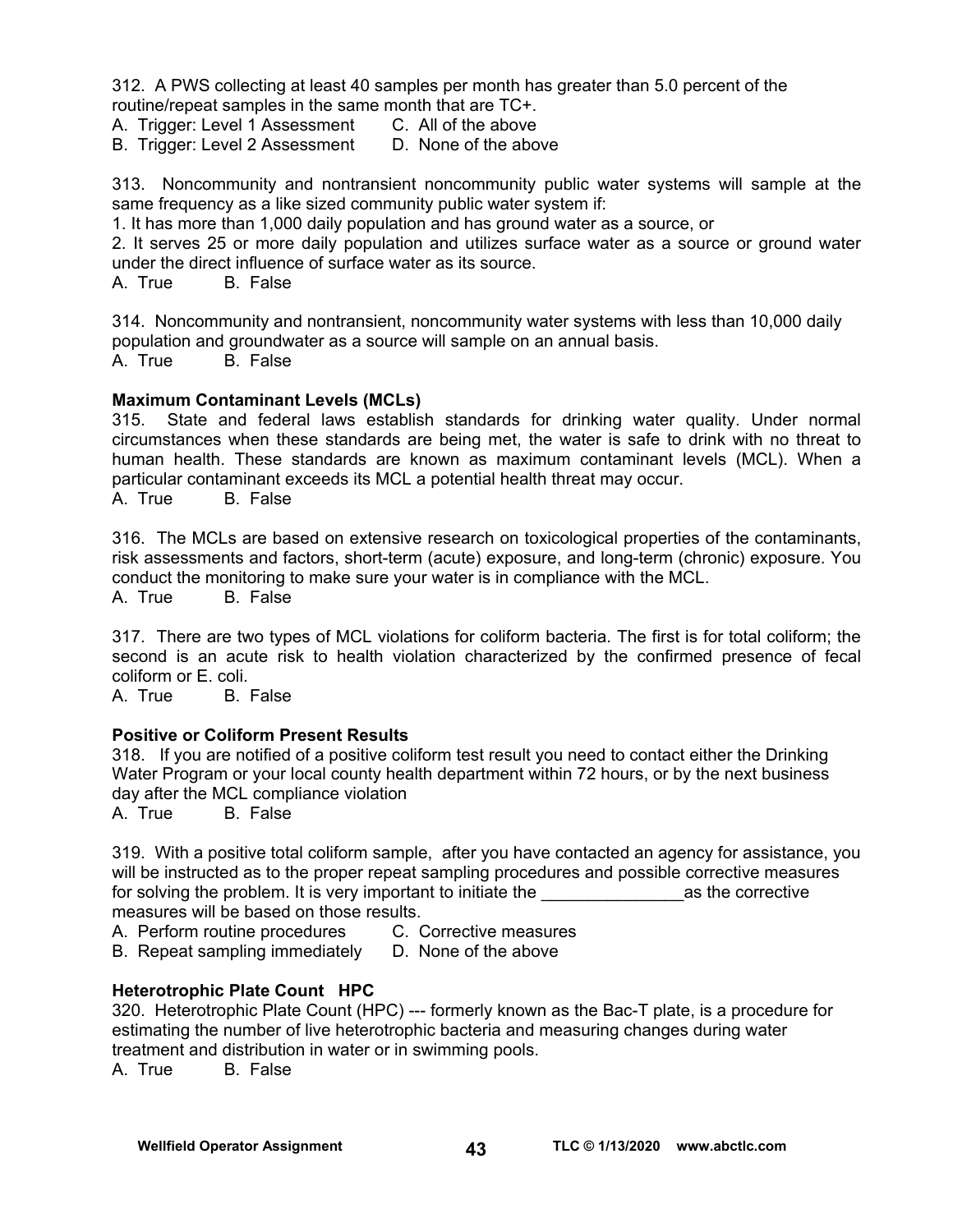312. A PWS collecting at least 40 samples per month has greater than 5.0 percent of the routine/repeat samples in the same month that are TC+.

A. Trigger: Level 1 Assessment    C. All of the above
B. Trigger: Level 2 Assessment    D. None of the above

313. Noncommunity and nontransient noncommunity public water systems will sample at the same frequency as a like sized community public water system if:

1. It has more than 1,000 daily population and has ground water as a source, or
2. It serves 25 or more daily population and utilizes surface water as a source or ground water under the direct influence of surface water as its source.

A. True    B. False

314. Noncommunity and nontransient, noncommunity water systems with less than 10,000 daily population and groundwater as a source will sample on an annual basis.

A. True    B. False

**Maximum Contaminant Levels (MCLs)**

315. State and federal laws establish standards for drinking water quality. Under normal circumstances when these standards are being met, the water is safe to drink with no threat to human health. These standards are known as maximum contaminant levels (MCL). When a particular contaminant exceeds its MCL a potential health threat may occur.

A. True    B. False

316. The MCLs are based on extensive research on toxicological properties of the contaminants, risk assessments and factors, short-term (acute) exposure, and long-term (chronic) exposure. You conduct the monitoring to make sure your water is in compliance with the MCL.

A. True    B. False

317. There are two types of MCL violations for coliform bacteria. The first is for total coliform; the second is an acute risk to health violation characterized by the confirmed presence of fecal coliform or E. coli.

A. True    B. False

**Positive or Coliform Present Results**

318. If you are notified of a positive coliform test result you need to contact either the Drinking Water Program or your local county health department within 72 hours, or by the next business day after the MCL compliance violation

A. True    B. False

319. With a positive total coliform sample, after you have contacted an agency for assistance, you will be instructed as to the proper repeat sampling procedures and possible corrective measures for solving the problem. It is very important to initiate the _______________as the corrective measures will be based on those results.

A. Perform routine procedures    C. Corrective measures
B. Repeat sampling immediately    D. None of the above

**Heterotrophic Plate Count HPC**

320. Heterotrophic Plate Count (HPC) --- formerly known as the Bac-T plate, is a procedure for estimating the number of live heterotrophic bacteria and measuring changes during water treatment and distribution in water or in swimming pools.

A. True    B. False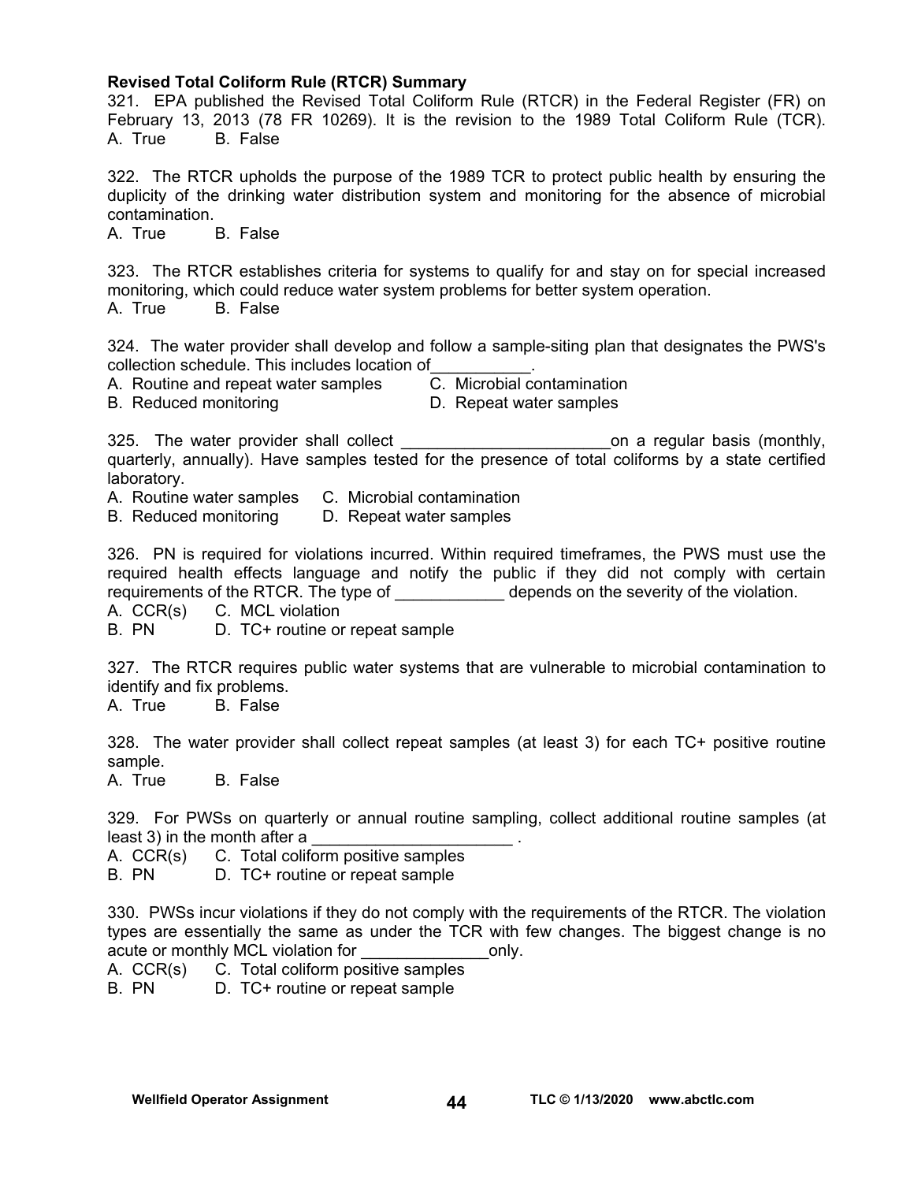**Revised Total Coliform Rule (RTCR) Summary**

321. EPA published the Revised Total Coliform Rule (RTCR) in the Federal Register (FR) on February 13, 2013 (78 FR 10269). It is the revision to the 1989 Total Coliform Rule (TCR).
A. True B. False

322. The RTCR upholds the purpose of the 1989 TCR to protect public health by ensuring the duplicity of the drinking water distribution system and monitoring for the absence of microbial contamination.
A. True B. False

323. The RTCR establishes criteria for systems to qualify for and stay on for special increased monitoring, which could reduce water system problems for better system operation.
A. True B. False

324. The water provider shall develop and follow a sample-siting plan that designates the PWS's collection schedule. This includes location of___________.
A. Routine and repeat water samples C. Microbial contamination
B. Reduced monitoring D. Repeat water samples

325. The water provider shall collect _______________________on a regular basis (monthly, quarterly, annually). Have samples tested for the presence of total coliforms by a state certified laboratory.
A. Routine water samples C. Microbial contamination
B. Reduced monitoring D. Repeat water samples

326. PN is required for violations incurred. Within required timeframes, the PWS must use the required health effects language and notify the public if they did not comply with certain requirements of the RTCR. The type of ____________ depends on the severity of the violation.
A. CCR(s) C. MCL violation
B. PN D. TC+ routine or repeat sample

327. The RTCR requires public water systems that are vulnerable to microbial contamination to identify and fix problems.
A. True B. False

328. The water provider shall collect repeat samples (at least 3) for each TC+ positive routine sample.
A. True B. False

329. For PWSs on quarterly or annual routine sampling, collect additional routine samples (at least 3) in the month after a ______________________ .
A. CCR(s) C. Total coliform positive samples
B. PN D. TC+ routine or repeat sample

330. PWSs incur violations if they do not comply with the requirements of the RTCR. The violation types are essentially the same as under the TCR with few changes. The biggest change is no acute or monthly MCL violation for ______________only.
A. CCR(s) C. Total coliform positive samples
B. PN D. TC+ routine or repeat sample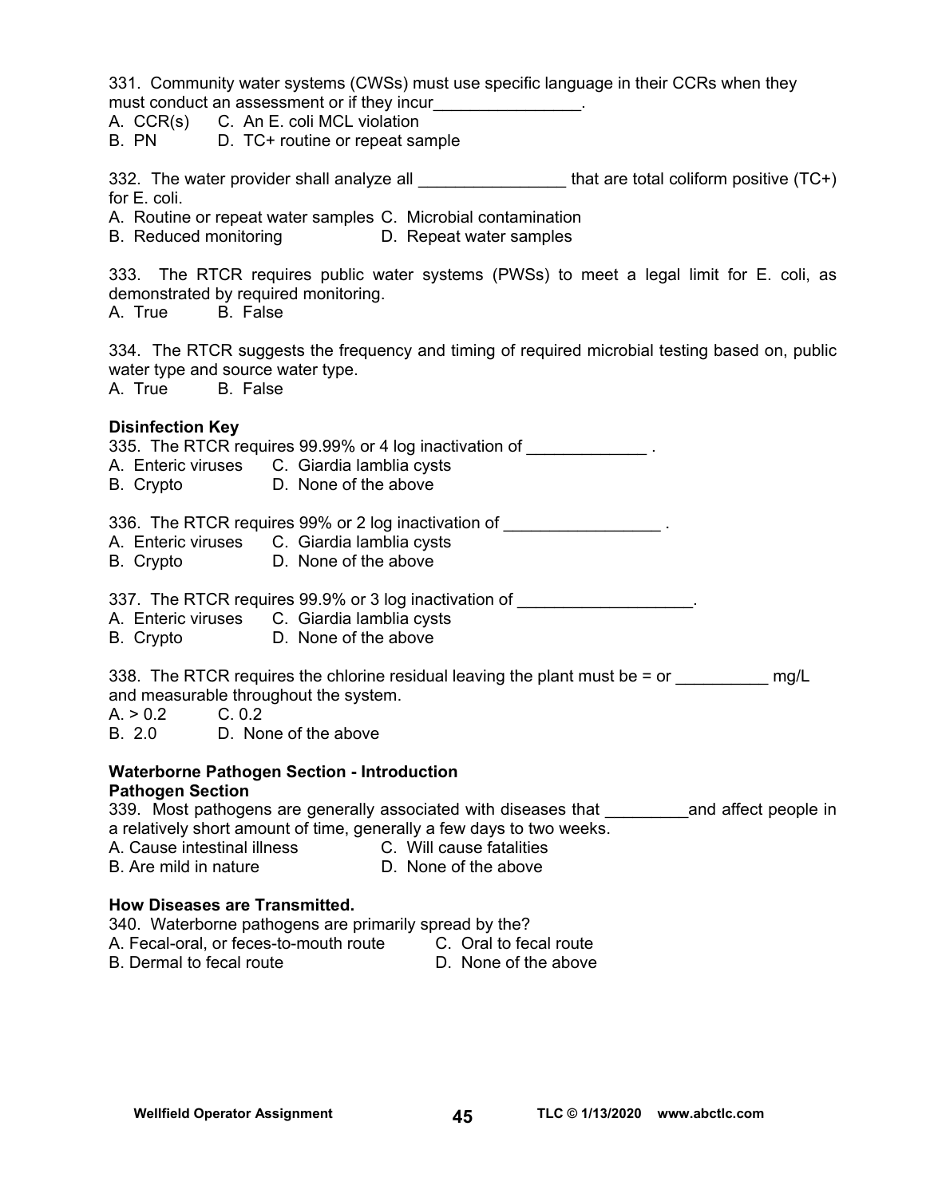331. Community water systems (CWSs) must use specific language in their CCRs when they must conduct an assessment or if they incur________________.

A. CCR(s)  C. An E. coli MCL violation
B. PN  D. TC+ routine or repeat sample

332. The water provider shall analyze all ________________ that are total coliform positive (TC+) for E. coli.

A. Routine or repeat water samples C. Microbial contamination
B. Reduced monitoring  D. Repeat water samples

333. The RTCR requires public water systems (PWSs) to meet a legal limit for E. coli, as demonstrated by required monitoring.

A. True  B. False

334. The RTCR suggests the frequency and timing of required microbial testing based on, public water type and source water type.

A. True  B. False

**Disinfection Key**

335. The RTCR requires 99.99% or 4 log inactivation of _____________ .

A. Enteric viruses  C. Giardia lamblia cysts
B. Crypto  D. None of the above

336. The RTCR requires 99% or 2 log inactivation of _________________ .

A. Enteric viruses  C. Giardia lamblia cysts
B. Crypto  D. None of the above

337. The RTCR requires 99.9% or 3 log inactivation of ___________________.

A. Enteric viruses  C. Giardia lamblia cysts
B. Crypto  D. None of the above

338. The RTCR requires the chlorine residual leaving the plant must be = or __________ mg/L and measurable throughout the system.

A. > 0.2  C. 0.2
B. 2.0  D. None of the above

**Waterborne Pathogen Section - Introduction**

**Pathogen Section**

339. Most pathogens are generally associated with diseases that _________and affect people in a relatively short amount of time, generally a few days to two weeks.

A. Cause intestinal illness  C. Will cause fatalities
B. Are mild in nature  D. None of the above

**How Diseases are Transmitted.**

340. Waterborne pathogens are primarily spread by the?

A. Fecal-oral, or feces-to-mouth route  C. Oral to fecal route
B. Dermal to fecal route  D. None of the above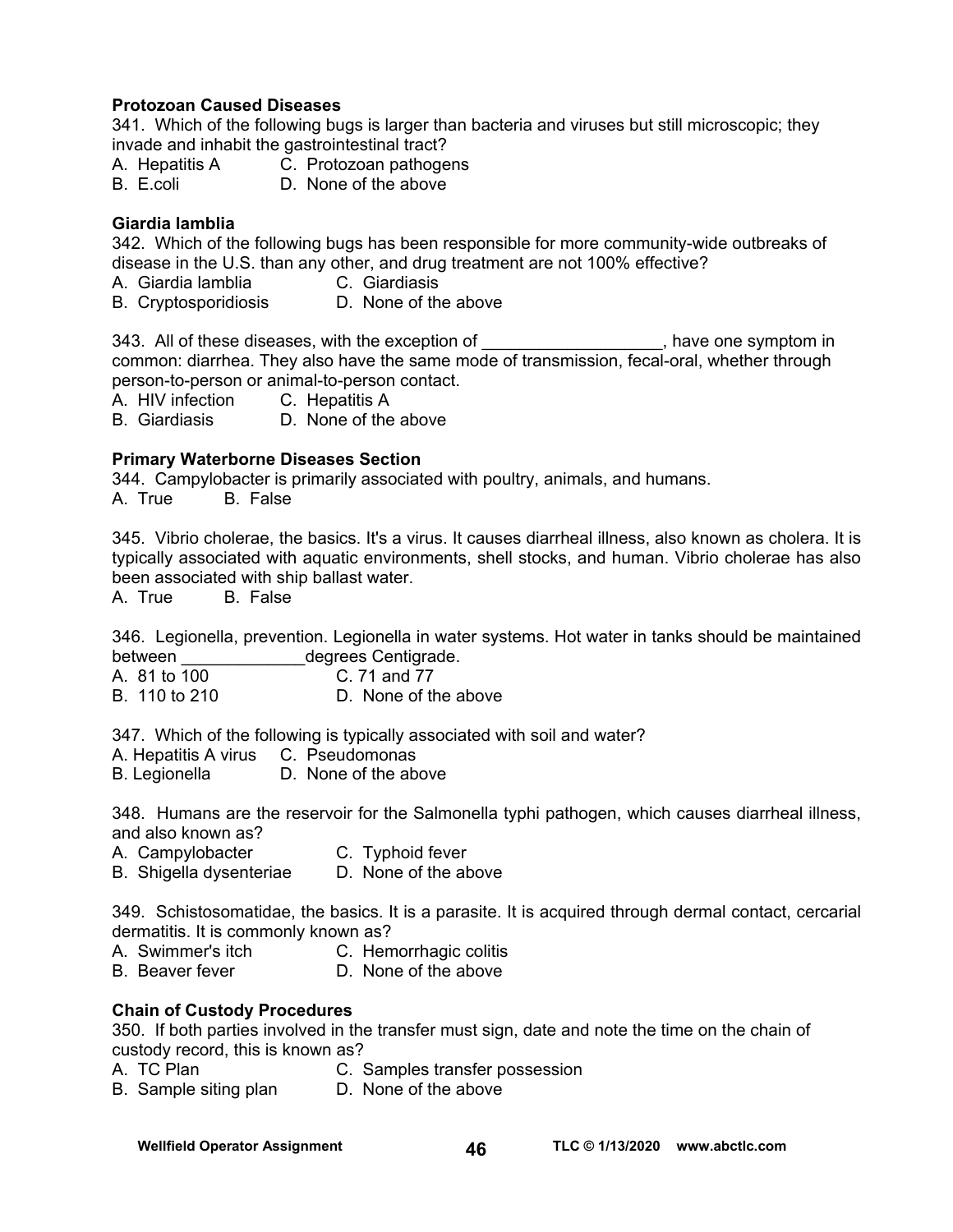**Protozoan Caused Diseases**

341. Which of the following bugs is larger than bacteria and viruses but still microscopic; they invade and inhabit the gastrointestinal tract?

A. Hepatitis A C. Protozoan pathogens
B. E.coli D. None of the above

**Giardia lamblia**

342. Which of the following bugs has been responsible for more community-wide outbreaks of disease in the U.S. than any other, and drug treatment are not 100% effective?

A. Giardia lamblia C. Giardiasis
B. Cryptosporidiosis D. None of the above

343. All of these diseases, with the exception of ___________________, have one symptom in common: diarrhea. They also have the same mode of transmission, fecal-oral, whether through person-to-person or animal-to-person contact.

A. HIV infection C. Hepatitis A
B. Giardiasis D. None of the above

**Primary Waterborne Diseases Section**

344. Campylobacter is primarily associated with poultry, animals, and humans.

A. True B. False

345. Vibrio cholerae, the basics. It's a virus. It causes diarrheal illness, also known as cholera. It is typically associated with aquatic environments, shell stocks, and human. Vibrio cholerae has also been associated with ship ballast water.

A. True B. False

346. Legionella, prevention. Legionella in water systems. Hot water in tanks should be maintained between _____________degrees Centigrade.

A. 81 to 100 C. 71 and 77
B. 110 to 210 D. None of the above

347. Which of the following is typically associated with soil and water?

A. Hepatitis A virus C. Pseudomonas
B. Legionella D. None of the above

348. Humans are the reservoir for the Salmonella typhi pathogen, which causes diarrheal illness, and also known as?

A. Campylobacter C. Typhoid fever
B. Shigella dysenteriae D. None of the above

349. Schistosomatidae, the basics. It is a parasite. It is acquired through dermal contact, cercarial dermatitis. It is commonly known as?

A. Swimmer's itch C. Hemorrhagic colitis
B. Beaver fever D. None of the above

**Chain of Custody Procedures**

350. If both parties involved in the transfer must sign, date and note the time on the chain of custody record, this is known as?

A. TC Plan C. Samples transfer possession
B. Sample siting plan D. None of the above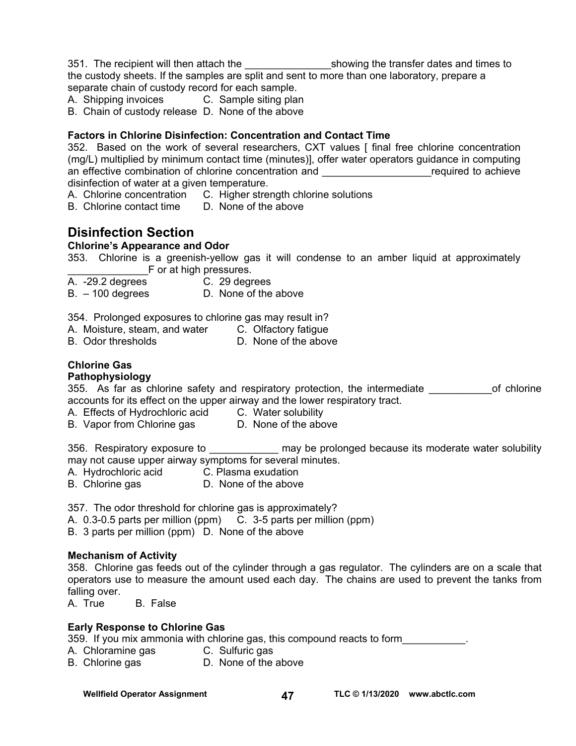351. The recipient will then attach the _______________showing the transfer dates and times to the custody sheets. If the samples are split and sent to more than one laboratory, prepare a separate chain of custody record for each sample.

A. Shipping invoices  C. Sample siting plan
B. Chain of custody release  D. None of the above

**Factors in Chlorine Disinfection: Concentration and Contact Time**

352. Based on the work of several researchers, CXT values [ final free chlorine concentration (mg/L) multiplied by minimum contact time (minutes)], offer water operators guidance in computing an effective combination of chlorine concentration and ___________________required to achieve disinfection of water at a given temperature.

A. Chlorine concentration  C. Higher strength chlorine solutions
B. Chlorine contact time  D. None of the above

## Disinfection Section

**Chlorine's Appearance and Odor**

353. Chlorine is a greenish-yellow gas it will condense to an amber liquid at approximately ______________F or at high pressures.

A. -29.2 degrees  C. 29 degrees
B. – 100 degrees  D. None of the above

354. Prolonged exposures to chlorine gas may result in?

A. Moisture, steam, and water  C. Olfactory fatigue
B. Odor thresholds  D. None of the above

**Chlorine Gas**

**Pathophysiology**

355. As far as chlorine safety and respiratory protection, the intermediate ___________of chlorine accounts for its effect on the upper airway and the lower respiratory tract.

A. Effects of Hydrochloric acid  C. Water solubility
B. Vapor from Chlorine gas  D. None of the above

356. Respiratory exposure to ____________ may be prolonged because its moderate water solubility may not cause upper airway symptoms for several minutes.

A. Hydrochloric acid  C. Plasma exudation
B. Chlorine gas  D. None of the above

357. The odor threshold for chlorine gas is approximately?

A. 0.3-0.5 parts per million (ppm)  C. 3-5 parts per million (ppm)
B. 3 parts per million (ppm)  D. None of the above

**Mechanism of Activity**

358. Chlorine gas feeds out of the cylinder through a gas regulator. The cylinders are on a scale that operators use to measure the amount used each day. The chains are used to prevent the tanks from falling over.

A. True  B. False

**Early Response to Chlorine Gas**

359. If you mix ammonia with chlorine gas, this compound reacts to form___________.

A. Chloramine gas  C. Sulfuric gas
B. Chlorine gas  D. None of the above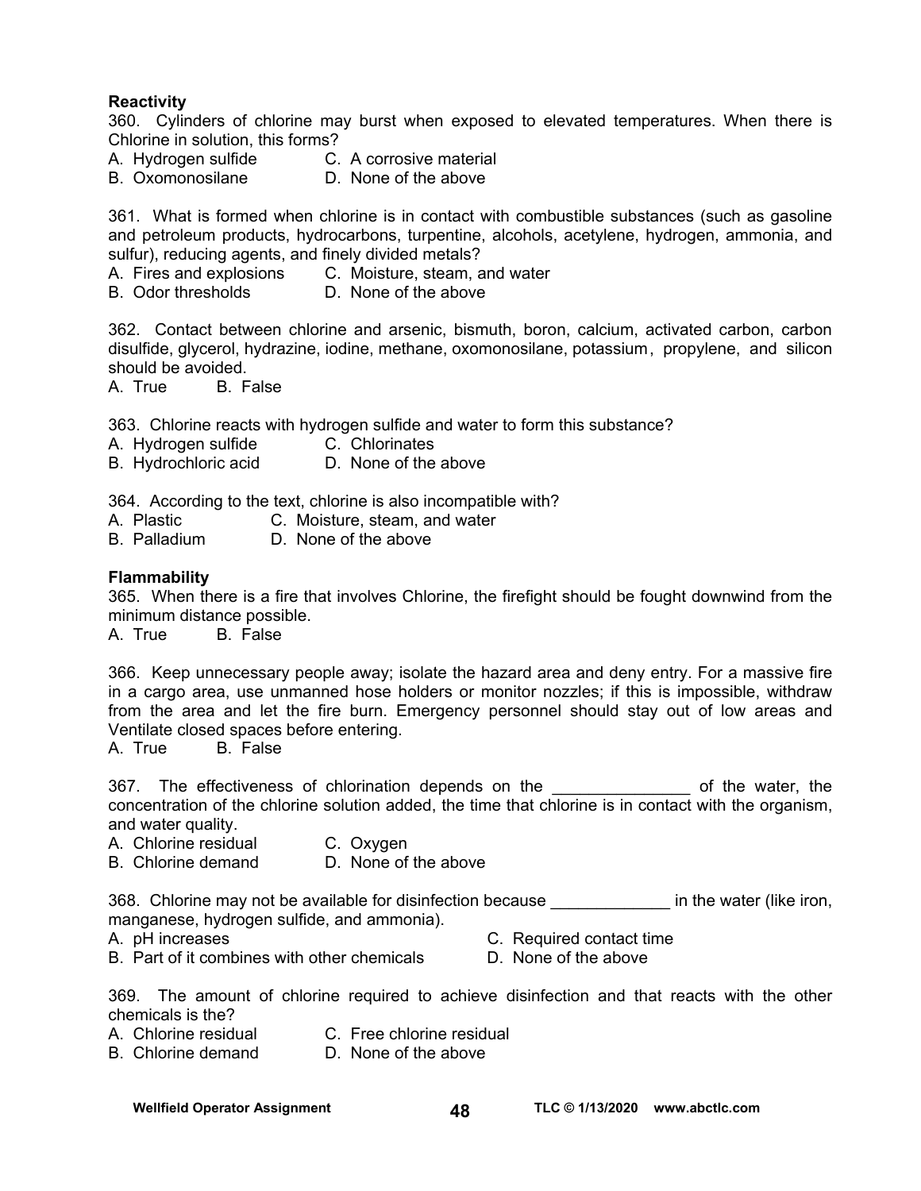**Reactivity**

360. Cylinders of chlorine may burst when exposed to elevated temperatures. When there is Chlorine in solution, this forms?

A. Hydrogen sulfide
B. Oxomonosilane
C. A corrosive material
D. None of the above

361. What is formed when chlorine is in contact with combustible substances (such as gasoline and petroleum products, hydrocarbons, turpentine, alcohols, acetylene, hydrogen, ammonia, and sulfur), reducing agents, and finely divided metals?

A. Fires and explosions
B. Odor thresholds
C. Moisture, steam, and water
D. None of the above

362. Contact between chlorine and arsenic, bismuth, boron, calcium, activated carbon, carbon disulfide, glycerol, hydrazine, iodine, methane, oxomonosilane, potassium, propylene, and silicon should be avoided.

A. True B. False

363. Chlorine reacts with hydrogen sulfide and water to form this substance?

A. Hydrogen sulfide
B. Hydrochloric acid
C. Chlorinates
D. None of the above

364. According to the text, chlorine is also incompatible with?

A. Plastic
B. Palladium
C. Moisture, steam, and water
D. None of the above

**Flammability**

365. When there is a fire that involves Chlorine, the firefight should be fought downwind from the minimum distance possible.

A. True B. False

366. Keep unnecessary people away; isolate the hazard area and deny entry. For a massive fire in a cargo area, use unmanned hose holders or monitor nozzles; if this is impossible, withdraw from the area and let the fire burn. Emergency personnel should stay out of low areas and Ventilate closed spaces before entering.

A. True B. False

367. The effectiveness of chlorination depends on the _______________ of the water, the concentration of the chlorine solution added, the time that chlorine is in contact with the organism, and water quality.

A. Chlorine residual
B. Chlorine demand
C. Oxygen
D. None of the above

368. Chlorine may not be available for disinfection because _____________ in the water (like iron, manganese, hydrogen sulfide, and ammonia).

A. pH increases
B. Part of it combines with other chemicals
C. Required contact time
D. None of the above

369. The amount of chlorine required to achieve disinfection and that reacts with the other chemicals is the?

A. Chlorine residual
B. Chlorine demand
C. Free chlorine residual
D. None of the above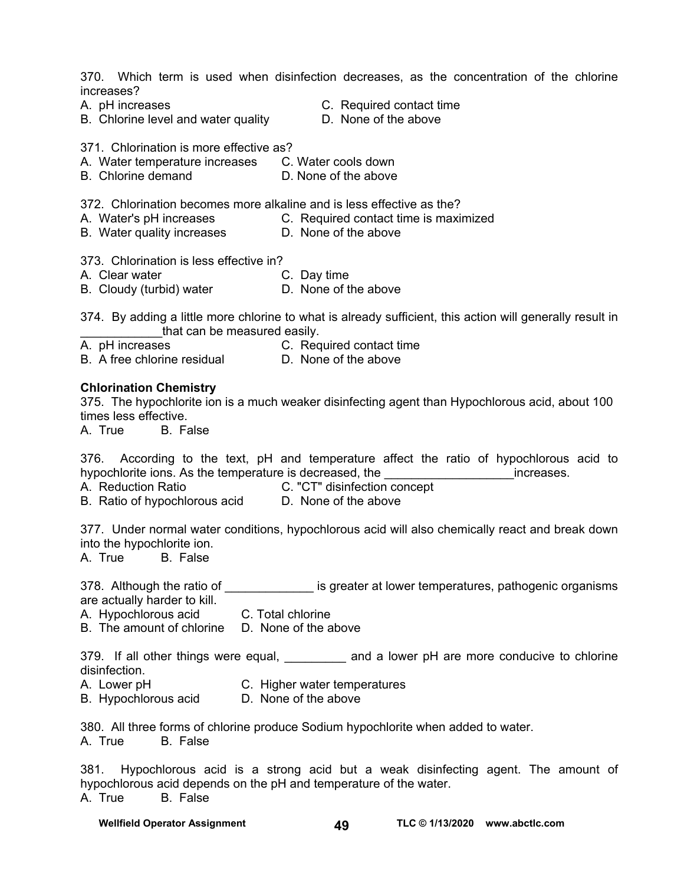370. Which term is used when disinfection decreases, as the concentration of the chlorine increases?

A. pH increases
B. Chlorine level and water quality
C. Required contact time
D. None of the above

371. Chlorination is more effective as?

A. Water temperature increases
B. Chlorine demand
C. Water cools down
D. None of the above

372. Chlorination becomes more alkaline and is less effective as the?

A. Water's pH increases
B. Water quality increases
C. Required contact time is maximized
D. None of the above

373. Chlorination is less effective in?

A. Clear water
B. Cloudy (turbid) water
C. Day time
D. None of the above

374. By adding a little more chlorine to what is already sufficient, this action will generally result in ____________that can be measured easily.

A. pH increases
B. A free chlorine residual
C. Required contact time
D. None of the above

**Chlorination Chemistry**

375. The hypochlorite ion is a much weaker disinfecting agent than Hypochlorous acid, about 100 times less effective.

A. True B. False

376. According to the text, pH and temperature affect the ratio of hypochlorous acid to hypochlorite ions. As the temperature is decreased, the ___________________increases.

A. Reduction Ratio
B. Ratio of hypochlorous acid
C. "CT" disinfection concept
D. None of the above

377. Under normal water conditions, hypochlorous acid will also chemically react and break down into the hypochlorite ion.

A. True B. False

378. Although the ratio of _____________ is greater at lower temperatures, pathogenic organisms are actually harder to kill.

A. Hypochlorous acid
B. The amount of chlorine
C. Total chlorine
D. None of the above

379. If all other things were equal, _________ and a lower pH are more conducive to chlorine disinfection.

A. Lower pH
B. Hypochlorous acid
C. Higher water temperatures
D. None of the above

380. All three forms of chlorine produce Sodium hypochlorite when added to water.

A. True B. False

381. Hypochlorous acid is a strong acid but a weak disinfecting agent. The amount of hypochlorous acid depends on the pH and temperature of the water.

A. True B. False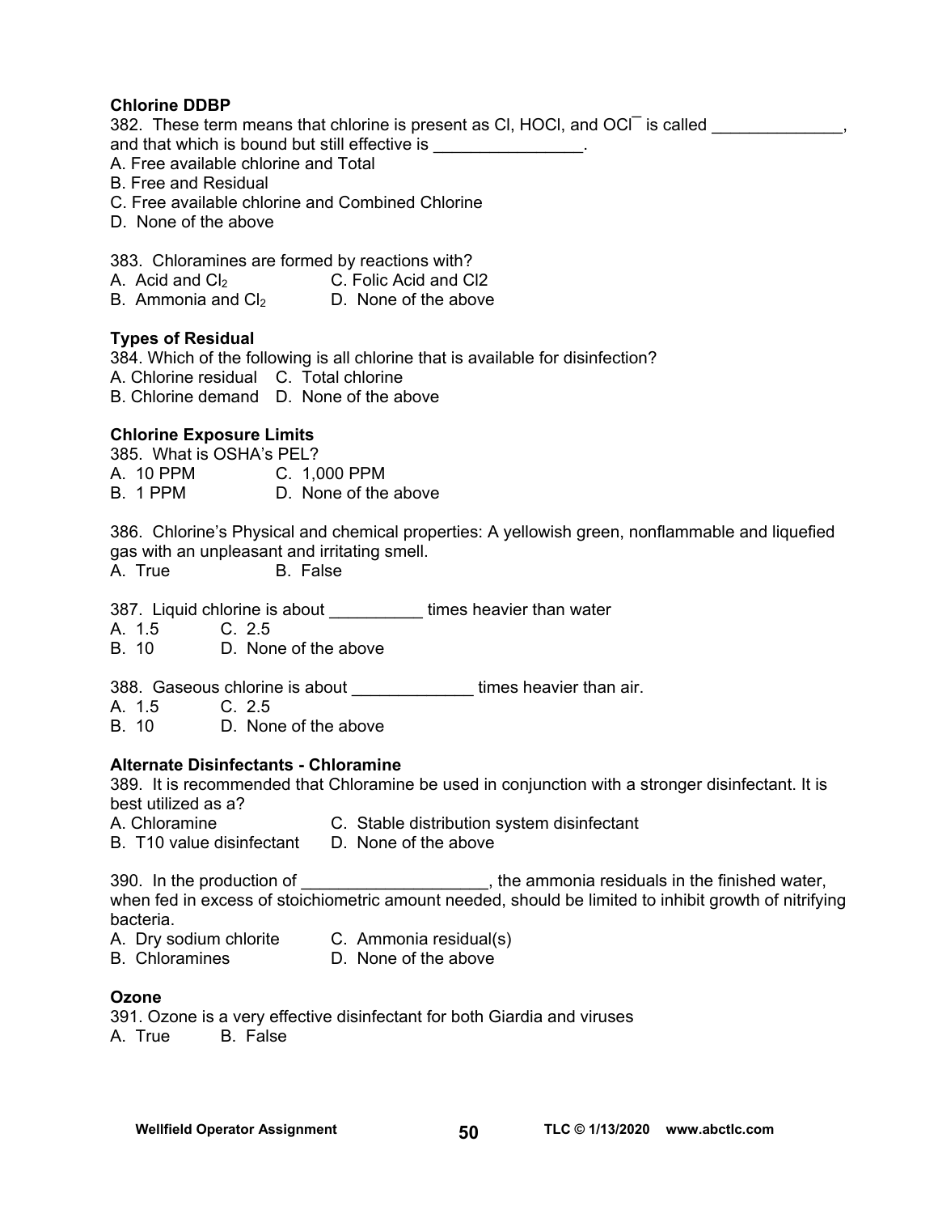**Chlorine DDBP**

382. These term means that chlorine is present as Cl, HOCl, and $OCl^{-}$ is called ______________, and that which is bound but still effective is ________________.

A. Free available chlorine and Total
B. Free and Residual
C. Free available chlorine and Combined Chlorine
D. None of the above

383. Chloramines are formed by reactions with?

A. Acid and $Cl_2$
B. Ammonia and $Cl_2$
C. Folic Acid and Cl2
D. None of the above

**Types of Residual**

384. Which of the following is all chlorine that is available for disinfection?

A. Chlorine residual
B. Chlorine demand
C. Total chlorine
D. None of the above

**Chlorine Exposure Limits**

385. What is OSHA's PEL?

A. 10 PPM
B. 1 PPM
C. 1,000 PPM
D. None of the above

386. Chlorine's Physical and chemical properties: A yellowish green, nonflammable and liquefied gas with an unpleasant and irritating smell.

A. True
B. False

387. Liquid chlorine is about __________ times heavier than water

A. 1.5
B. 10
C. 2.5
D. None of the above

388. Gaseous chlorine is about _____________ times heavier than air.

A. 1.5
B. 10
C. 2.5
D. None of the above

**Alternate Disinfectants - Chloramine**

389. It is recommended that Chloramine be used in conjunction with a stronger disinfectant. It is best utilized as a?

A. Chloramine
B. T10 value disinfectant
C. Stable distribution system disinfectant
D. None of the above

390. In the production of ____________________, the ammonia residuals in the finished water, when fed in excess of stoichiometric amount needed, should be limited to inhibit growth of nitrifying bacteria.

A. Dry sodium chlorite
B. Chloramines
C. Ammonia residual(s)
D. None of the above

**Ozone**

391. Ozone is a very effective disinfectant for both Giardia and viruses

A. True
B. False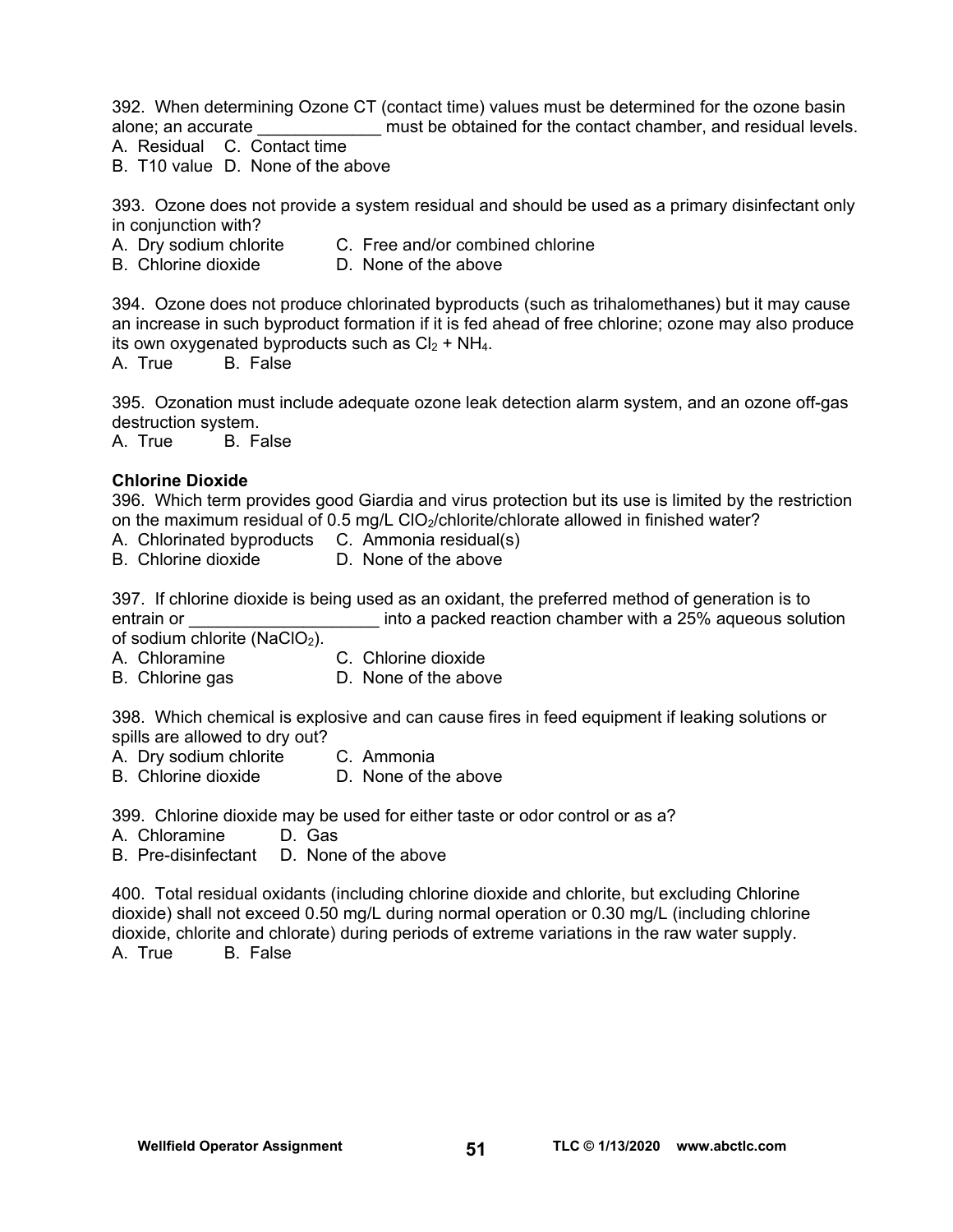392. When determining Ozone CT (contact time) values must be determined for the ozone basin alone; an accurate _____________ must be obtained for the contact chamber, and residual levels.
A. Residual C. Contact time
B. T10 value D. None of the above

393. Ozone does not provide a system residual and should be used as a primary disinfectant only in conjunction with?
A. Dry sodium chlorite C. Free and/or combined chlorine
B. Chlorine dioxide D. None of the above

394. Ozone does not produce chlorinated byproducts (such as trihalomethanes) but it may cause an increase in such byproduct formation if it is fed ahead of free chlorine; ozone may also produce its own oxygenated byproducts such as $Cl_2$ + $NH_4$.
A. True B. False

395. Ozonation must include adequate ozone leak detection alarm system, and an ozone off-gas destruction system.
A. True B. False

**Chlorine Dioxide**

396. Which term provides good Giardia and virus protection but its use is limited by the restriction on the maximum residual of 0.5 mg/L $ClO_2$/chlorite/chlorate allowed in finished water?
A. Chlorinated byproducts C. Ammonia residual(s)
B. Chlorine dioxide D. None of the above

397. If chlorine dioxide is being used as an oxidant, the preferred method of generation is to entrain or ____________________ into a packed reaction chamber with a 25% aqueous solution of sodium chlorite ($NaClO_2$).
A. Chloramine C. Chlorine dioxide
B. Chlorine gas D. None of the above

398. Which chemical is explosive and can cause fires in feed equipment if leaking solutions or spills are allowed to dry out?
A. Dry sodium chlorite C. Ammonia
B. Chlorine dioxide D. None of the above

399. Chlorine dioxide may be used for either taste or odor control or as a?
A. Chloramine D. Gas
B. Pre-disinfectant D. None of the above

400. Total residual oxidants (including chlorine dioxide and chlorite, but excluding Chlorine dioxide) shall not exceed 0.50 mg/L during normal operation or 0.30 mg/L (including chlorine dioxide, chlorite and chlorate) during periods of extreme variations in the raw water supply.
A. True B. False